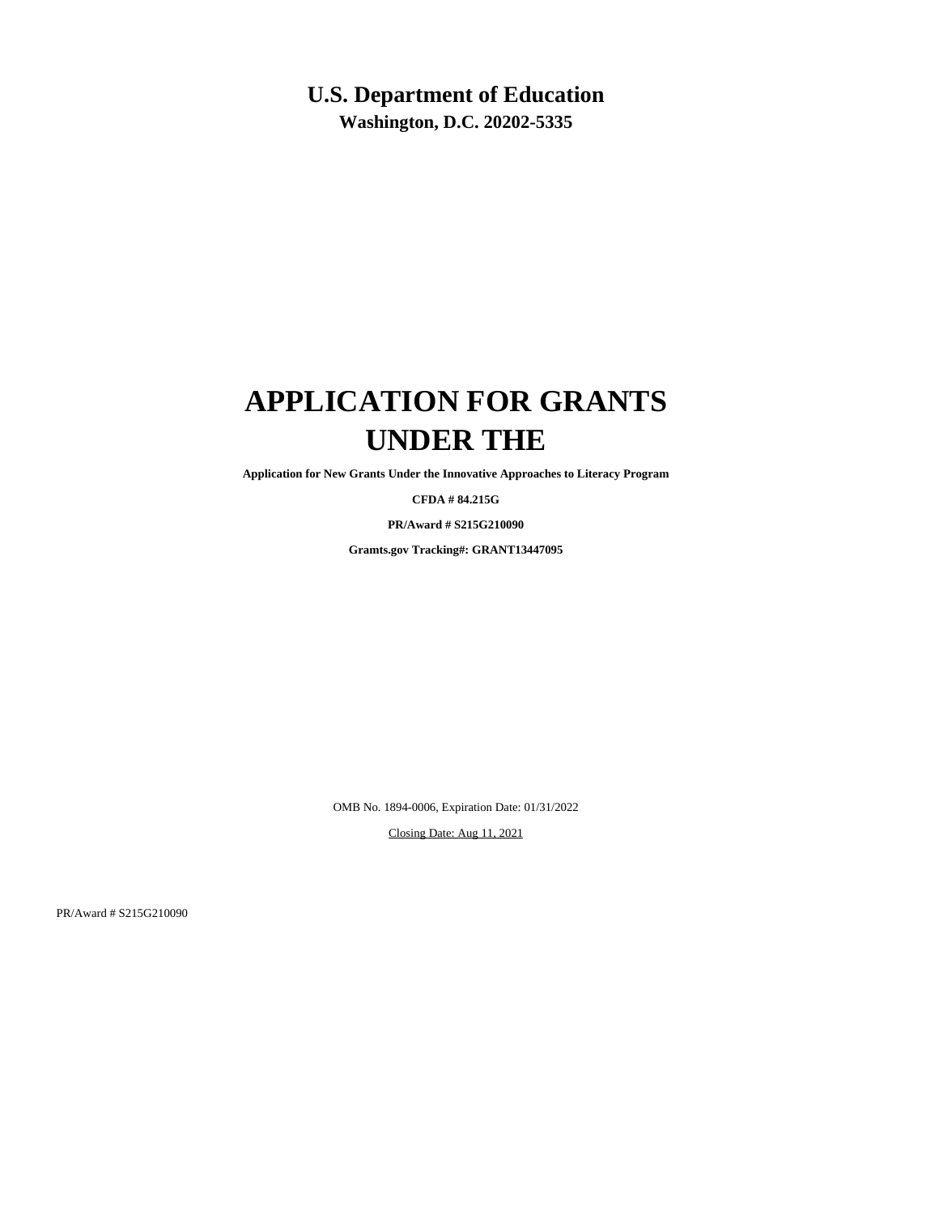# U.S. Department of Education

**Washington, D.C. 20202-5335**

# APPLICATION FOR GRANTS UNDER THE

**Application for New Grants Under the Innovative Approaches to Literacy Program**

**CFDA # 84.215G**

**PR/Award # S215G210090**

**Gramts.gov Tracking#: GRANT13447095**

OMB No. 1894-0006, Expiration Date: 01/31/2022

Closing Date: Aug 11, 2021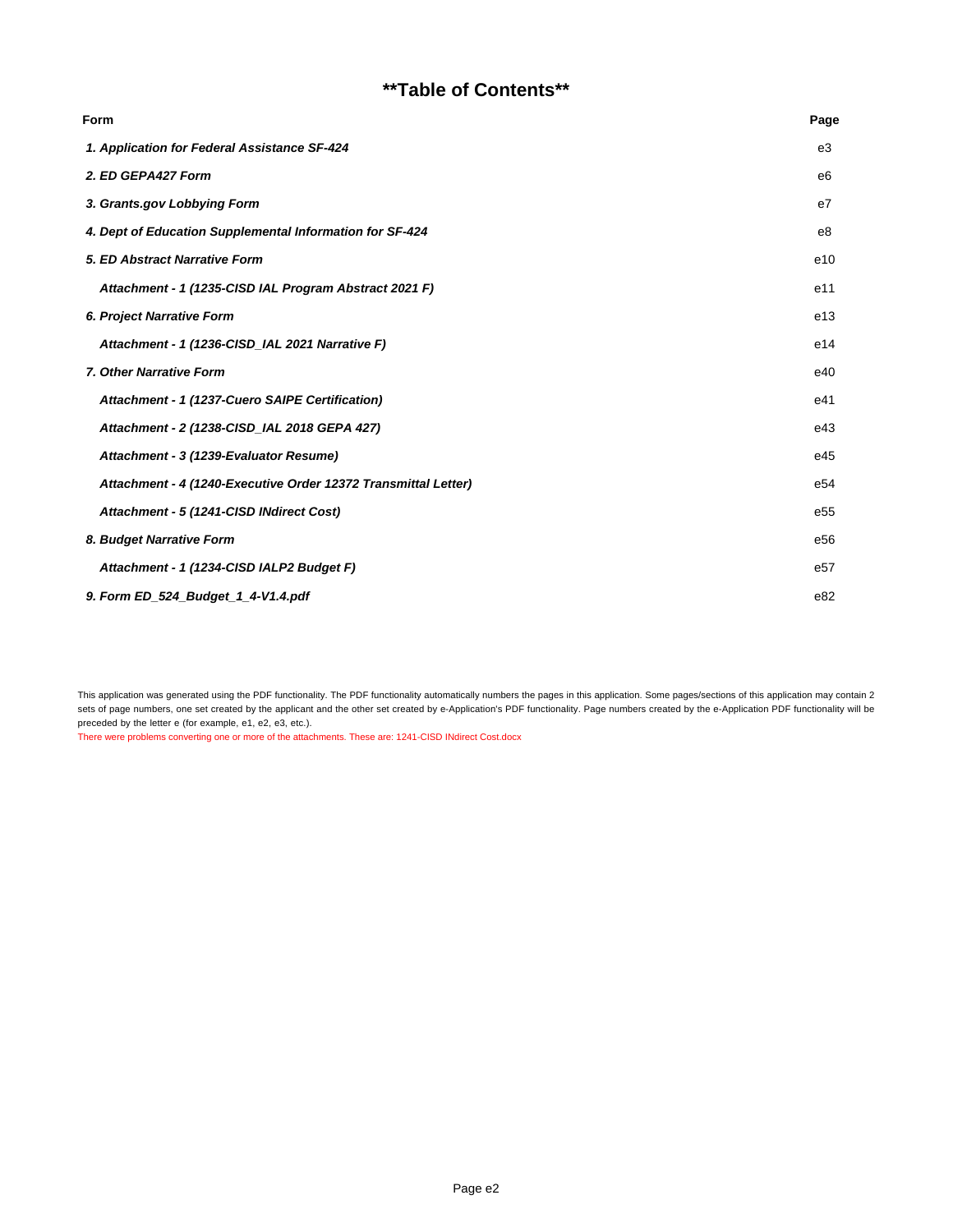# **Table of Contents**

| Form | Page |
|---|---|
| ***1. Application for Federal Assistance SF-424*** | e3 |
| ***2. ED GEPA427 Form*** | e6 |
| ***3. Grants.gov Lobbying Form*** | e7 |
| ***4. Dept of Education Supplemental Information for SF-424*** | e8 |
| ***5. ED Abstract Narrative Form*** | e10 |
| ***Attachment - 1 (1235-CISD IAL Program Abstract 2021 F)*** | e11 |
| ***6. Project Narrative Form*** | e13 |
| ***Attachment - 1 (1236-CISD_IAL 2021 Narrative F)*** | e14 |
| ***7. Other Narrative Form*** | e40 |
| ***Attachment - 1 (1237-Cuero SAIPE Certification)*** | e41 |
| ***Attachment - 2 (1238-CISD_IAL 2018 GEPA 427)*** | e43 |
| ***Attachment - 3 (1239-Evaluator Resume)*** | e45 |
| ***Attachment - 4 (1240-Executive Order 12372 Transmittal Letter)*** | e54 |
| ***Attachment - 5 (1241-CISD INdirect Cost)*** | e55 |
| ***8. Budget Narrative Form*** | e56 |
| ***Attachment - 1 (1234-CISD IALP2 Budget F)*** | e57 |
| ***9. Form ED_524_Budget_1_4-V1.4.pdf*** | e82 |

This application was generated using the PDF functionality. The PDF functionality automatically numbers the pages in this application. Some pages/sections of this application may contain 2 sets of page numbers, one set created by the applicant and the other set created by e-Application's PDF functionality. Page numbers created by the e-Application PDF functionality will be preceded by the letter e (for example, e1, e2, e3, etc.).

There were problems converting one or more of the attachments. These are: 1241-CISD INdirect Cost.docx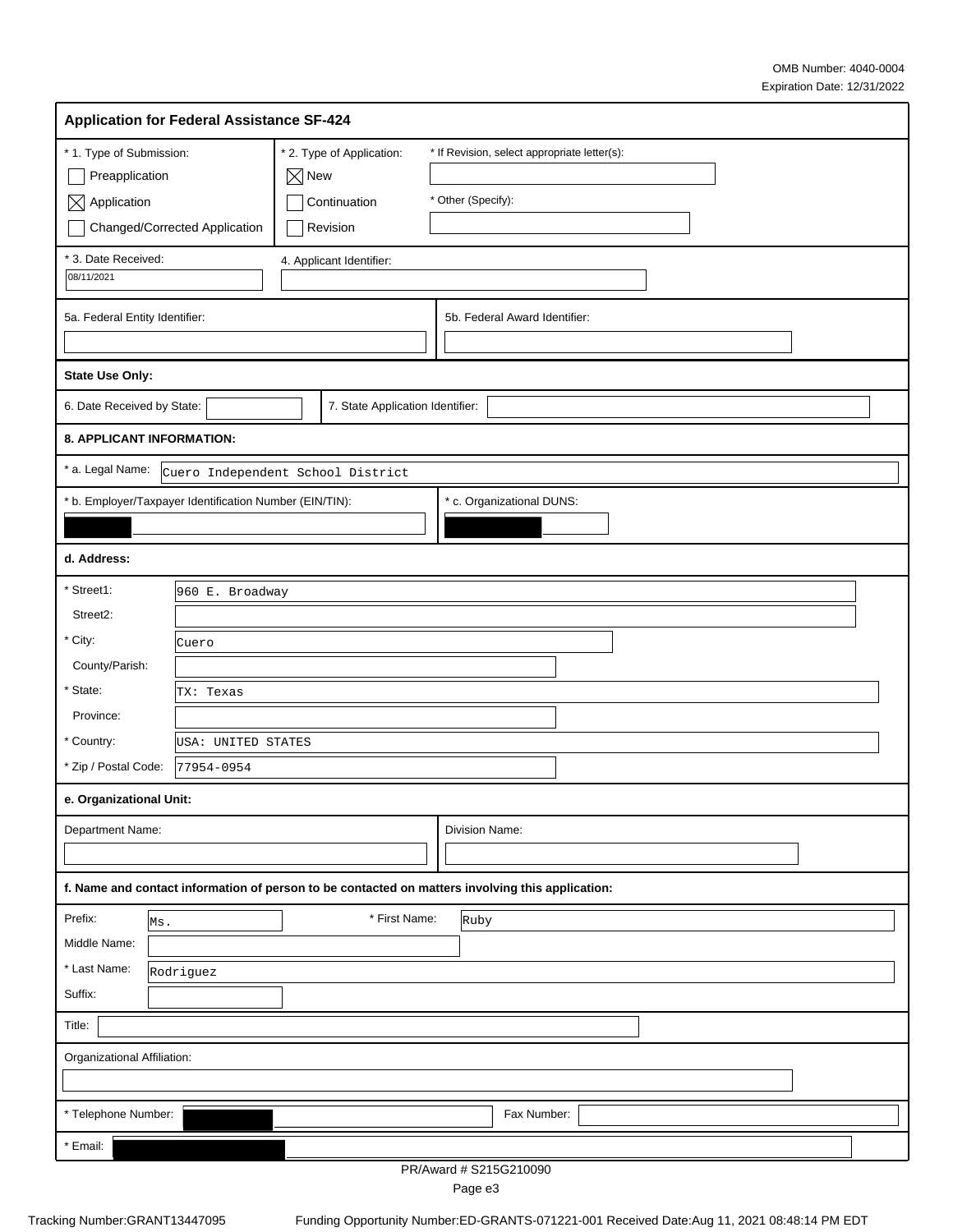OMB Number: 4040-0004
Expiration Date: 12/31/2022

## Application for Federal Assistance SF-424

**\* 1. Type of Submission:**

- ☐ Preapplication
- ☒ Application
- ☐ Changed/Corrected Application

**\* 2. Type of Application:**

- ☒ New
- ☐ Continuation
- ☐ Revision

\* If Revision, select appropriate letter(s):

\* Other (Specify):

**\* 3. Date Received:** 08/11/2021

**4. Applicant Identifier:**

**5a. Federal Entity Identifier:**

**5b. Federal Award Identifier:**

**State Use Only:**

6. Date Received by State:

7. State Application Identifier:

**8. APPLICANT INFORMATION:**

\* a. Legal Name: Cuero Independent School District

\* b. Employer/Taxpayer Identification Number (EIN/TIN): [REDACTED]

\* c. Organizational DUNS: [REDACTED]

**d. Address:**

| | |
|---|---|
| \* Street1: | 960 E. Broadway |
| Street2: | |
| \* City: | Cuero |
| County/Parish: | |
| \* State: | TX: Texas |
| Province: | |
| \* Country: | USA: UNITED STATES |
| \* Zip / Postal Code: | 77954-0954 |

**e. Organizational Unit:**

Department Name:

Division Name:

**f. Name and contact information of person to be contacted on matters involving this application:**

| | |
|---|---|
| Prefix: | Ms. |
| \* First Name: | Ruby |
| Middle Name: | |
| \* Last Name: | Rodriguez |
| Suffix: | |

Title:

Organizational Affiliation:

\* Telephone Number: [REDACTED]

Fax Number:

\* Email: [REDACTED]

PR/Award # S215G210090

Tracking Number:GRANT13447095 Funding Opportunity Number:ED-GRANTS-071221-001 Received Date:Aug 11, 2021 08:48:14 PM EDT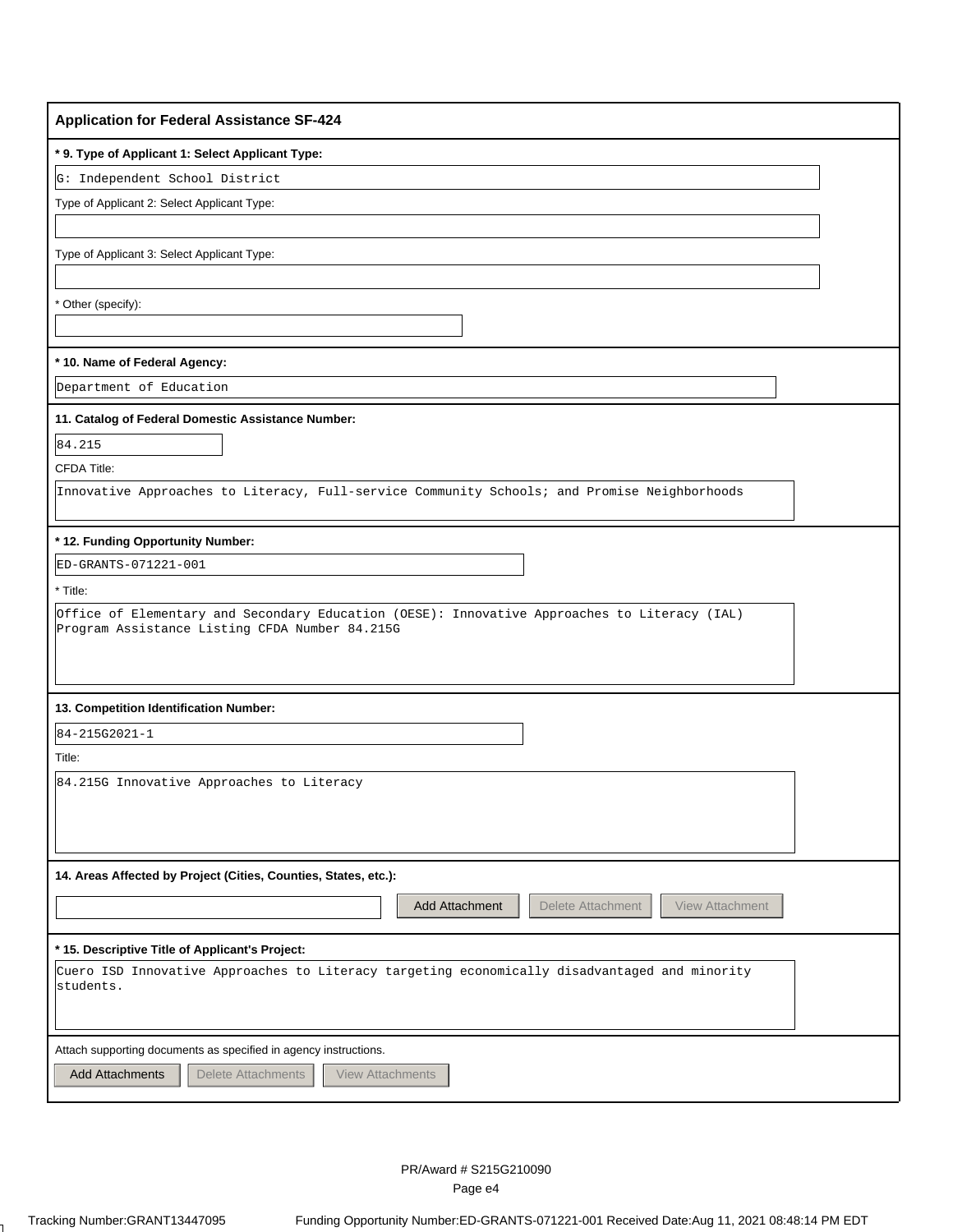## Application for Federal Assistance SF-424

**\* 9. Type of Applicant 1: Select Applicant Type:**

G: Independent School District

Type of Applicant 2: Select Applicant Type:

Type of Applicant 3: Select Applicant Type:

\* Other (specify):

**\* 10. Name of Federal Agency:**

Department of Education

**11. Catalog of Federal Domestic Assistance Number:**

84.215

CFDA Title:

Innovative Approaches to Literacy, Full-service Community Schools; and Promise Neighborhoods

**\* 12. Funding Opportunity Number:**

ED-GRANTS-071221-001

\* Title:

Office of Elementary and Secondary Education (OESE): Innovative Approaches to Literacy (IAL) Program Assistance Listing CFDA Number 84.215G

**13. Competition Identification Number:**

84-215G2021-1

Title:

84.215G Innovative Approaches to Literacy

**14. Areas Affected by Project (Cities, Counties, States, etc.):**

Add Attachment | Delete Attachment | View Attachment

**\* 15. Descriptive Title of Applicant's Project:**

Cuero ISD Innovative Approaches to Literacy targeting economically disadvantaged and minority students.

Attach supporting documents as specified in agency instructions.

Add Attachments | Delete Attachments | View Attachments

PR/Award # S215G210090

Tracking Number:GRANT13447095 Funding Opportunity Number:ED-GRANTS-071221-001 Received Date:Aug 11, 2021 08:48:14 PM EDT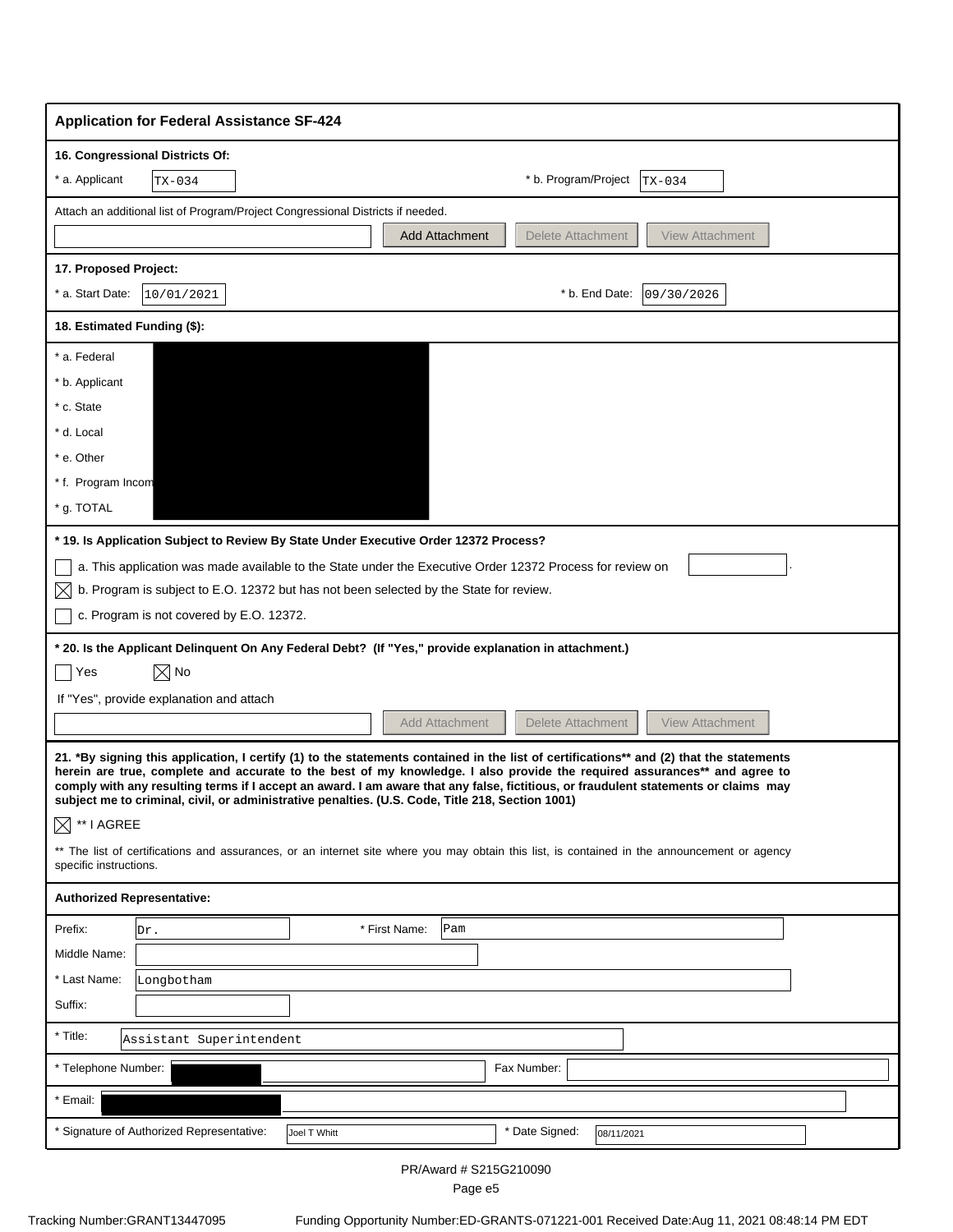## Application for Federal Assistance SF-424

**16. Congressional Districts Of:**

* a. Applicant: TX-034

* b. Program/Project: TX-034

Attach an additional list of Program/Project Congressional Districts if needed.

Add Attachment | Delete Attachment | View Attachment

**17. Proposed Project:**

* a. Start Date: 10/01/2021

* b. End Date: 09/30/2026

**18. Estimated Funding ($):**

* a. Federal
* b. Applicant
* c. State
* d. Local
* e. Other
* f. Program Income
* g. TOTAL

**\* 19. Is Application Subject to Review By State Under Executive Order 12372 Process?**

☐ a. This application was made available to the State under the Executive Order 12372 Process for review on

☒ b. Program is subject to E.O. 12372 but has not been selected by the State for review.

☐ c. Program is not covered by E.O. 12372.

**\* 20. Is the Applicant Delinquent On Any Federal Debt? (If "Yes," provide explanation in attachment.)**

☐ Yes ☒ No

If "Yes", provide explanation and attach

Add Attachment | Delete Attachment | View Attachment

**21. \*By signing this application, I certify (1) to the statements contained in the list of certifications\*\* and (2) that the statements herein are true, complete and accurate to the best of my knowledge. I also provide the required assurances\*\* and agree to comply with any resulting terms if I accept an award. I am aware that any false, fictitious, or fraudulent statements or claims may subject me to criminal, civil, or administrative penalties. (U.S. Code, Title 218, Section 1001)**

☒ \*\* I AGREE

\*\* The list of certifications and assurances, or an internet site where you may obtain this list, is contained in the announcement or agency specific instructions.

**Authorized Representative:**

Prefix: Dr.

\* First Name: Pam

Middle Name:

\* Last Name: Longbotham

Suffix:

\* Title: Assistant Superintendent

\* Telephone Number:

Fax Number:

\* Email:

\* Signature of Authorized Representative: Joel T Whitt

\* Date Signed: 08/11/2021

PR/Award # S215G210090

Tracking Number:GRANT13447095 Funding Opportunity Number:ED-GRANTS-071221-001 Received Date:Aug 11, 2021 08:48:14 PM EDT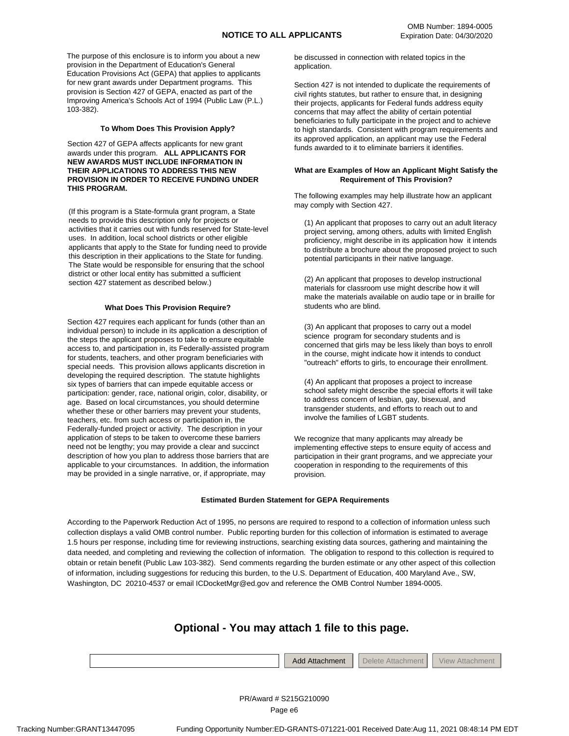# NOTICE TO ALL APPLICANTS

OMB Number: 1894-0005
Expiration Date: 04/30/2020

The purpose of this enclosure is to inform you about a new provision in the Department of Education's General Education Provisions Act (GEPA) that applies to applicants for new grant awards under Department programs. This provision is Section 427 of GEPA, enacted as part of the Improving America's Schools Act of 1994 (Public Law (P.L.) 103-382).

### To Whom Does This Provision Apply?

Section 427 of GEPA affects applicants for new grant awards under this program. **ALL APPLICANTS FOR NEW AWARDS MUST INCLUDE INFORMATION IN THEIR APPLICATIONS TO ADDRESS THIS NEW PROVISION IN ORDER TO RECEIVE FUNDING UNDER THIS PROGRAM.**

(If this program is a State-formula grant program, a State needs to provide this description only for projects or activities that it carries out with funds reserved for State-level uses. In addition, local school districts or other eligible applicants that apply to the State for funding need to provide this description in their applications to the State for funding. The State would be responsible for ensuring that the school district or other local entity has submitted a sufficient section 427 statement as described below.)

### What Does This Provision Require?

Section 427 requires each applicant for funds (other than an individual person) to include in its application a description of the steps the applicant proposes to take to ensure equitable access to, and participation in, its Federally-assisted program for students, teachers, and other program beneficiaries with special needs. This provision allows applicants discretion in developing the required description. The statute highlights six types of barriers that can impede equitable access or participation: gender, race, national origin, color, disability, or age. Based on local circumstances, you should determine whether these or other barriers may prevent your students, teachers, etc. from such access or participation in, the Federally-funded project or activity. The description in your application of steps to be taken to overcome these barriers need not be lengthy; you may provide a clear and succinct description of how you plan to address those barriers that are applicable to your circumstances. In addition, the information may be provided in a single narrative, or, if appropriate, may be discussed in connection with related topics in the application.

Section 427 is not intended to duplicate the requirements of civil rights statutes, but rather to ensure that, in designing their projects, applicants for Federal funds address equity concerns that may affect the ability of certain potential beneficiaries to fully participate in the project and to achieve to high standards. Consistent with program requirements and its approved application, an applicant may use the Federal funds awarded to it to eliminate barriers it identifies.

### What are Examples of How an Applicant Might Satisfy the Requirement of This Provision?

The following examples may help illustrate how an applicant may comply with Section 427.

(1) An applicant that proposes to carry out an adult literacy project serving, among others, adults with limited English proficiency, might describe in its application how it intends to distribute a brochure about the proposed project to such potential participants in their native language.

(2) An applicant that proposes to develop instructional materials for classroom use might describe how it will make the materials available on audio tape or in braille for students who are blind.

(3) An applicant that proposes to carry out a model science program for secondary students and is concerned that girls may be less likely than boys to enroll in the course, might indicate how it intends to conduct "outreach" efforts to girls, to encourage their enrollment.

(4) An applicant that proposes a project to increase school safety might describe the special efforts it will take to address concern of lesbian, gay, bisexual, and transgender students, and efforts to reach out to and involve the families of LGBT students.

We recognize that many applicants may already be implementing effective steps to ensure equity of access and participation in their grant programs, and we appreciate your cooperation in responding to the requirements of this provision.

### Estimated Burden Statement for GEPA Requirements

According to the Paperwork Reduction Act of 1995, no persons are required to respond to a collection of information unless such collection displays a valid OMB control number. Public reporting burden for this collection of information is estimated to average 1.5 hours per response, including time for reviewing instructions, searching existing data sources, gathering and maintaining the data needed, and completing and reviewing the collection of information. The obligation to respond to this collection is required to obtain or retain benefit (Public Law 103-382). Send comments regarding the burden estimate or any other aspect of this collection of information, including suggestions for reducing this burden, to the U.S. Department of Education, 400 Maryland Ave., SW, Washington, DC 20210-4537 or email ICDocketMgr@ed.gov and reference the OMB Control Number 1894-0005.

## Optional - You may attach 1 file to this page.

Add Attachment | Delete Attachment | View Attachment

PR/Award # S215G210090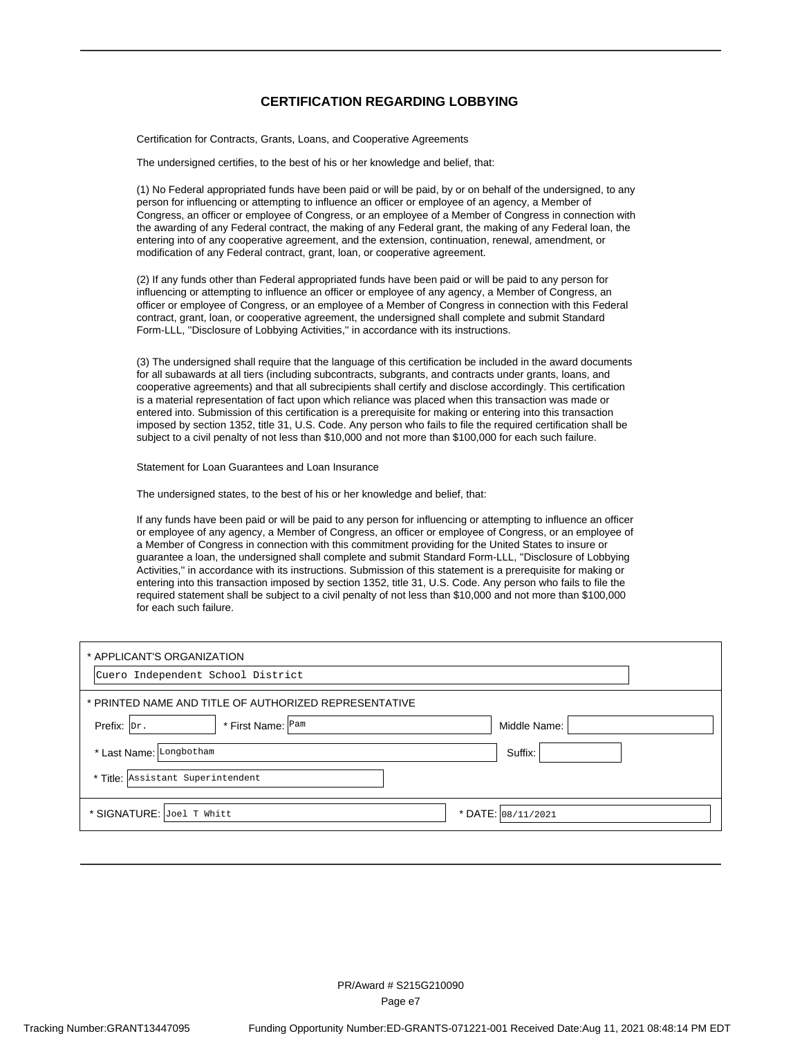# CERTIFICATION REGARDING LOBBYING

Certification for Contracts, Grants, Loans, and Cooperative Agreements

The undersigned certifies, to the best of his or her knowledge and belief, that:

(1) No Federal appropriated funds have been paid or will be paid, by or on behalf of the undersigned, to any person for influencing or attempting to influence an officer or employee of an agency, a Member of Congress, an officer or employee of Congress, or an employee of a Member of Congress in connection with the awarding of any Federal contract, the making of any Federal grant, the making of any Federal loan, the entering into of any cooperative agreement, and the extension, continuation, renewal, amendment, or modification of any Federal contract, grant, loan, or cooperative agreement.

(2) If any funds other than Federal appropriated funds have been paid or will be paid to any person for influencing or attempting to influence an officer or employee of any agency, a Member of Congress, an officer or employee of Congress, or an employee of a Member of Congress in connection with this Federal contract, grant, loan, or cooperative agreement, the undersigned shall complete and submit Standard Form-LLL, ''Disclosure of Lobbying Activities,'' in accordance with its instructions.

(3) The undersigned shall require that the language of this certification be included in the award documents for all subawards at all tiers (including subcontracts, subgrants, and contracts under grants, loans, and cooperative agreements) and that all subrecipients shall certify and disclose accordingly. This certification is a material representation of fact upon which reliance was placed when this transaction was made or entered into. Submission of this certification is a prerequisite for making or entering into this transaction imposed by section 1352, title 31, U.S. Code. Any person who fails to file the required certification shall be subject to a civil penalty of not less than $10,000 and not more than $100,000 for each such failure.

Statement for Loan Guarantees and Loan Insurance

The undersigned states, to the best of his or her knowledge and belief, that:

If any funds have been paid or will be paid to any person for influencing or attempting to influence an officer or employee of any agency, a Member of Congress, an officer or employee of Congress, or an employee of a Member of Congress in connection with this commitment providing for the United States to insure or guarantee a loan, the undersigned shall complete and submit Standard Form-LLL, ''Disclosure of Lobbying Activities,'' in accordance with its instructions. Submission of this statement is a prerequisite for making or entering into this transaction imposed by section 1352, title 31, U.S. Code. Any person who fails to file the required statement shall be subject to a civil penalty of not less than $10,000 and not more than $100,000 for each such failure.

\* APPLICANT'S ORGANIZATION

Cuero Independent School District

\* PRINTED NAME AND TITLE OF AUTHORIZED REPRESENTATIVE

Prefix: Dr. * First Name: Pam Middle Name:

\* Last Name: Longbotham Suffix:

\* Title: Assistant Superintendent

\* SIGNATURE: Joel T Whitt * DATE: 08/11/2021

PR/Award # S215G210090

Tracking Number:GRANT13447095 Funding Opportunity Number:ED-GRANTS-071221-001 Received Date:Aug 11, 2021 08:48:14 PM EDT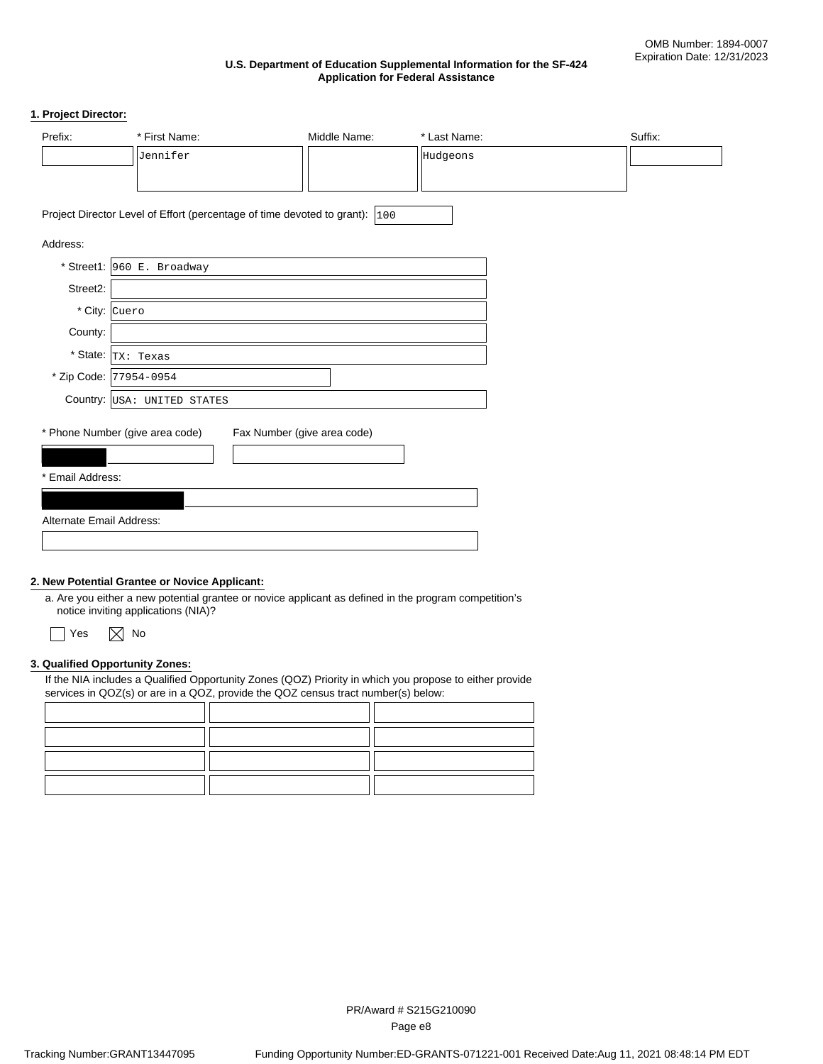OMB Number: 1894-0007
Expiration Date: 12/31/2023

**U.S. Department of Education Supplemental Information for the SF-424**
**Application for Federal Assistance**

## 1. Project Director:

| Prefix: | * First Name: | Middle Name: | * Last Name: | Suffix: |
|---|---|---|---|---|
| | Jennifer | | Hudgeons | |

Project Director Level of Effort (percentage of time devoted to grant): 100

Address:

* Street1: 960 E. Broadway
* Street2:
* City: Cuero
* County:
* State: TX: Texas
* Zip Code: 77954-0954
* Country: USA: UNITED STATES

\* Phone Number (give area code): [REDACTED]

Fax Number (give area code):

\* Email Address: [REDACTED]

Alternate Email Address:

## 2. New Potential Grantee or Novice Applicant:

a. Are you either a new potential grantee or novice applicant as defined in the program competition's notice inviting applications (NIA)?

☐ Yes ☒ No

## 3. Qualified Opportunity Zones:

If the NIA includes a Qualified Opportunity Zones (QOZ) Priority in which you propose to either provide services in QOZ(s) or are in a QOZ, provide the QOZ census tract number(s) below:

| | | |
|---|---|---|
| | | |
| | | |
| | | |
| | | |

PR/Award # S215G210090

Tracking Number:GRANT13447095 Funding Opportunity Number:ED-GRANTS-071221-001 Received Date:Aug 11, 2021 08:48:14 PM EDT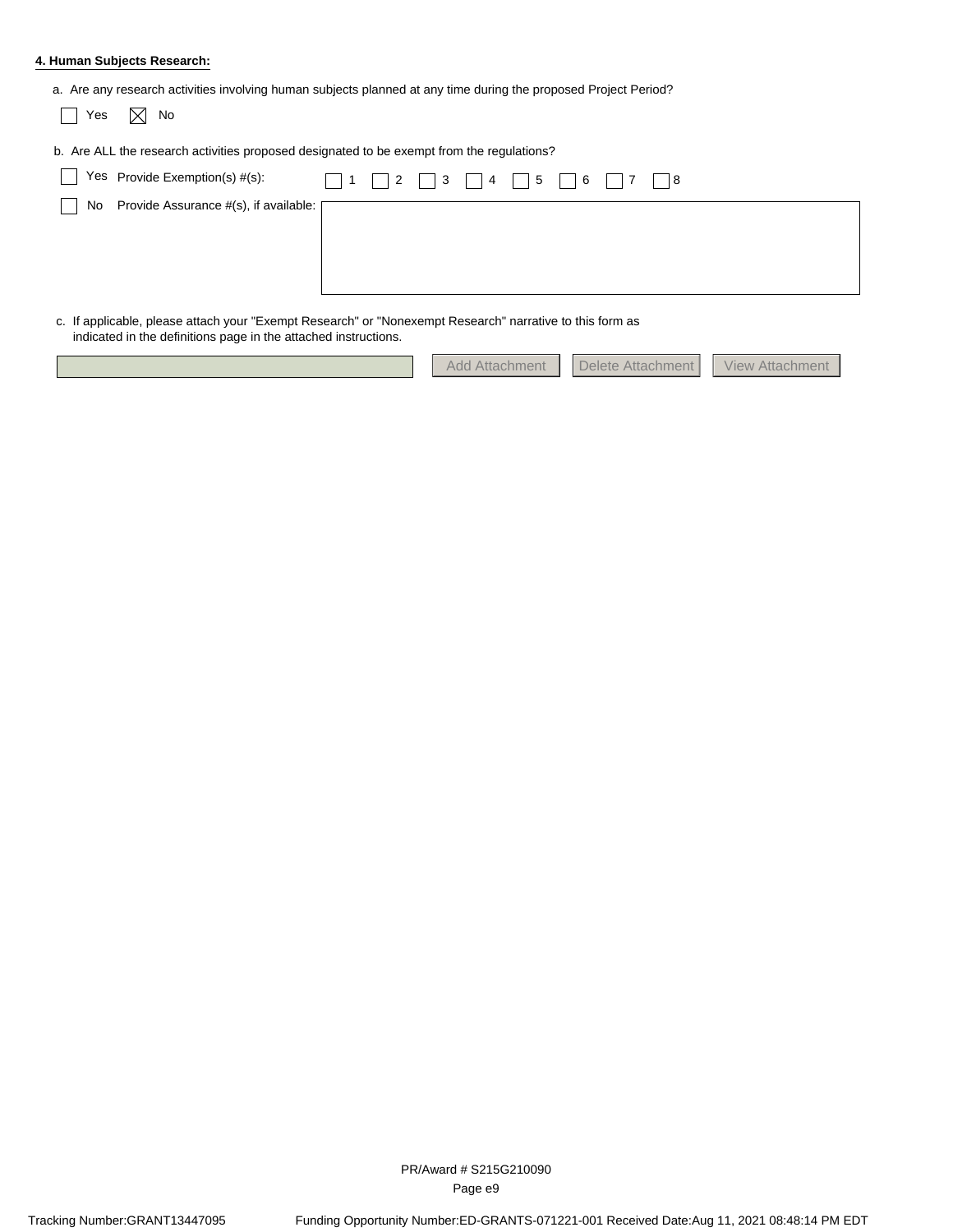#### 4. Human Subjects Research:

a. Are any research activities involving human subjects planned at any time during the proposed Project Period?

☐ Yes ☒ No

b. Are ALL the research activities proposed designated to be exempt from the regulations?

☐ Yes Provide Exemption(s) #(s): ☐ 1 ☐ 2 ☐ 3 ☐ 4 ☐ 5 ☐ 6 ☐ 7 ☐ 8

☐ No Provide Assurance #(s), if available:

c. If applicable, please attach your "Exempt Research" or "Nonexempt Research" narrative to this form as indicated in the definitions page in the attached instructions.

Add Attachment | Delete Attachment | View Attachment

PR/Award # S215G210090

Page e9

Tracking Number:GRANT13447095 Funding Opportunity Number:ED-GRANTS-071221-001 Received Date:Aug 11, 2021 08:48:14 PM EDT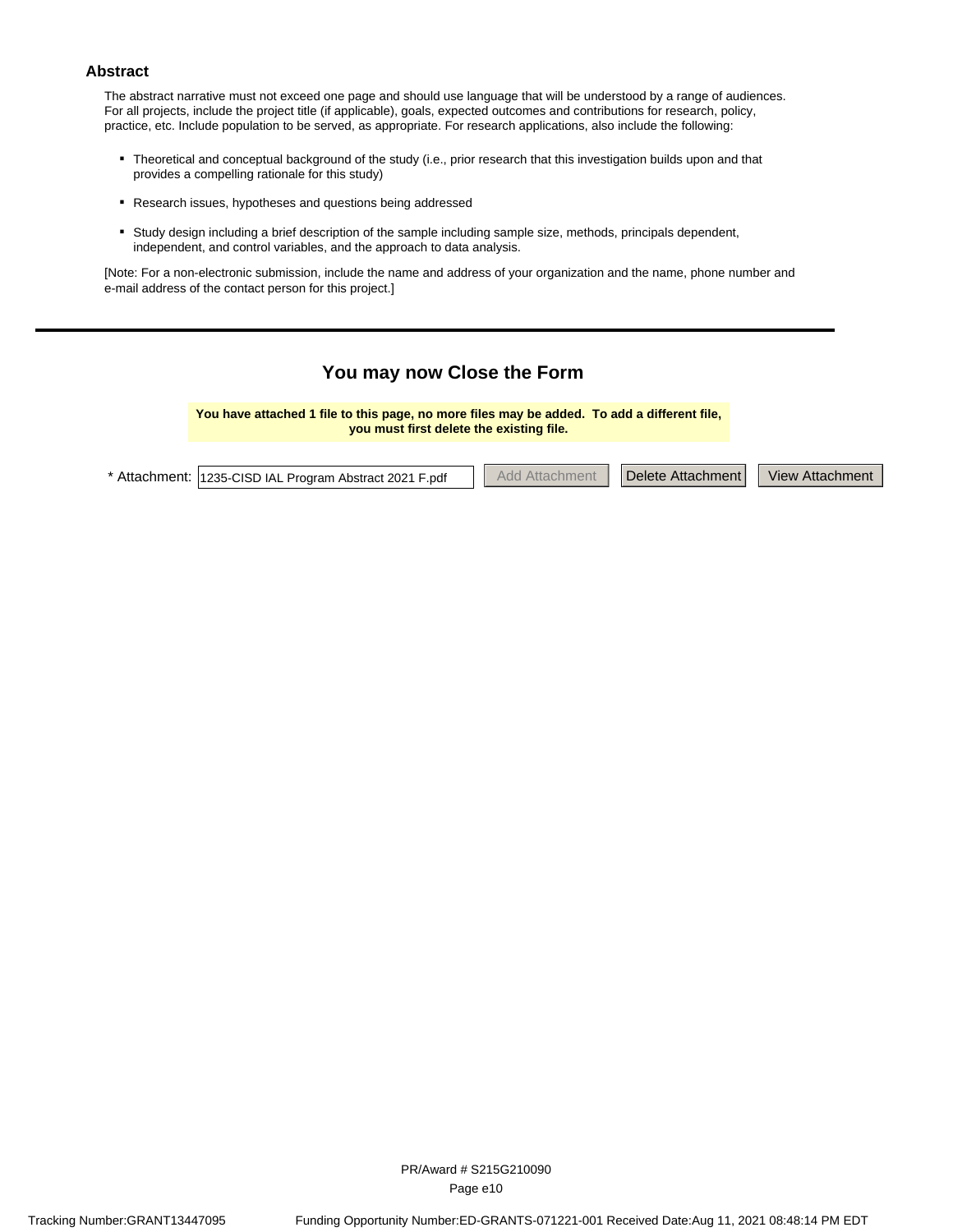## Abstract

The abstract narrative must not exceed one page and should use language that will be understood by a range of audiences. For all projects, include the project title (if applicable), goals, expected outcomes and contributions for research, policy, practice, etc. Include population to be served, as appropriate. For research applications, also include the following:

- Theoretical and conceptual background of the study (i.e., prior research that this investigation builds upon and that provides a compelling rationale for this study)
- Research issues, hypotheses and questions being addressed
- Study design including a brief description of the sample including sample size, methods, principals dependent, independent, and control variables, and the approach to data analysis.

[Note: For a non-electronic submission, include the name and address of your organization and the name, phone number and e-mail address of the contact person for this project.]

---

### You may now Close the Form

**You have attached 1 file to this page, no more files may be added. To add a different file, you must first delete the existing file.**

* Attachment: 1235-CISD IAL Program Abstract 2021 F.pdf | Add Attachment | Delete Attachment | View Attachment

PR/Award # S215G210090

Tracking Number:GRANT13447095 Funding Opportunity Number:ED-GRANTS-071221-001 Received Date:Aug 11, 2021 08:48:14 PM EDT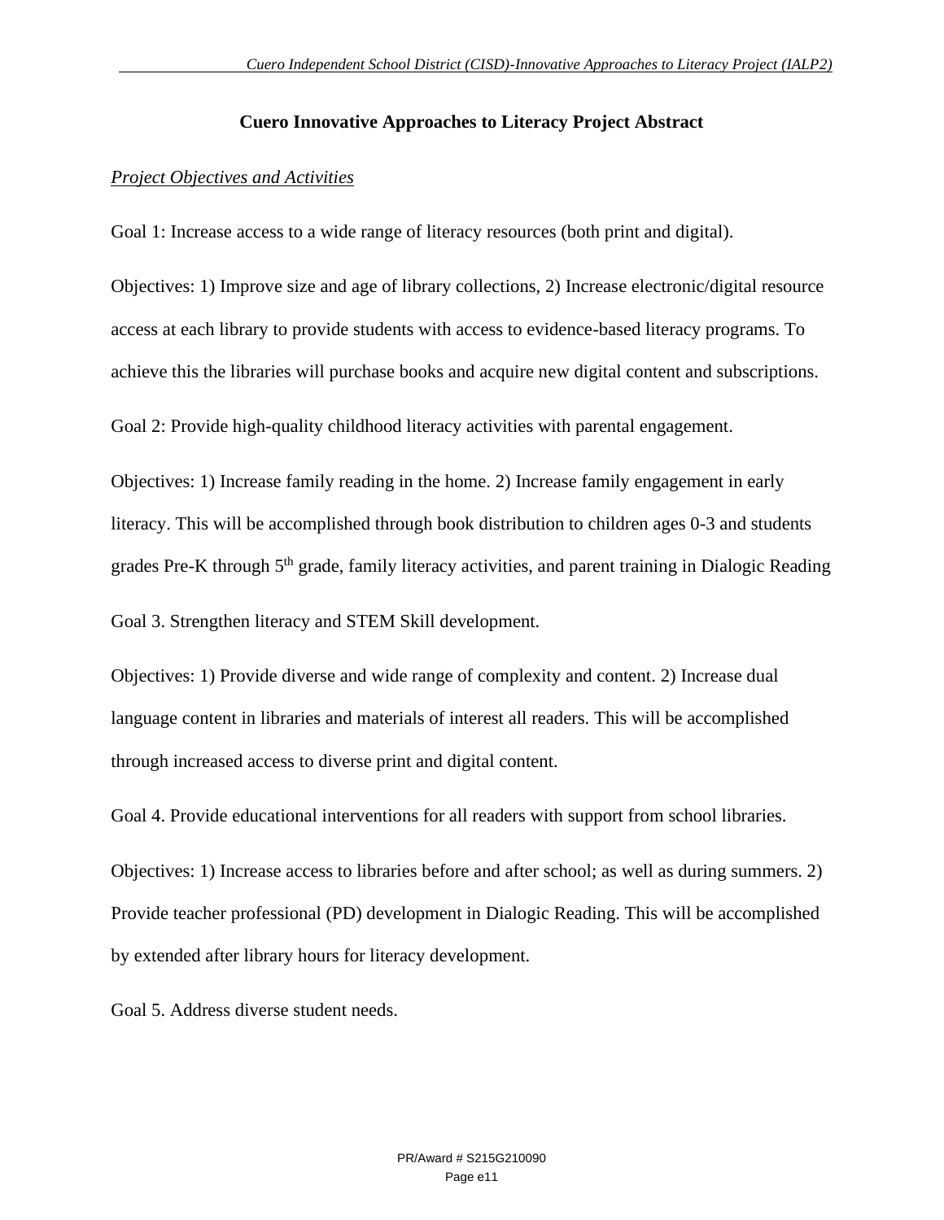## Cuero Innovative Approaches to Literacy Project Abstract

*Project Objectives and Activities*

Goal 1: Increase access to a wide range of literacy resources (both print and digital).

Objectives: 1) Improve size and age of library collections, 2) Increase electronic/digital resource access at each library to provide students with access to evidence-based literacy programs. To achieve this the libraries will purchase books and acquire new digital content and subscriptions.

Goal 2: Provide high-quality childhood literacy activities with parental engagement.

Objectives: 1) Increase family reading in the home. 2) Increase family engagement in early literacy. This will be accomplished through book distribution to children ages 0-3 and students grades Pre-K through 5th grade, family literacy activities, and parent training in Dialogic Reading

Goal 3. Strengthen literacy and STEM Skill development.

Objectives: 1) Provide diverse and wide range of complexity and content. 2) Increase dual language content in libraries and materials of interest all readers. This will be accomplished through increased access to diverse print and digital content.

Goal 4. Provide educational interventions for all readers with support from school libraries.

Objectives: 1) Increase access to libraries before and after school; as well as during summers. 2) Provide teacher professional (PD) development in Dialogic Reading. This will be accomplished by extended after library hours for literacy development.

Goal 5. Address diverse student needs.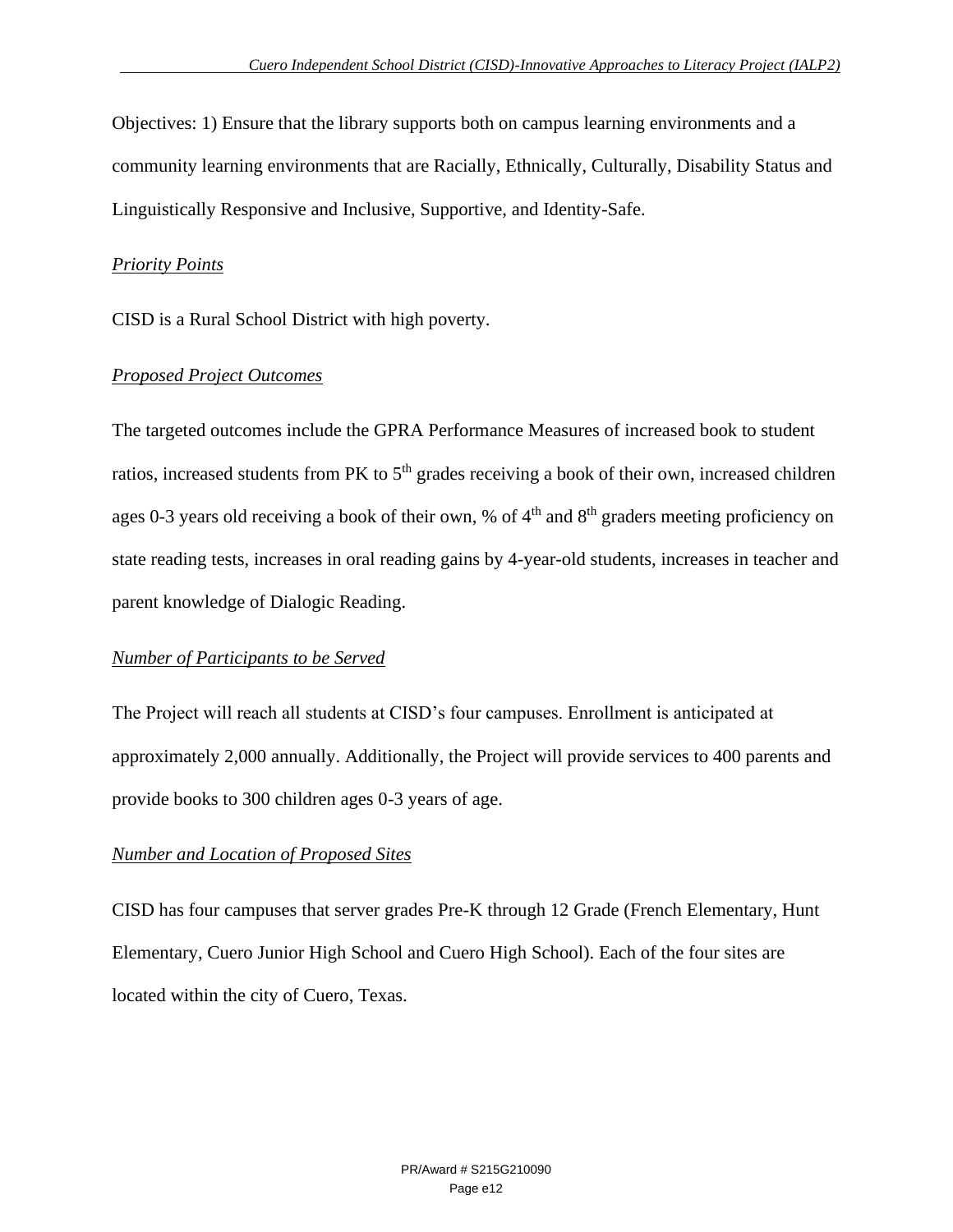Objectives: 1) Ensure that the library supports both on campus learning environments and a community learning environments that are Racially, Ethnically, Culturally, Disability Status and Linguistically Responsive and Inclusive, Supportive, and Identity-Safe.

*Priority Points*

CISD is a Rural School District with high poverty.

*Proposed Project Outcomes*

The targeted outcomes include the GPRA Performance Measures of increased book to student ratios, increased students from PK to 5th grades receiving a book of their own, increased children ages 0-3 years old receiving a book of their own, % of 4th and 8th graders meeting proficiency on state reading tests, increases in oral reading gains by 4-year-old students, increases in teacher and parent knowledge of Dialogic Reading.

*Number of Participants to be Served*

The Project will reach all students at CISD's four campuses. Enrollment is anticipated at approximately 2,000 annually. Additionally, the Project will provide services to 400 parents and provide books to 300 children ages 0-3 years of age.

*Number and Location of Proposed Sites*

CISD has four campuses that server grades Pre-K through 12 Grade (French Elementary, Hunt Elementary, Cuero Junior High School and Cuero High School). Each of the four sites are located within the city of Cuero, Texas.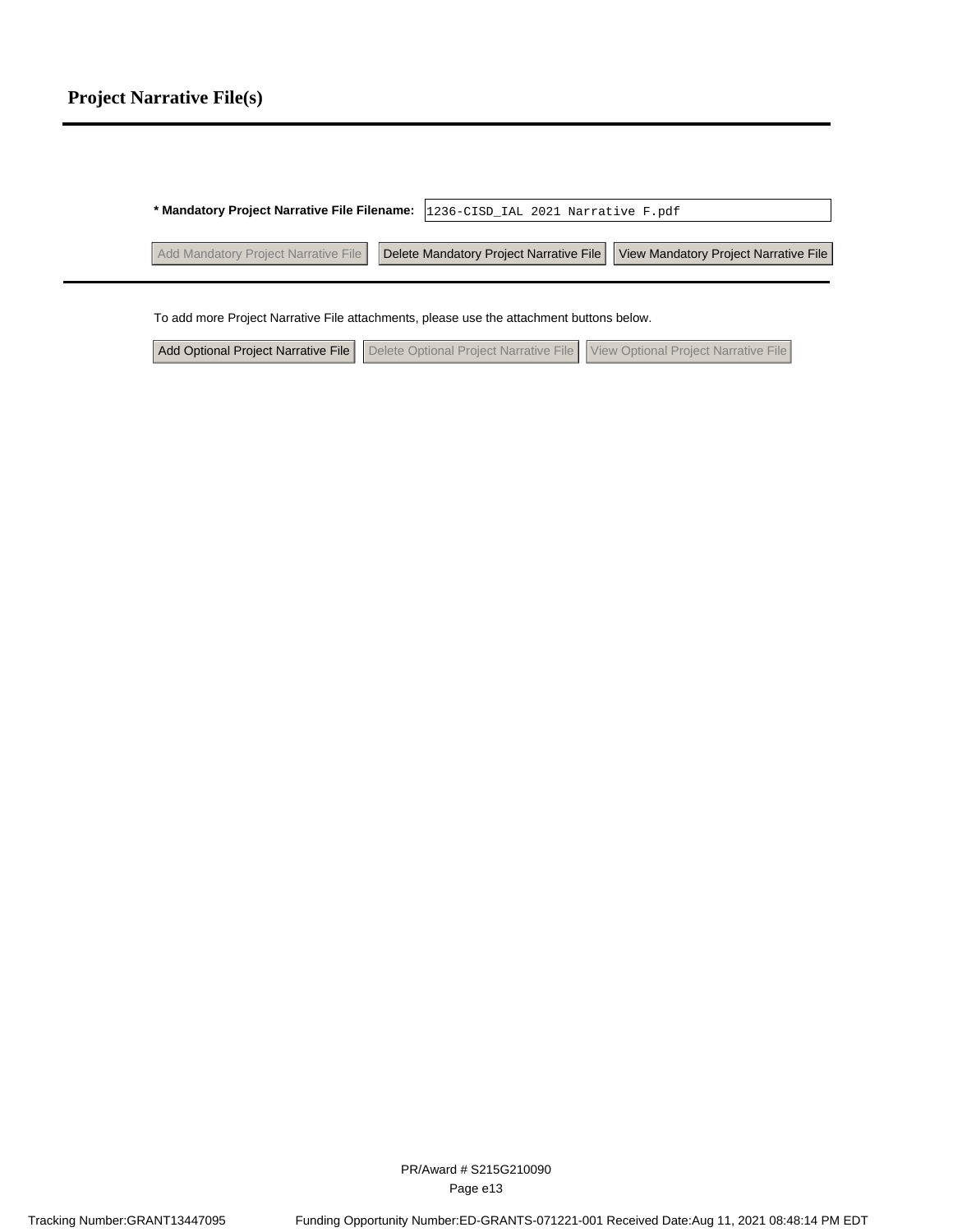# Project Narrative File(s)

**\* Mandatory Project Narrative File Filename:** 1236-CISD_IAL 2021 Narrative F.pdf

Add Mandatory Project Narrative File | Delete Mandatory Project Narrative File | View Mandatory Project Narrative File

To add more Project Narrative File attachments, please use the attachment buttons below.

Add Optional Project Narrative File | Delete Optional Project Narrative File | View Optional Project Narrative File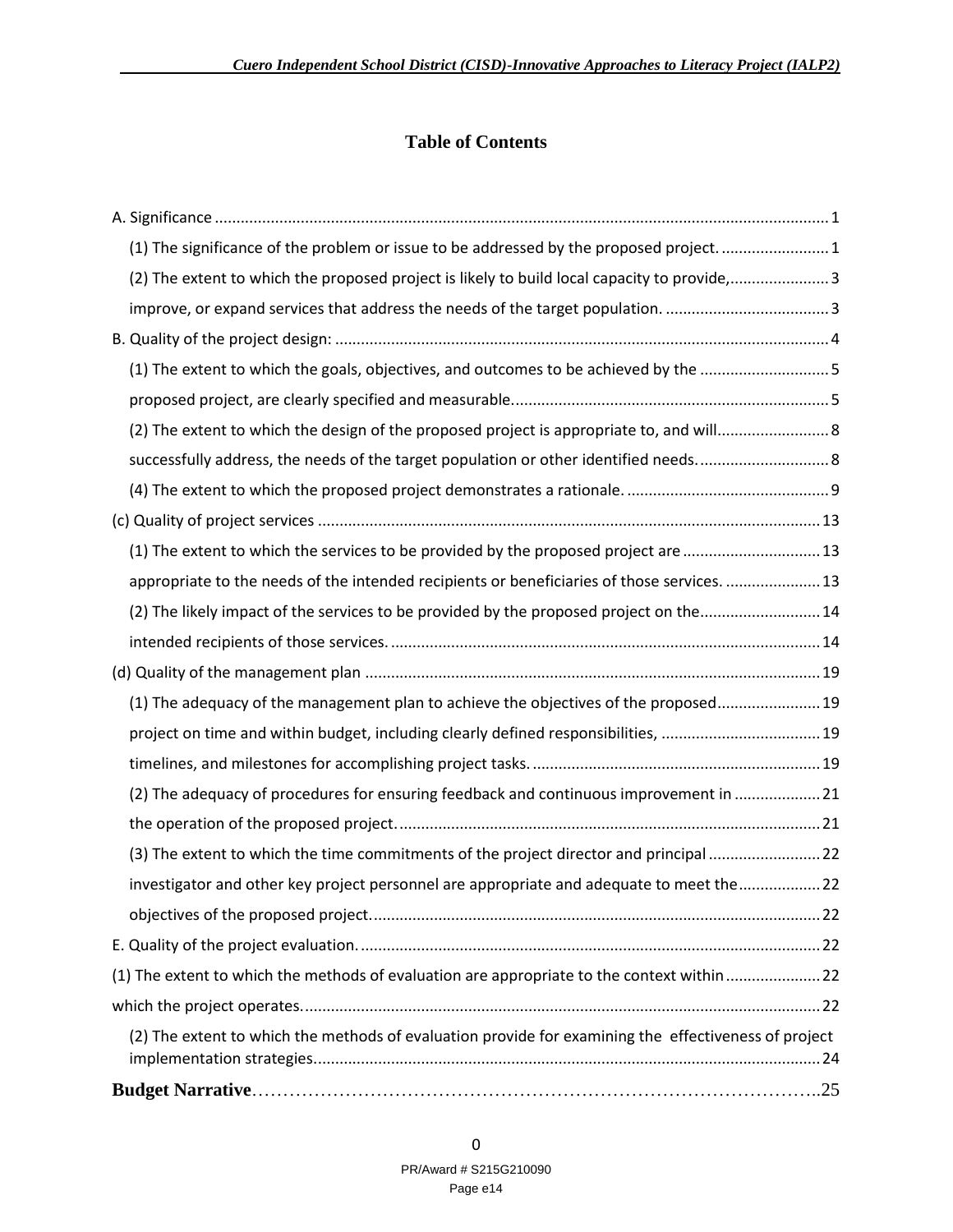# Table of Contents

A. Significance ............................................................................................................................................. 1

(1) The significance of the problem or issue to be addressed by the proposed project. ......................... 1

(2) The extent to which the proposed project is likely to build local capacity to provide, ....................... 3

improve, or expand services that address the needs of the target population. ...................................... 3

B. Quality of the project design: .................................................................................................................. 4

(1) The extent to which the goals, objectives, and outcomes to be achieved by the .............................. 5

proposed project, are clearly specified and measurable. ......................................................................... 5

(2) The extent to which the design of the proposed project is appropriate to, and will .......................... 8

successfully address, the needs of the target population or other identified needs. .............................. 8

(4) The extent to which the proposed project demonstrates a rationale. ............................................... 9

(c) Quality of project services .................................................................................................................... 13

(1) The extent to which the services to be provided by the proposed project are ................................ 13

appropriate to the needs of the intended recipients or beneficiaries of those services. ...................... 13

(2) The likely impact of the services to be provided by the proposed project on the ............................ 14

intended recipients of those services. ................................................................................................... 14

(d) Quality of the management plan ......................................................................................................... 19

(1) The adequacy of the management plan to achieve the objectives of the proposed ........................ 19

project on time and within budget, including clearly defined responsibilities, ..................................... 19

timelines, and milestones for accomplishing project tasks. ................................................................... 19

(2) The adequacy of procedures for ensuring feedback and continuous improvement in .................... 21

the operation of the proposed project. .................................................................................................. 21

(3) The extent to which the time commitments of the project director and principal .......................... 22

investigator and other key project personnel are appropriate and adequate to meet the ................... 22

objectives of the proposed project. ........................................................................................................ 22

E. Quality of the project evaluation. .......................................................................................................... 22

(1) The extent to which the methods of evaluation are appropriate to the context within ...................... 22

which the project operates. ........................................................................................................................ 22

(2) The extent to which the methods of evaluation provide for examining the effectiveness of project implementation strategies. ..................................................................................................................... 24

**Budget Narrative**……………………………………………………………………………..25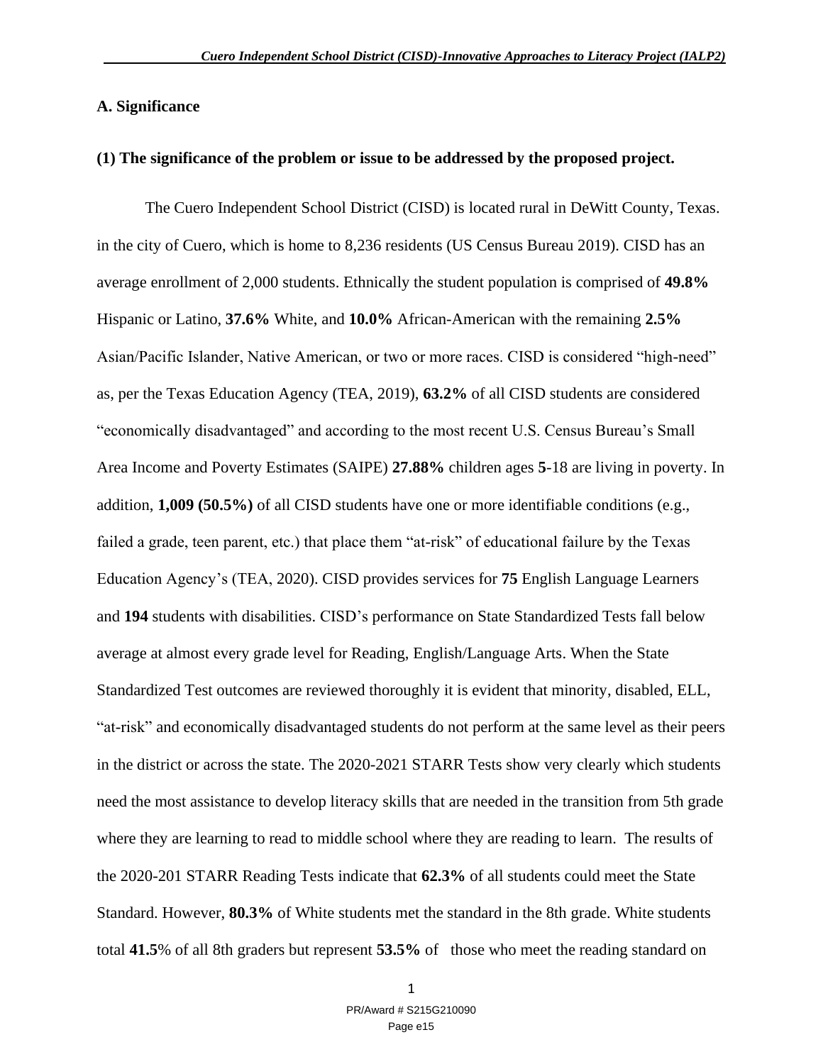## A. Significance

### (1) The significance of the problem or issue to be addressed by the proposed project.

The Cuero Independent School District (CISD) is located rural in DeWitt County, Texas. in the city of Cuero, which is home to 8,236 residents (US Census Bureau 2019). CISD has an average enrollment of 2,000 students. Ethnically the student population is comprised of **49.8%** Hispanic or Latino, **37.6%** White, and **10.0%** African-American with the remaining **2.5%** Asian/Pacific Islander, Native American, or two or more races. CISD is considered "high-need" as, per the Texas Education Agency (TEA, 2019), **63.2%** of all CISD students are considered "economically disadvantaged" and according to the most recent U.S. Census Bureau's Small Area Income and Poverty Estimates (SAIPE) **27.88%** children ages **5**-18 are living in poverty. In addition, **1,009 (50.5%)** of all CISD students have one or more identifiable conditions (e.g., failed a grade, teen parent, etc.) that place them "at-risk" of educational failure by the Texas Education Agency's (TEA, 2020). CISD provides services for **75** English Language Learners and **194** students with disabilities. CISD's performance on State Standardized Tests fall below average at almost every grade level for Reading, English/Language Arts. When the State Standardized Test outcomes are reviewed thoroughly it is evident that minority, disabled, ELL, "at-risk" and economically disadvantaged students do not perform at the same level as their peers in the district or across the state. The 2020-2021 STARR Tests show very clearly which students need the most assistance to develop literacy skills that are needed in the transition from 5th grade where they are learning to read to middle school where they are reading to learn. The results of the 2020-201 STARR Reading Tests indicate that **62.3%** of all students could meet the State Standard. However, **80.3%** of White students met the standard in the 8th grade. White students total **41.5**% of all 8th graders but represent **53.5%** of those who meet the reading standard on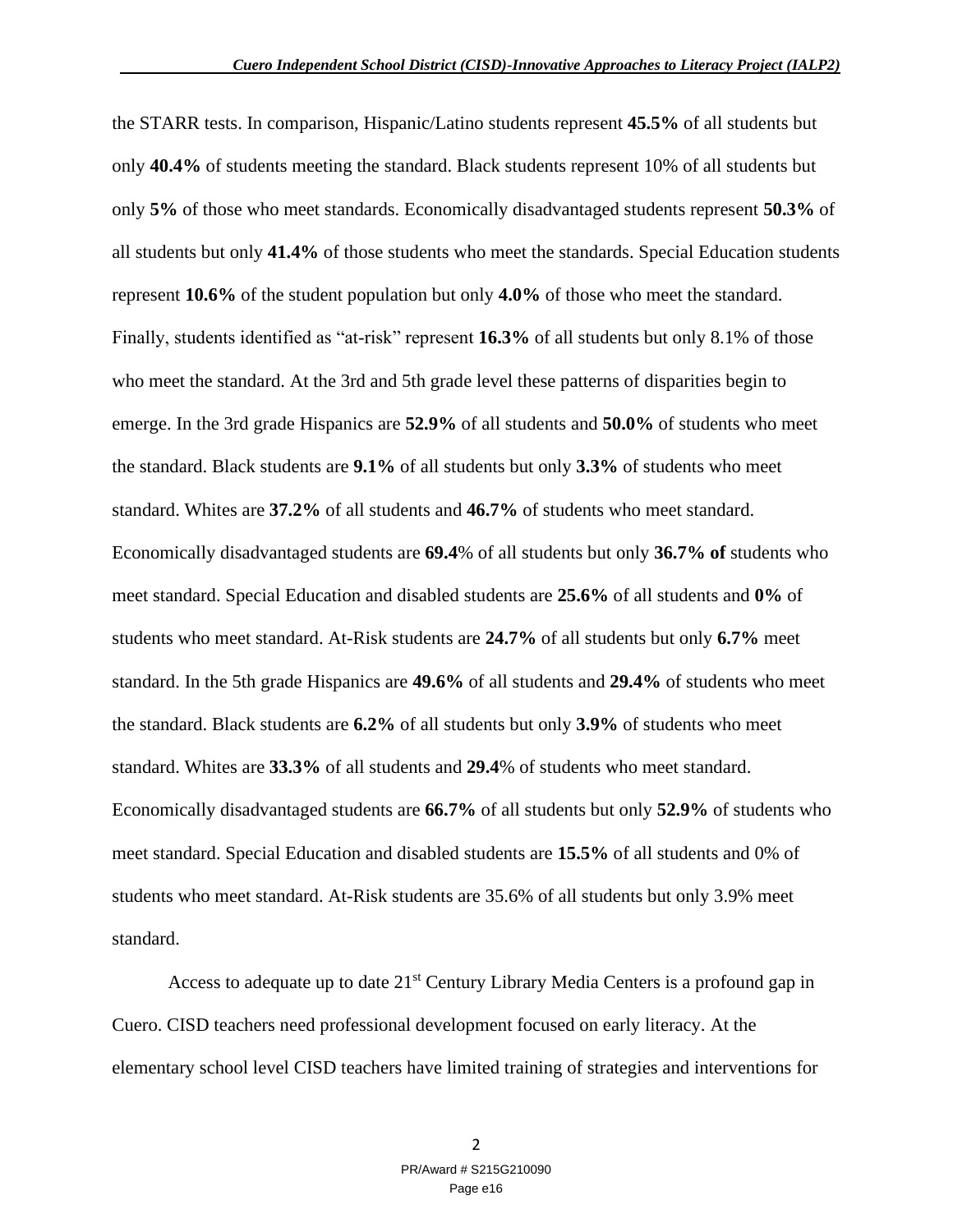the STARR tests. In comparison, Hispanic/Latino students represent **45.5%** of all students but only **40.4%** of students meeting the standard. Black students represent 10% of all students but only **5%** of those who meet standards. Economically disadvantaged students represent **50.3%** of all students but only **41.4%** of those students who meet the standards. Special Education students represent **10.6%** of the student population but only **4.0%** of those who meet the standard. Finally, students identified as "at-risk" represent **16.3%** of all students but only 8.1% of those who meet the standard. At the 3rd and 5th grade level these patterns of disparities begin to emerge. In the 3rd grade Hispanics are **52.9%** of all students and **50.0%** of students who meet the standard. Black students are **9.1%** of all students but only **3.3%** of students who meet standard. Whites are **37.2%** of all students and **46.7%** of students who meet standard. Economically disadvantaged students are **69.4**% of all students but only **36.7% of** students who meet standard. Special Education and disabled students are **25.6%** of all students and **0%** of students who meet standard. At-Risk students are **24.7%** of all students but only **6.7%** meet standard. In the 5th grade Hispanics are **49.6%** of all students and **29.4%** of students who meet the standard. Black students are **6.2%** of all students but only **3.9%** of students who meet standard. Whites are **33.3%** of all students and **29.4**% of students who meet standard. Economically disadvantaged students are **66.7%** of all students but only **52.9%** of students who meet standard. Special Education and disabled students are **15.5%** of all students and 0% of students who meet standard. At-Risk students are 35.6% of all students but only 3.9% meet standard.

Access to adequate up to date 21st Century Library Media Centers is a profound gap in Cuero. CISD teachers need professional development focused on early literacy. At the elementary school level CISD teachers have limited training of strategies and interventions for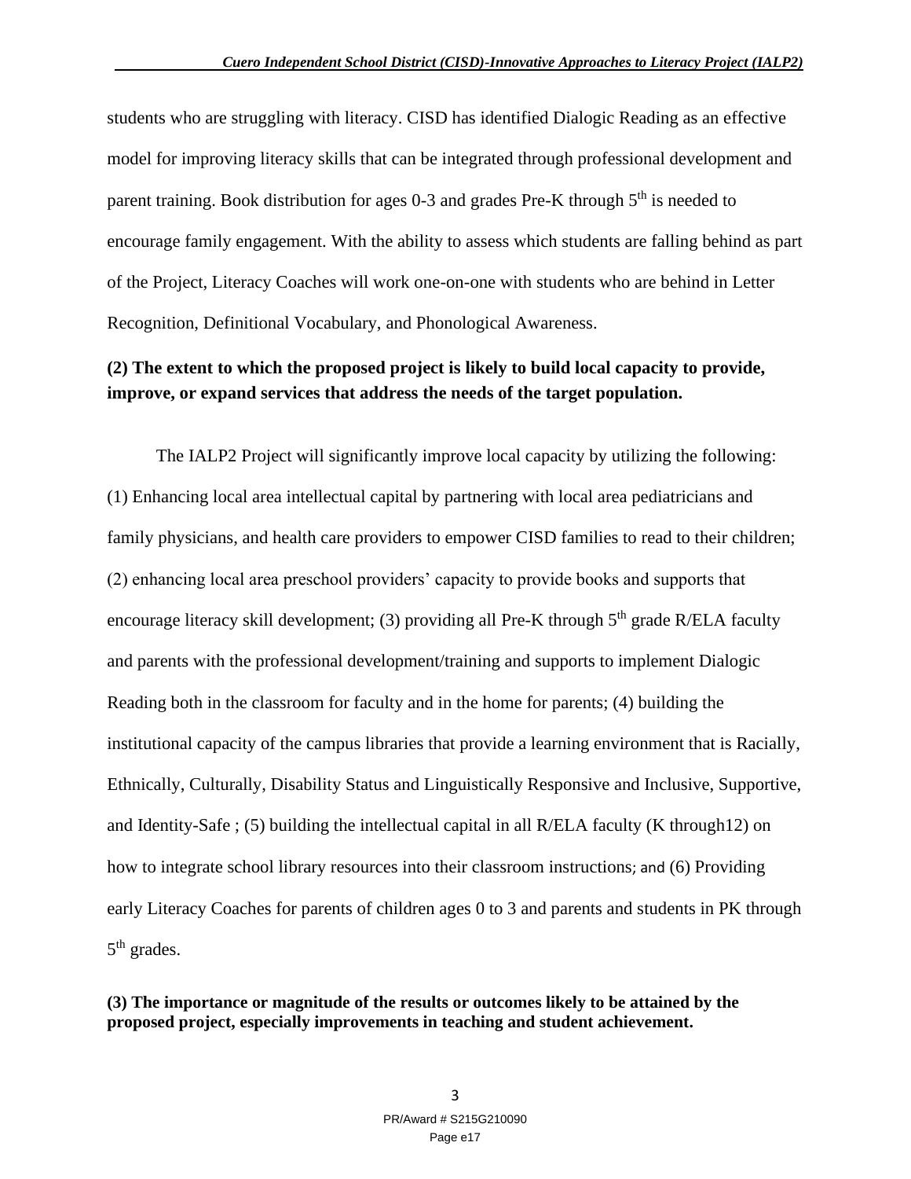students who are struggling with literacy. CISD has identified Dialogic Reading as an effective model for improving literacy skills that can be integrated through professional development and parent training. Book distribution for ages 0-3 and grades Pre-K through 5th is needed to encourage family engagement. With the ability to assess which students are falling behind as part of the Project, Literacy Coaches will work one-on-one with students who are behind in Letter Recognition, Definitional Vocabulary, and Phonological Awareness.

**(2) The extent to which the proposed project is likely to build local capacity to provide, improve, or expand services that address the needs of the target population.**

The IALP2 Project will significantly improve local capacity by utilizing the following: (1) Enhancing local area intellectual capital by partnering with local area pediatricians and family physicians, and health care providers to empower CISD families to read to their children; (2) enhancing local area preschool providers' capacity to provide books and supports that encourage literacy skill development; (3) providing all Pre-K through 5th grade R/ELA faculty and parents with the professional development/training and supports to implement Dialogic Reading both in the classroom for faculty and in the home for parents; (4) building the institutional capacity of the campus libraries that provide a learning environment that is Racially, Ethnically, Culturally, Disability Status and Linguistically Responsive and Inclusive, Supportive, and Identity-Safe ; (5) building the intellectual capital in all R/ELA faculty (K through12) on how to integrate school library resources into their classroom instructions; and (6) Providing early Literacy Coaches for parents of children ages 0 to 3 and parents and students in PK through 5th grades.

**(3) The importance or magnitude of the results or outcomes likely to be attained by the proposed project, especially improvements in teaching and student achievement.**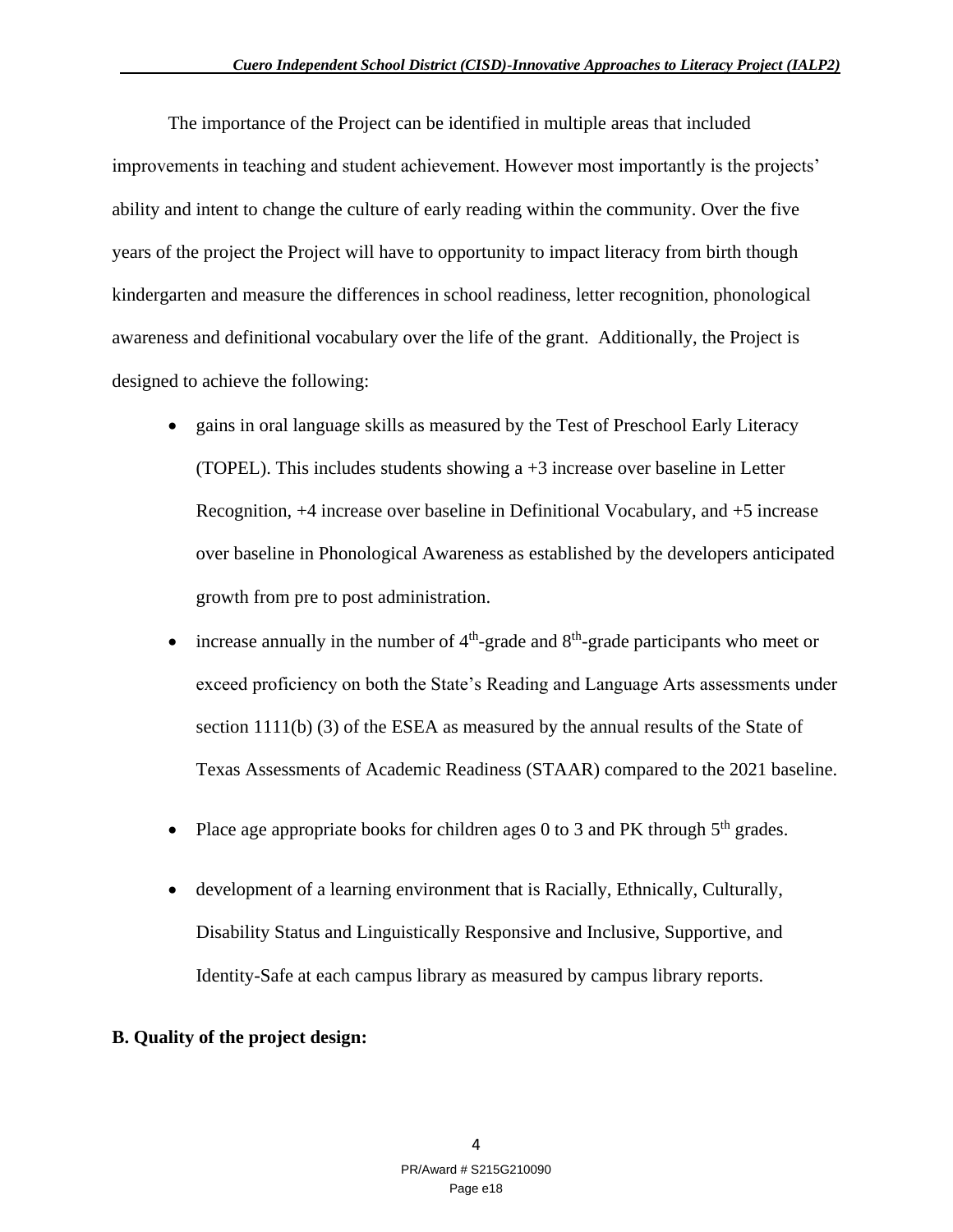The importance of the Project can be identified in multiple areas that included improvements in teaching and student achievement. However most importantly is the projects' ability and intent to change the culture of early reading within the community. Over the five years of the project the Project will have to opportunity to impact literacy from birth though kindergarten and measure the differences in school readiness, letter recognition, phonological awareness and definitional vocabulary over the life of the grant. Additionally, the Project is designed to achieve the following:

- gains in oral language skills as measured by the Test of Preschool Early Literacy (TOPEL). This includes students showing a +3 increase over baseline in Letter Recognition, +4 increase over baseline in Definitional Vocabulary, and +5 increase over baseline in Phonological Awareness as established by the developers anticipated growth from pre to post administration.
- increase annually in the number of 4th-grade and 8th-grade participants who meet or exceed proficiency on both the State's Reading and Language Arts assessments under section 1111(b) (3) of the ESEA as measured by the annual results of the State of Texas Assessments of Academic Readiness (STAAR) compared to the 2021 baseline.
- Place age appropriate books for children ages 0 to 3 and PK through 5th grades.
- development of a learning environment that is Racially, Ethnically, Culturally, Disability Status and Linguistically Responsive and Inclusive, Supportive, and Identity-Safe at each campus library as measured by campus library reports.

**B. Quality of the project design:**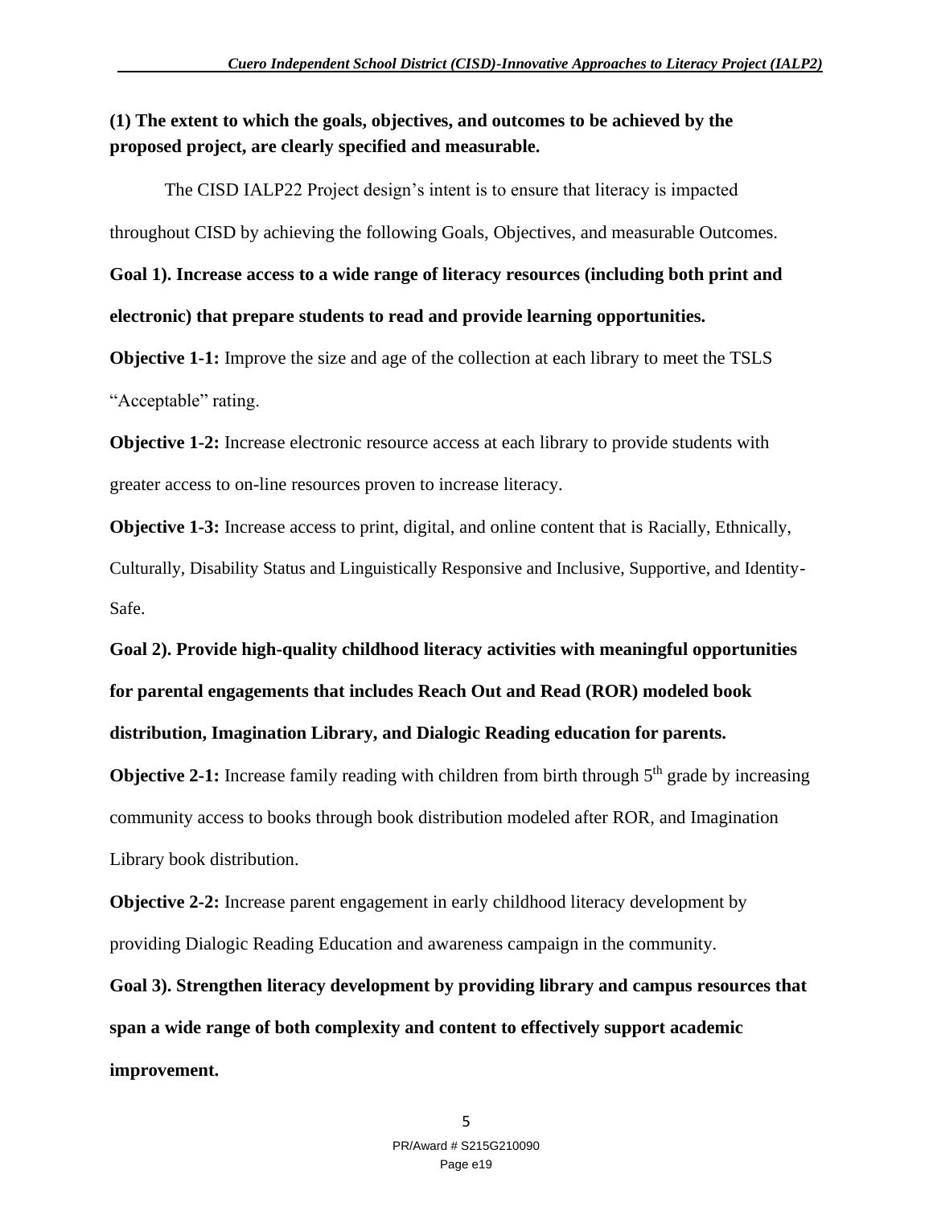**(1) The extent to which the goals, objectives, and outcomes to be achieved by the proposed project, are clearly specified and measurable.**

The CISD IALP22 Project design's intent is to ensure that literacy is impacted throughout CISD by achieving the following Goals, Objectives, and measurable Outcomes.

**Goal 1). Increase access to a wide range of literacy resources (including both print and electronic) that prepare students to read and provide learning opportunities.**

**Objective 1-1:** Improve the size and age of the collection at each library to meet the TSLS "Acceptable" rating.

**Objective 1-2:** Increase electronic resource access at each library to provide students with greater access to on-line resources proven to increase literacy.

**Objective 1-3:** Increase access to print, digital, and online content that is Racially, Ethnically, Culturally, Disability Status and Linguistically Responsive and Inclusive, Supportive, and Identity-Safe.

**Goal 2). Provide high-quality childhood literacy activities with meaningful opportunities for parental engagements that includes Reach Out and Read (ROR) modeled book distribution, Imagination Library, and Dialogic Reading education for parents.**

**Objective 2-1:** Increase family reading with children from birth through 5th grade by increasing community access to books through book distribution modeled after ROR, and Imagination Library book distribution.

**Objective 2-2:** Increase parent engagement in early childhood literacy development by providing Dialogic Reading Education and awareness campaign in the community.

**Goal 3). Strengthen literacy development by providing library and campus resources that span a wide range of both complexity and content to effectively support academic improvement.**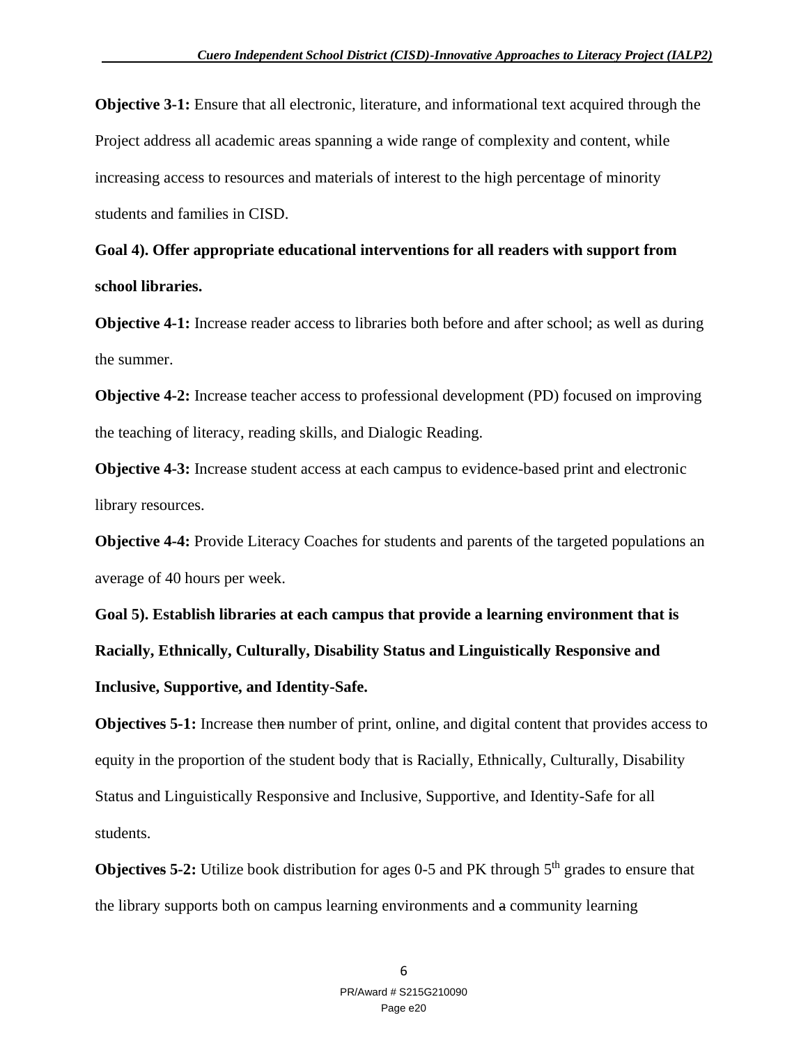**Objective 3-1:** Ensure that all electronic, literature, and informational text acquired through the Project address all academic areas spanning a wide range of complexity and content, while increasing access to resources and materials of interest to the high percentage of minority students and families in CISD.

**Goal 4). Offer appropriate educational interventions for all readers with support from school libraries.**

**Objective 4-1:** Increase reader access to libraries both before and after school; as well as during the summer.

**Objective 4-2:** Increase teacher access to professional development (PD) focused on improving the teaching of literacy, reading skills, and Dialogic Reading.

**Objective 4-3:** Increase student access at each campus to evidence-based print and electronic library resources.

**Objective 4-4:** Provide Literacy Coaches for students and parents of the targeted populations an average of 40 hours per week.

**Goal 5). Establish libraries at each campus that provide a learning environment that is Racially, Ethnically, Culturally, Disability Status and Linguistically Responsive and Inclusive, Supportive, and Identity-Safe.**

**Objectives 5-1:** Increase the~~n~~ number of print, online, and digital content that provides access to equity in the proportion of the student body that is Racially, Ethnically, Culturally, Disability Status and Linguistically Responsive and Inclusive, Supportive, and Identity-Safe for all students.

**Objectives 5-2:** Utilize book distribution for ages 0-5 and PK through 5th grades to ensure that the library supports both on campus learning environments and ~~a~~ community learning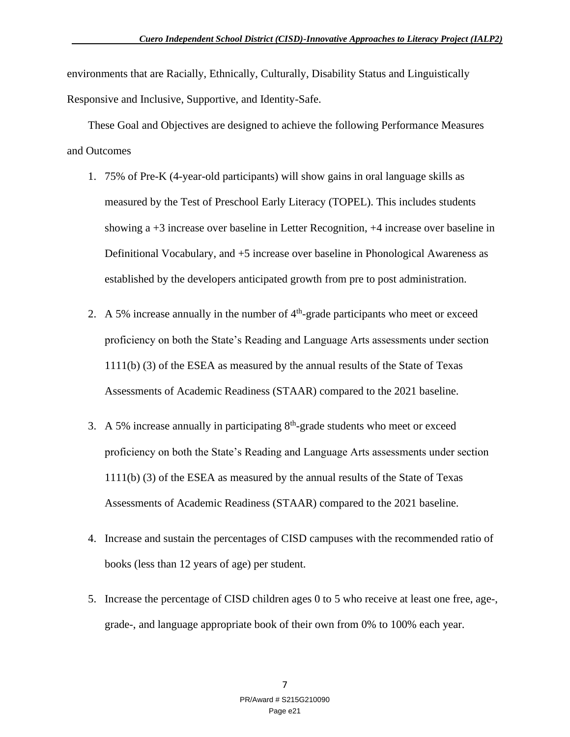environments that are Racially, Ethnically, Culturally, Disability Status and Linguistically Responsive and Inclusive, Supportive, and Identity-Safe.

These Goal and Objectives are designed to achieve the following Performance Measures and Outcomes

1. 75% of Pre-K (4-year-old participants) will show gains in oral language skills as measured by the Test of Preschool Early Literacy (TOPEL). This includes students showing a +3 increase over baseline in Letter Recognition, +4 increase over baseline in Definitional Vocabulary, and +5 increase over baseline in Phonological Awareness as established by the developers anticipated growth from pre to post administration.

2. A 5% increase annually in the number of 4th-grade participants who meet or exceed proficiency on both the State's Reading and Language Arts assessments under section 1111(b) (3) of the ESEA as measured by the annual results of the State of Texas Assessments of Academic Readiness (STAAR) compared to the 2021 baseline.

3. A 5% increase annually in participating 8th-grade students who meet or exceed proficiency on both the State's Reading and Language Arts assessments under section 1111(b) (3) of the ESEA as measured by the annual results of the State of Texas Assessments of Academic Readiness (STAAR) compared to the 2021 baseline.

4. Increase and sustain the percentages of CISD campuses with the recommended ratio of books (less than 12 years of age) per student.

5. Increase the percentage of CISD children ages 0 to 5 who receive at least one free, age-, grade-, and language appropriate book of their own from 0% to 100% each year.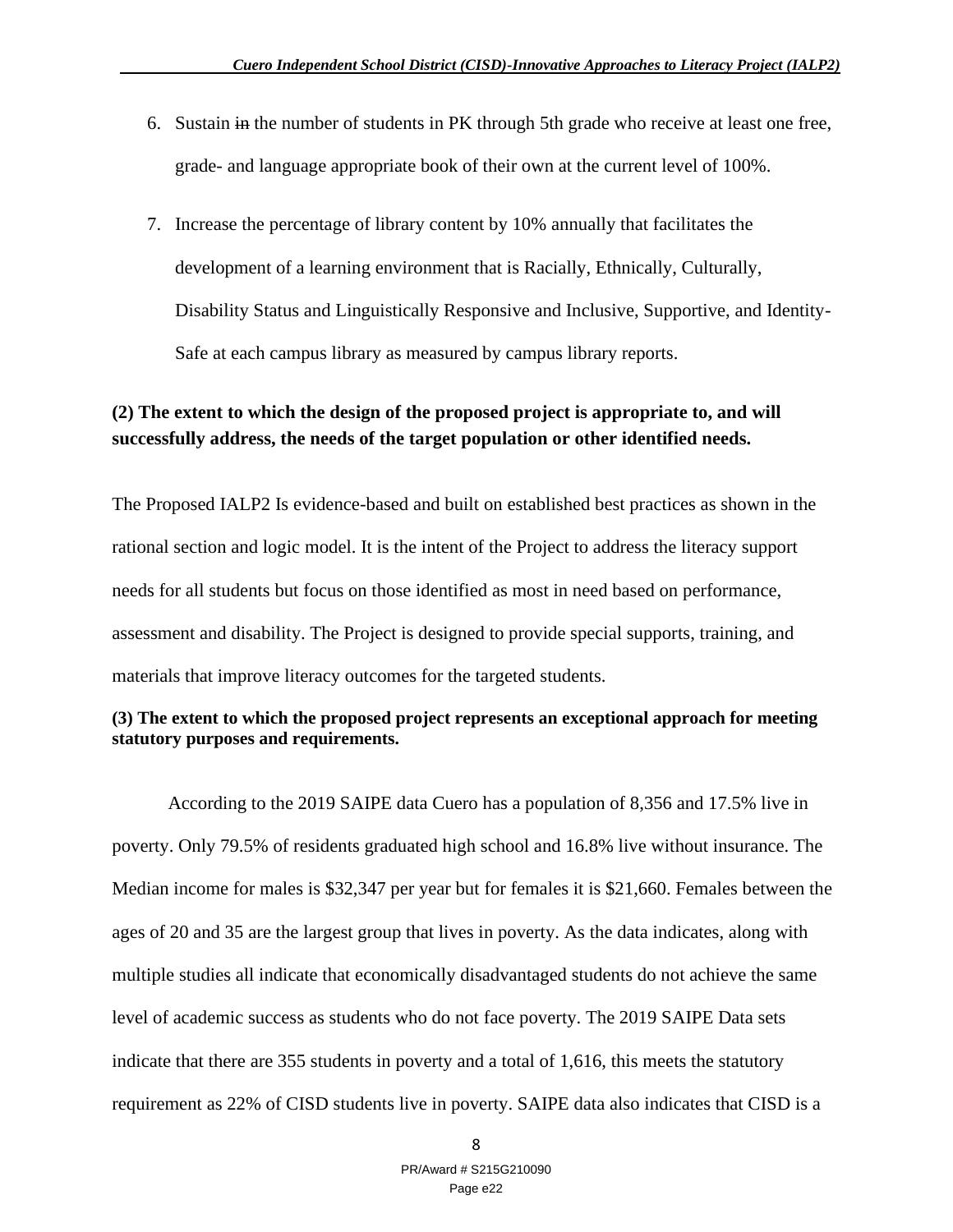6. Sustain ~~in~~ the number of students in PK through 5th grade who receive at least one free, grade- and language appropriate book of their own at the current level of 100%.

7. Increase the percentage of library content by 10% annually that facilitates the development of a learning environment that is Racially, Ethnically, Culturally, Disability Status and Linguistically Responsive and Inclusive, Supportive, and Identity-Safe at each campus library as measured by campus library reports.

**(2) The extent to which the design of the proposed project is appropriate to, and will successfully address, the needs of the target population or other identified needs.**

The Proposed IALP2 Is evidence-based and built on established best practices as shown in the rational section and logic model. It is the intent of the Project to address the literacy support needs for all students but focus on those identified as most in need based on performance, assessment and disability. The Project is designed to provide special supports, training, and materials that improve literacy outcomes for the targeted students.

**(3) The extent to which the proposed project represents an exceptional approach for meeting statutory purposes and requirements.**

According to the 2019 SAIPE data Cuero has a population of 8,356 and 17.5% live in poverty. Only 79.5% of residents graduated high school and 16.8% live without insurance. The Median income for males is $32,347 per year but for females it is $21,660. Females between the ages of 20 and 35 are the largest group that lives in poverty. As the data indicates, along with multiple studies all indicate that economically disadvantaged students do not achieve the same level of academic success as students who do not face poverty. The 2019 SAIPE Data sets indicate that there are 355 students in poverty and a total of 1,616, this meets the statutory requirement as 22% of CISD students live in poverty. SAIPE data also indicates that CISD is a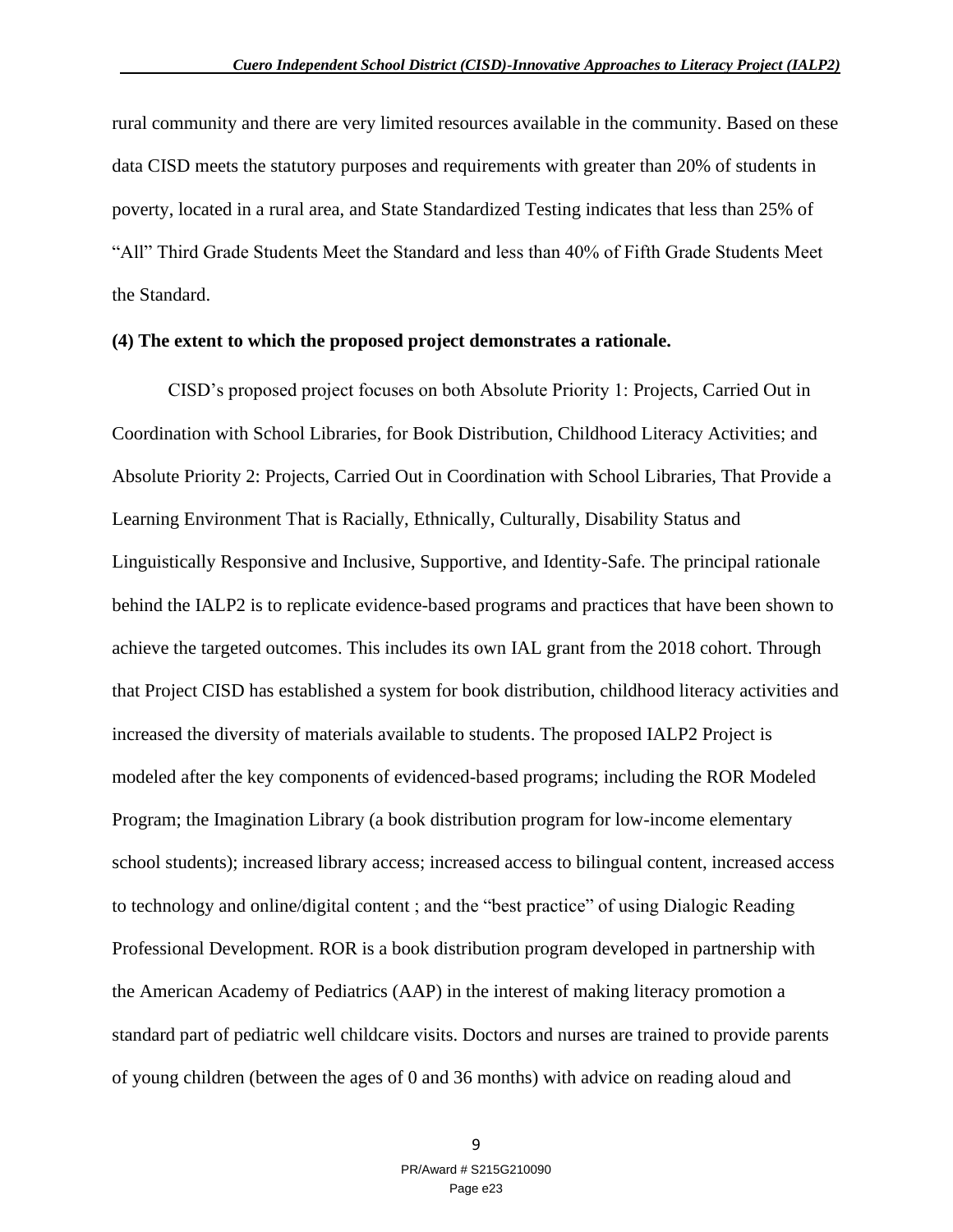rural community and there are very limited resources available in the community. Based on these data CISD meets the statutory purposes and requirements with greater than 20% of students in poverty, located in a rural area, and State Standardized Testing indicates that less than 25% of "All" Third Grade Students Meet the Standard and less than 40% of Fifth Grade Students Meet the Standard.

**(4) The extent to which the proposed project demonstrates a rationale.**

CISD's proposed project focuses on both Absolute Priority 1: Projects, Carried Out in Coordination with School Libraries, for Book Distribution, Childhood Literacy Activities; and Absolute Priority 2: Projects, Carried Out in Coordination with School Libraries, That Provide a Learning Environment That is Racially, Ethnically, Culturally, Disability Status and Linguistically Responsive and Inclusive, Supportive, and Identity-Safe. The principal rationale behind the IALP2 is to replicate evidence-based programs and practices that have been shown to achieve the targeted outcomes. This includes its own IAL grant from the 2018 cohort. Through that Project CISD has established a system for book distribution, childhood literacy activities and increased the diversity of materials available to students. The proposed IALP2 Project is modeled after the key components of evidenced-based programs; including the ROR Modeled Program; the Imagination Library (a book distribution program for low-income elementary school students); increased library access; increased access to bilingual content, increased access to technology and online/digital content ; and the "best practice" of using Dialogic Reading Professional Development. ROR is a book distribution program developed in partnership with the American Academy of Pediatrics (AAP) in the interest of making literacy promotion a standard part of pediatric well childcare visits. Doctors and nurses are trained to provide parents of young children (between the ages of 0 and 36 months) with advice on reading aloud and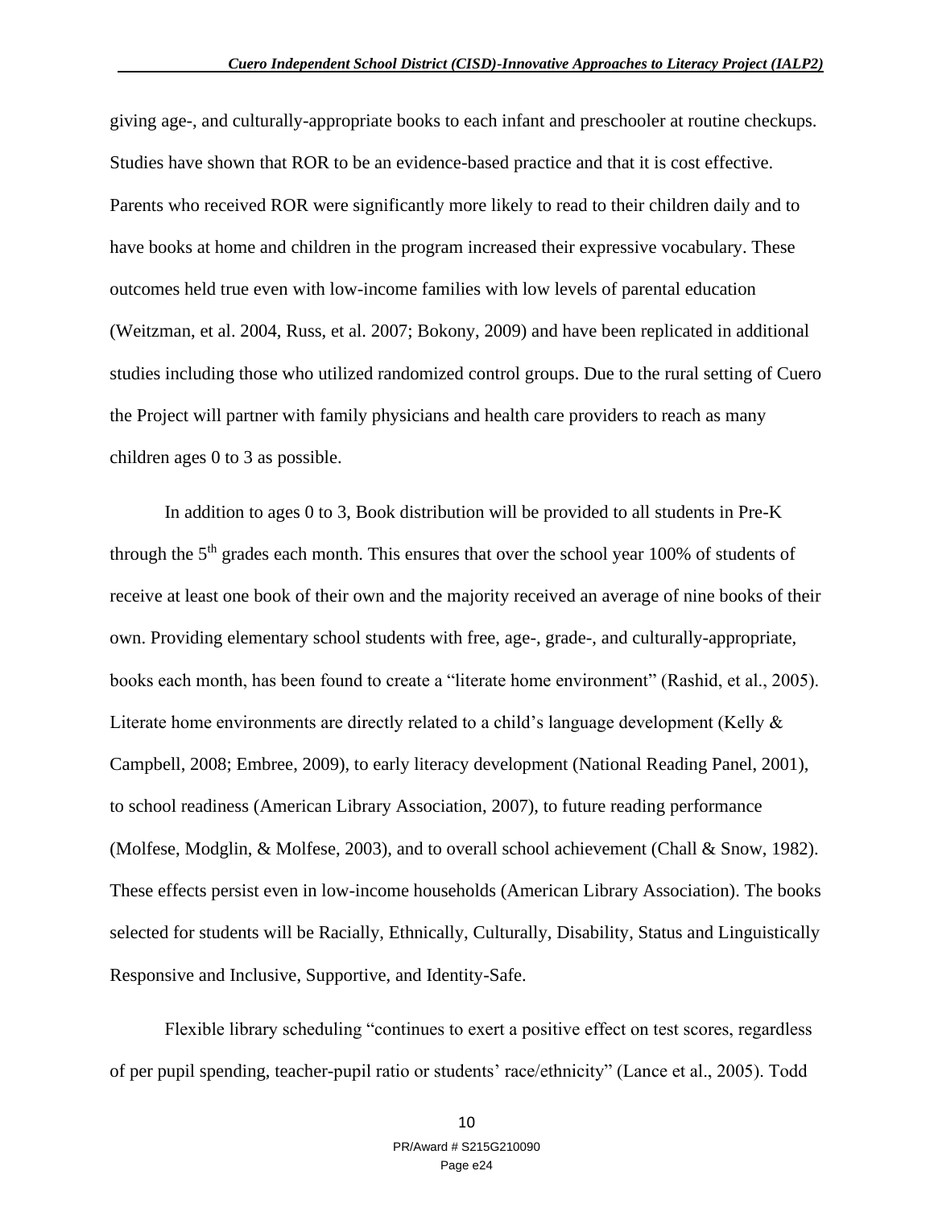giving age-, and culturally-appropriate books to each infant and preschooler at routine checkups. Studies have shown that ROR to be an evidence-based practice and that it is cost effective. Parents who received ROR were significantly more likely to read to their children daily and to have books at home and children in the program increased their expressive vocabulary. These outcomes held true even with low-income families with low levels of parental education (Weitzman, et al. 2004, Russ, et al. 2007; Bokony, 2009) and have been replicated in additional studies including those who utilized randomized control groups. Due to the rural setting of Cuero the Project will partner with family physicians and health care providers to reach as many children ages 0 to 3 as possible.

In addition to ages 0 to 3, Book distribution will be provided to all students in Pre-K through the 5th grades each month. This ensures that over the school year 100% of students of receive at least one book of their own and the majority received an average of nine books of their own. Providing elementary school students with free, age-, grade-, and culturally-appropriate, books each month, has been found to create a "literate home environment" (Rashid, et al., 2005). Literate home environments are directly related to a child's language development (Kelly & Campbell, 2008; Embree, 2009), to early literacy development (National Reading Panel, 2001), to school readiness (American Library Association, 2007), to future reading performance (Molfese, Modglin, & Molfese, 2003), and to overall school achievement (Chall & Snow, 1982). These effects persist even in low-income households (American Library Association). The books selected for students will be Racially, Ethnically, Culturally, Disability, Status and Linguistically Responsive and Inclusive, Supportive, and Identity-Safe.

Flexible library scheduling "continues to exert a positive effect on test scores, regardless of per pupil spending, teacher-pupil ratio or students' race/ethnicity" (Lance et al., 2005). Todd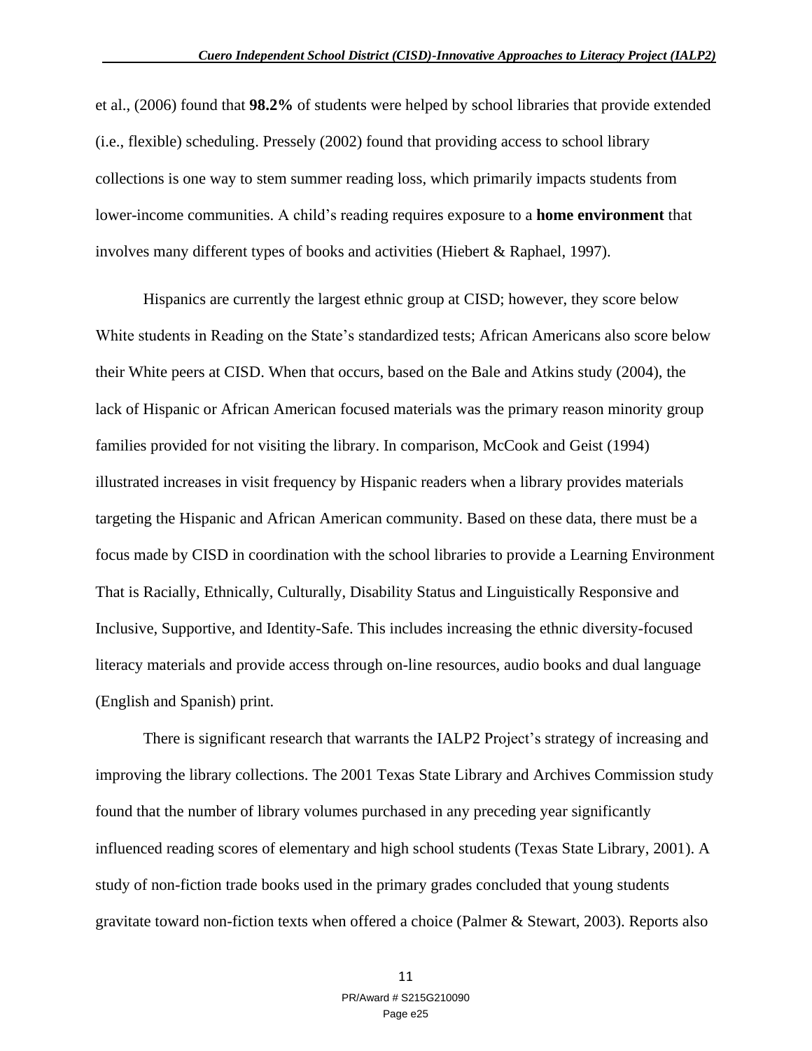et al., (2006) found that **98.2%** of students were helped by school libraries that provide extended (i.e., flexible) scheduling. Pressely (2002) found that providing access to school library collections is one way to stem summer reading loss, which primarily impacts students from lower-income communities. A child's reading requires exposure to a **home environment** that involves many different types of books and activities (Hiebert & Raphael, 1997).

Hispanics are currently the largest ethnic group at CISD; however, they score below White students in Reading on the State's standardized tests; African Americans also score below their White peers at CISD. When that occurs, based on the Bale and Atkins study (2004), the lack of Hispanic or African American focused materials was the primary reason minority group families provided for not visiting the library. In comparison, McCook and Geist (1994) illustrated increases in visit frequency by Hispanic readers when a library provides materials targeting the Hispanic and African American community. Based on these data, there must be a focus made by CISD in coordination with the school libraries to provide a Learning Environment That is Racially, Ethnically, Culturally, Disability Status and Linguistically Responsive and Inclusive, Supportive, and Identity-Safe. This includes increasing the ethnic diversity-focused literacy materials and provide access through on-line resources, audio books and dual language (English and Spanish) print.

There is significant research that warrants the IALP2 Project's strategy of increasing and improving the library collections. The 2001 Texas State Library and Archives Commission study found that the number of library volumes purchased in any preceding year significantly influenced reading scores of elementary and high school students (Texas State Library, 2001). A study of non-fiction trade books used in the primary grades concluded that young students gravitate toward non-fiction texts when offered a choice (Palmer & Stewart, 2003). Reports also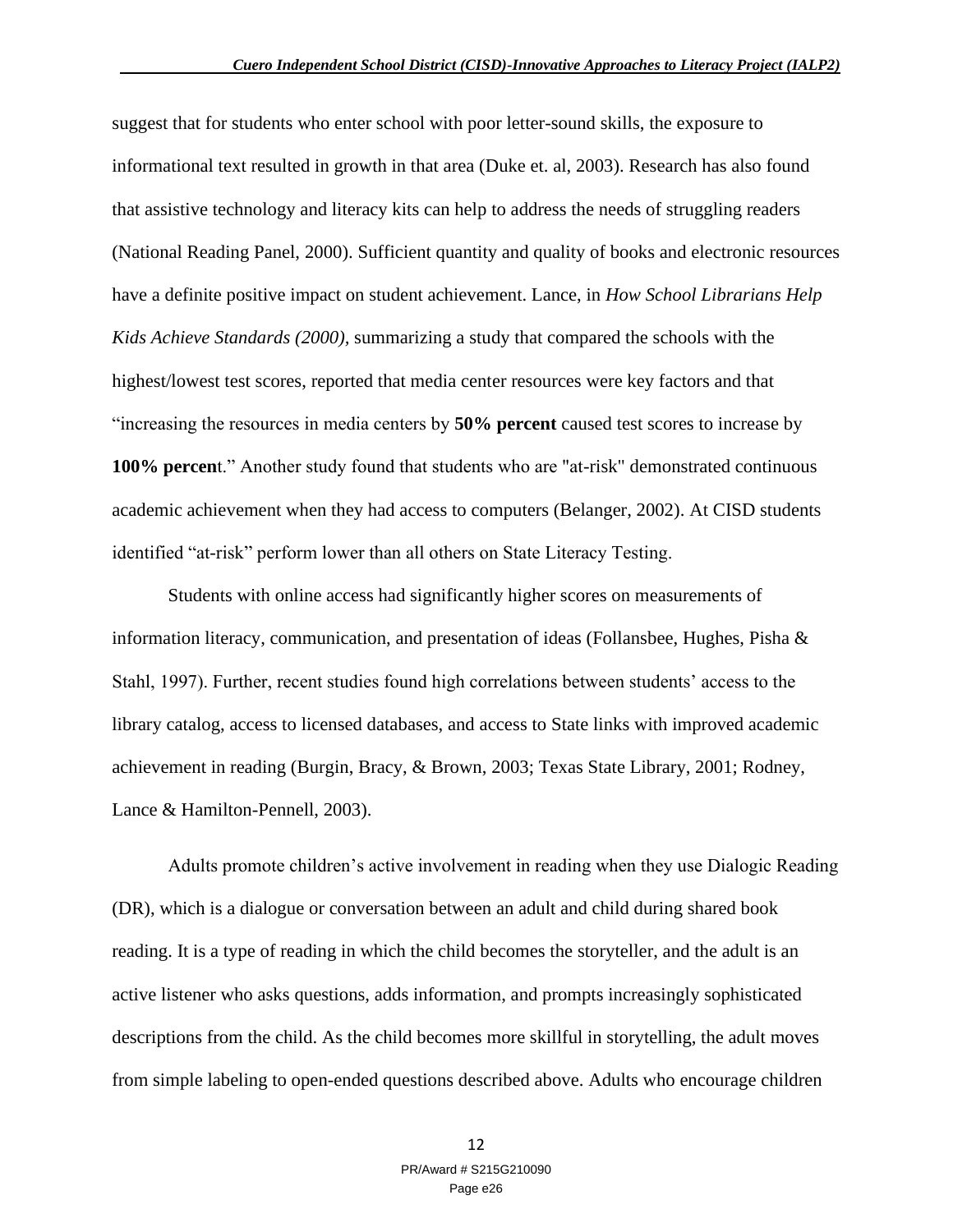suggest that for students who enter school with poor letter-sound skills, the exposure to informational text resulted in growth in that area (Duke et. al, 2003). Research has also found that assistive technology and literacy kits can help to address the needs of struggling readers (National Reading Panel, 2000). Sufficient quantity and quality of books and electronic resources have a definite positive impact on student achievement. Lance, in *How School Librarians Help Kids Achieve Standards (2000)*, summarizing a study that compared the schools with the highest/lowest test scores, reported that media center resources were key factors and that "increasing the resources in media centers by **50% percent** caused test scores to increase by **100% percen**t." Another study found that students who are "at-risk" demonstrated continuous academic achievement when they had access to computers (Belanger, 2002). At CISD students identified "at-risk" perform lower than all others on State Literacy Testing.

Students with online access had significantly higher scores on measurements of information literacy, communication, and presentation of ideas (Follansbee, Hughes, Pisha & Stahl, 1997). Further, recent studies found high correlations between students' access to the library catalog, access to licensed databases, and access to State links with improved academic achievement in reading (Burgin, Bracy, & Brown, 2003; Texas State Library, 2001; Rodney, Lance & Hamilton-Pennell, 2003).

Adults promote children's active involvement in reading when they use Dialogic Reading (DR), which is a dialogue or conversation between an adult and child during shared book reading. It is a type of reading in which the child becomes the storyteller, and the adult is an active listener who asks questions, adds information, and prompts increasingly sophisticated descriptions from the child. As the child becomes more skillful in storytelling, the adult moves from simple labeling to open-ended questions described above. Adults who encourage children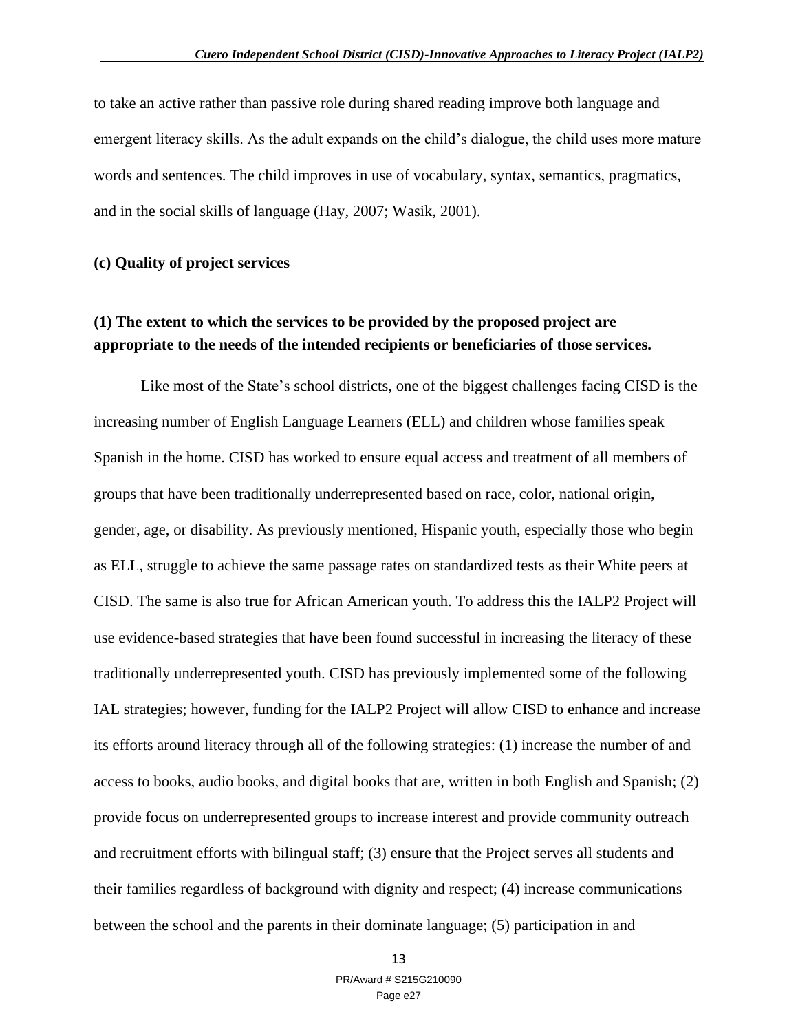to take an active rather than passive role during shared reading improve both language and emergent literacy skills. As the adult expands on the child's dialogue, the child uses more mature words and sentences. The child improves in use of vocabulary, syntax, semantics, pragmatics, and in the social skills of language (Hay, 2007; Wasik, 2001).

**(c) Quality of project services**

**(1) The extent to which the services to be provided by the proposed project are appropriate to the needs of the intended recipients or beneficiaries of those services.**

Like most of the State's school districts, one of the biggest challenges facing CISD is the increasing number of English Language Learners (ELL) and children whose families speak Spanish in the home. CISD has worked to ensure equal access and treatment of all members of groups that have been traditionally underrepresented based on race, color, national origin, gender, age, or disability. As previously mentioned, Hispanic youth, especially those who begin as ELL, struggle to achieve the same passage rates on standardized tests as their White peers at CISD. The same is also true for African American youth. To address this the IALP2 Project will use evidence-based strategies that have been found successful in increasing the literacy of these traditionally underrepresented youth. CISD has previously implemented some of the following IAL strategies; however, funding for the IALP2 Project will allow CISD to enhance and increase its efforts around literacy through all of the following strategies: (1) increase the number of and access to books, audio books, and digital books that are, written in both English and Spanish; (2) provide focus on underrepresented groups to increase interest and provide community outreach and recruitment efforts with bilingual staff; (3) ensure that the Project serves all students and their families regardless of background with dignity and respect; (4) increase communications between the school and the parents in their dominate language; (5) participation in and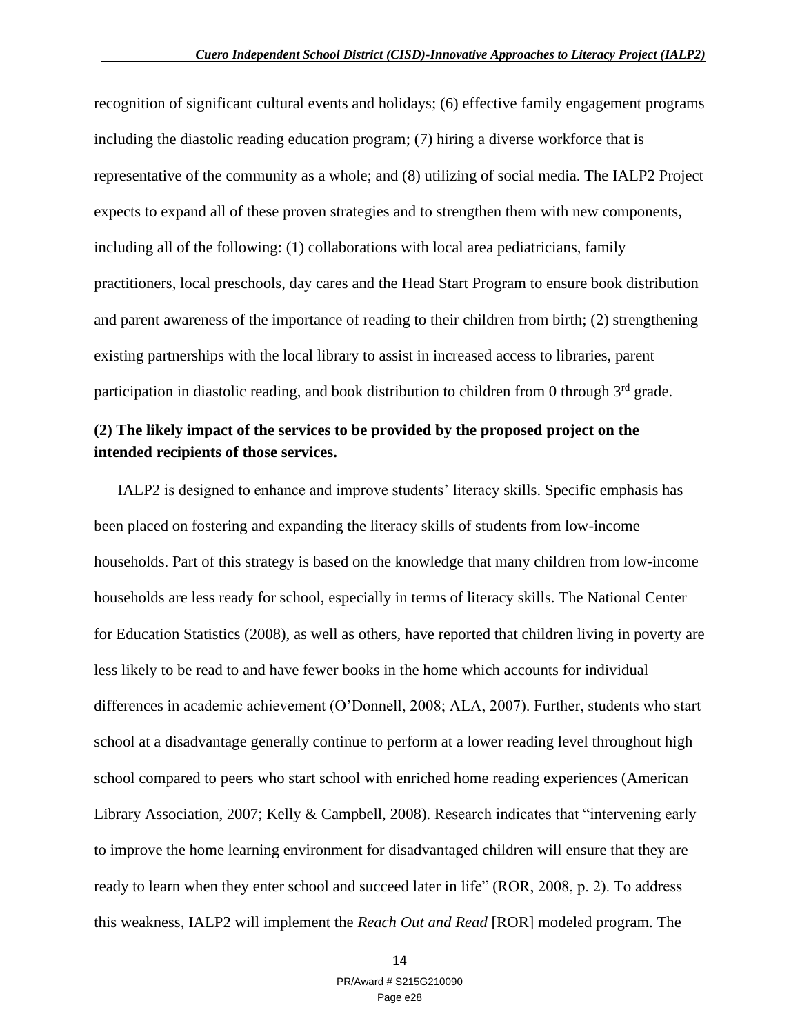recognition of significant cultural events and holidays; (6) effective family engagement programs including the diastolic reading education program; (7) hiring a diverse workforce that is representative of the community as a whole; and (8) utilizing of social media. The IALP2 Project expects to expand all of these proven strategies and to strengthen them with new components, including all of the following: (1) collaborations with local area pediatricians, family practitioners, local preschools, day cares and the Head Start Program to ensure book distribution and parent awareness of the importance of reading to their children from birth; (2) strengthening existing partnerships with the local library to assist in increased access to libraries, parent participation in diastolic reading, and book distribution to children from 0 through 3rd grade.

**(2) The likely impact of the services to be provided by the proposed project on the intended recipients of those services.**

IALP2 is designed to enhance and improve students' literacy skills. Specific emphasis has been placed on fostering and expanding the literacy skills of students from low-income households. Part of this strategy is based on the knowledge that many children from low-income households are less ready for school, especially in terms of literacy skills. The National Center for Education Statistics (2008), as well as others, have reported that children living in poverty are less likely to be read to and have fewer books in the home which accounts for individual differences in academic achievement (O'Donnell, 2008; ALA, 2007). Further, students who start school at a disadvantage generally continue to perform at a lower reading level throughout high school compared to peers who start school with enriched home reading experiences (American Library Association, 2007; Kelly & Campbell, 2008). Research indicates that "intervening early to improve the home learning environment for disadvantaged children will ensure that they are ready to learn when they enter school and succeed later in life" (ROR, 2008, p. 2). To address this weakness, IALP2 will implement the *Reach Out and Read* [ROR] modeled program. The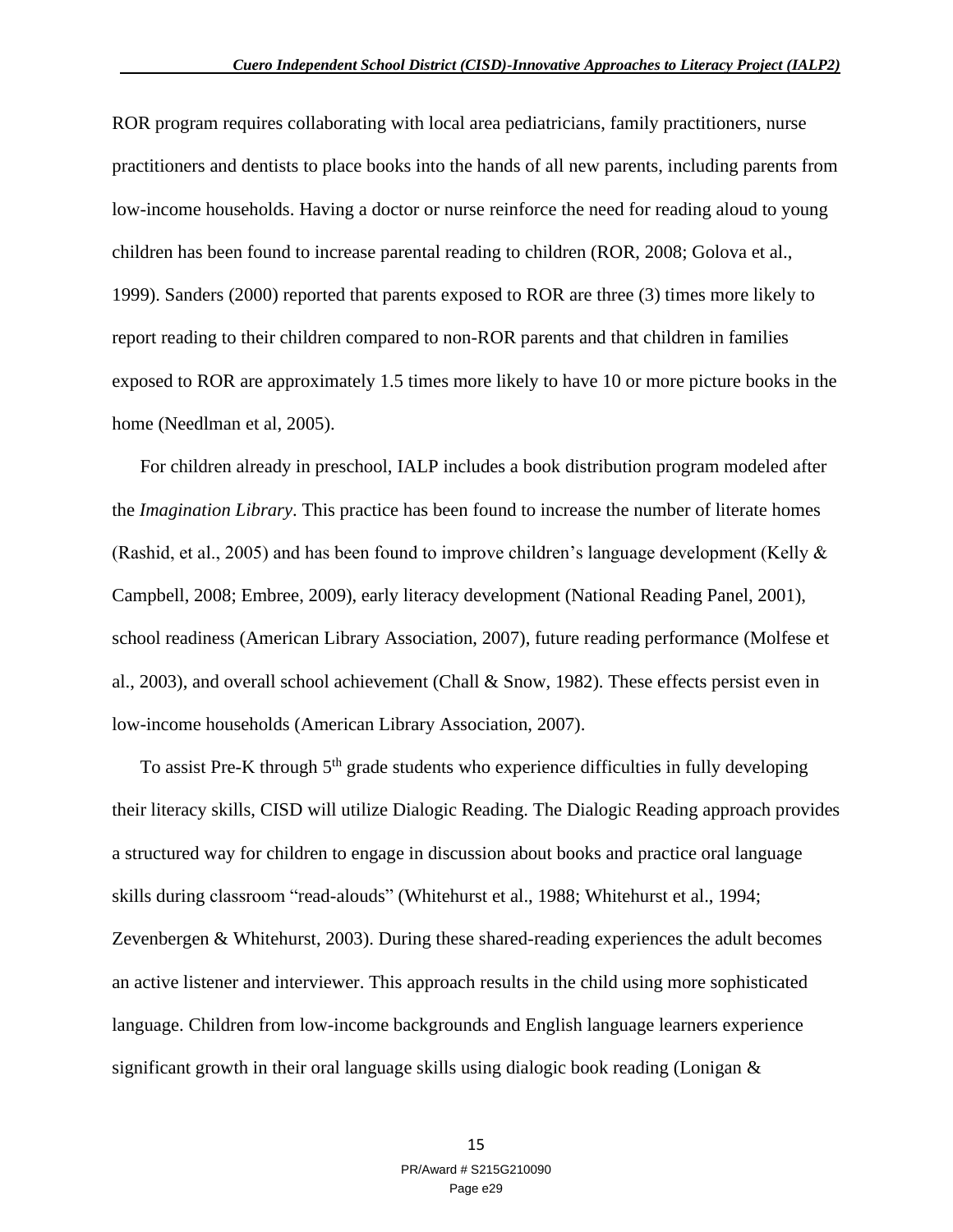ROR program requires collaborating with local area pediatricians, family practitioners, nurse practitioners and dentists to place books into the hands of all new parents, including parents from low-income households. Having a doctor or nurse reinforce the need for reading aloud to young children has been found to increase parental reading to children (ROR, 2008; Golova et al., 1999). Sanders (2000) reported that parents exposed to ROR are three (3) times more likely to report reading to their children compared to non-ROR parents and that children in families exposed to ROR are approximately 1.5 times more likely to have 10 or more picture books in the home (Needlman et al, 2005).

For children already in preschool, IALP includes a book distribution program modeled after the *Imagination Library*. This practice has been found to increase the number of literate homes (Rashid, et al., 2005) and has been found to improve children's language development (Kelly & Campbell, 2008; Embree, 2009), early literacy development (National Reading Panel, 2001), school readiness (American Library Association, 2007), future reading performance (Molfese et al., 2003), and overall school achievement (Chall & Snow, 1982). These effects persist even in low-income households (American Library Association, 2007).

To assist Pre-K through 5th grade students who experience difficulties in fully developing their literacy skills, CISD will utilize Dialogic Reading. The Dialogic Reading approach provides a structured way for children to engage in discussion about books and practice oral language skills during classroom "read-alouds" (Whitehurst et al., 1988; Whitehurst et al., 1994; Zevenbergen & Whitehurst, 2003). During these shared-reading experiences the adult becomes an active listener and interviewer. This approach results in the child using more sophisticated language. Children from low-income backgrounds and English language learners experience significant growth in their oral language skills using dialogic book reading (Lonigan &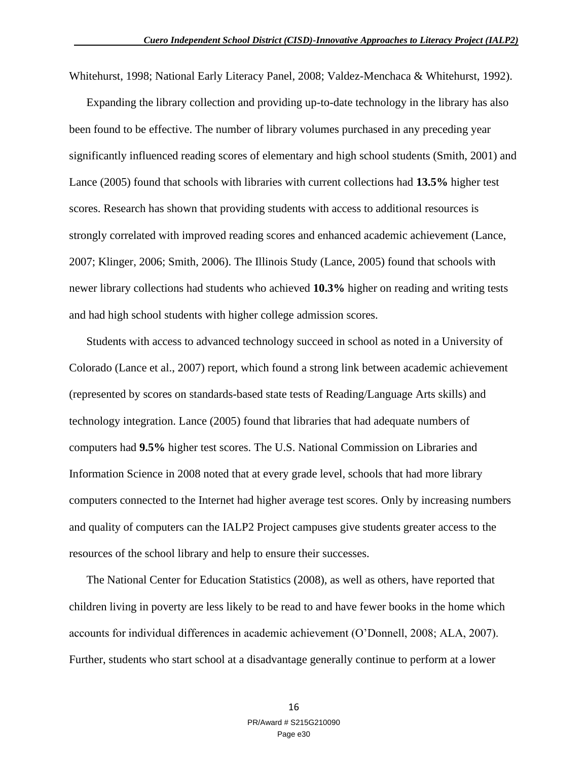Whitehurst, 1998; National Early Literacy Panel, 2008; Valdez-Menchaca & Whitehurst, 1992).

Expanding the library collection and providing up-to-date technology in the library has also been found to be effective. The number of library volumes purchased in any preceding year significantly influenced reading scores of elementary and high school students (Smith, 2001) and Lance (2005) found that schools with libraries with current collections had **13.5%** higher test scores. Research has shown that providing students with access to additional resources is strongly correlated with improved reading scores and enhanced academic achievement (Lance, 2007; Klinger, 2006; Smith, 2006). The Illinois Study (Lance, 2005) found that schools with newer library collections had students who achieved **10.3%** higher on reading and writing tests and had high school students with higher college admission scores.

Students with access to advanced technology succeed in school as noted in a University of Colorado (Lance et al., 2007) report, which found a strong link between academic achievement (represented by scores on standards-based state tests of Reading/Language Arts skills) and technology integration. Lance (2005) found that libraries that had adequate numbers of computers had **9.5%** higher test scores. The U.S. National Commission on Libraries and Information Science in 2008 noted that at every grade level, schools that had more library computers connected to the Internet had higher average test scores. Only by increasing numbers and quality of computers can the IALP2 Project campuses give students greater access to the resources of the school library and help to ensure their successes.

The National Center for Education Statistics (2008), as well as others, have reported that children living in poverty are less likely to be read to and have fewer books in the home which accounts for individual differences in academic achievement (O'Donnell, 2008; ALA, 2007). Further, students who start school at a disadvantage generally continue to perform at a lower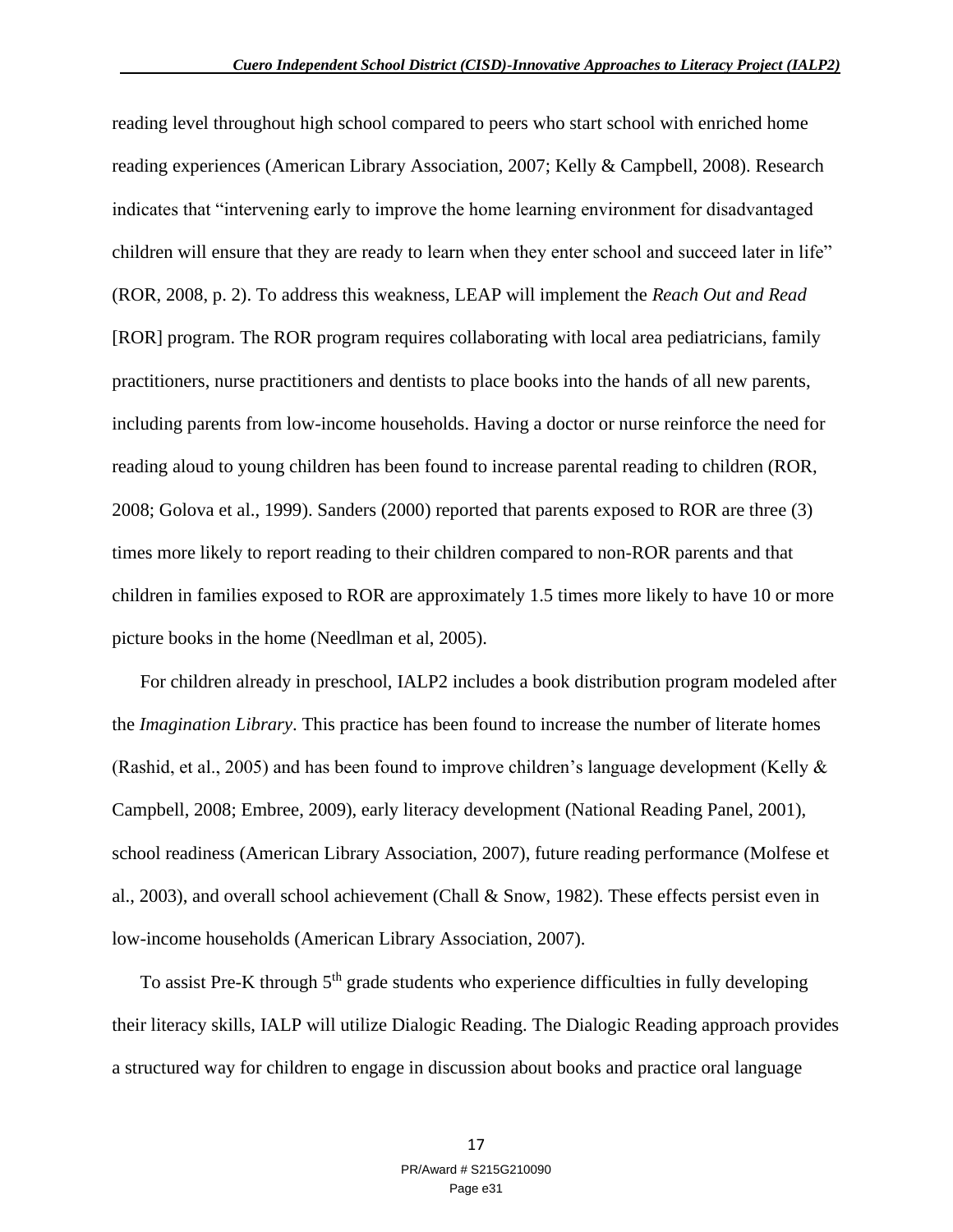reading level throughout high school compared to peers who start school with enriched home reading experiences (American Library Association, 2007; Kelly & Campbell, 2008). Research indicates that "intervening early to improve the home learning environment for disadvantaged children will ensure that they are ready to learn when they enter school and succeed later in life" (ROR, 2008, p. 2). To address this weakness, LEAP will implement the *Reach Out and Read* [ROR] program. The ROR program requires collaborating with local area pediatricians, family practitioners, nurse practitioners and dentists to place books into the hands of all new parents, including parents from low-income households. Having a doctor or nurse reinforce the need for reading aloud to young children has been found to increase parental reading to children (ROR, 2008; Golova et al., 1999). Sanders (2000) reported that parents exposed to ROR are three (3) times more likely to report reading to their children compared to non-ROR parents and that children in families exposed to ROR are approximately 1.5 times more likely to have 10 or more picture books in the home (Needlman et al, 2005).

For children already in preschool, IALP2 includes a book distribution program modeled after the *Imagination Library*. This practice has been found to increase the number of literate homes (Rashid, et al., 2005) and has been found to improve children's language development (Kelly & Campbell, 2008; Embree, 2009), early literacy development (National Reading Panel, 2001), school readiness (American Library Association, 2007), future reading performance (Molfese et al., 2003), and overall school achievement (Chall & Snow, 1982). These effects persist even in low-income households (American Library Association, 2007).

To assist Pre-K through 5th grade students who experience difficulties in fully developing their literacy skills, IALP will utilize Dialogic Reading. The Dialogic Reading approach provides a structured way for children to engage in discussion about books and practice oral language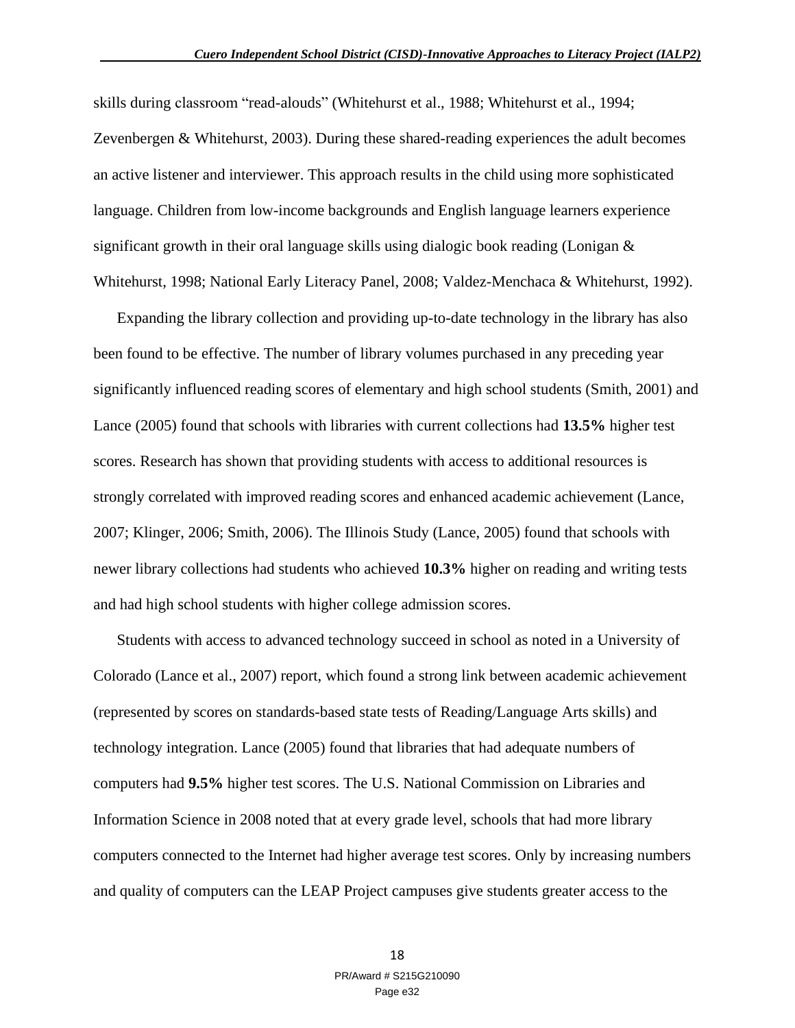skills during classroom "read-alouds" (Whitehurst et al., 1988; Whitehurst et al., 1994; Zevenbergen & Whitehurst, 2003). During these shared-reading experiences the adult becomes an active listener and interviewer. This approach results in the child using more sophisticated language. Children from low-income backgrounds and English language learners experience significant growth in their oral language skills using dialogic book reading (Lonigan & Whitehurst, 1998; National Early Literacy Panel, 2008; Valdez-Menchaca & Whitehurst, 1992).

Expanding the library collection and providing up-to-date technology in the library has also been found to be effective. The number of library volumes purchased in any preceding year significantly influenced reading scores of elementary and high school students (Smith, 2001) and Lance (2005) found that schools with libraries with current collections had **13.5%** higher test scores. Research has shown that providing students with access to additional resources is strongly correlated with improved reading scores and enhanced academic achievement (Lance, 2007; Klinger, 2006; Smith, 2006). The Illinois Study (Lance, 2005) found that schools with newer library collections had students who achieved **10.3%** higher on reading and writing tests and had high school students with higher college admission scores.

Students with access to advanced technology succeed in school as noted in a University of Colorado (Lance et al., 2007) report, which found a strong link between academic achievement (represented by scores on standards-based state tests of Reading/Language Arts skills) and technology integration. Lance (2005) found that libraries that had adequate numbers of computers had **9.5%** higher test scores. The U.S. National Commission on Libraries and Information Science in 2008 noted that at every grade level, schools that had more library computers connected to the Internet had higher average test scores. Only by increasing numbers and quality of computers can the LEAP Project campuses give students greater access to the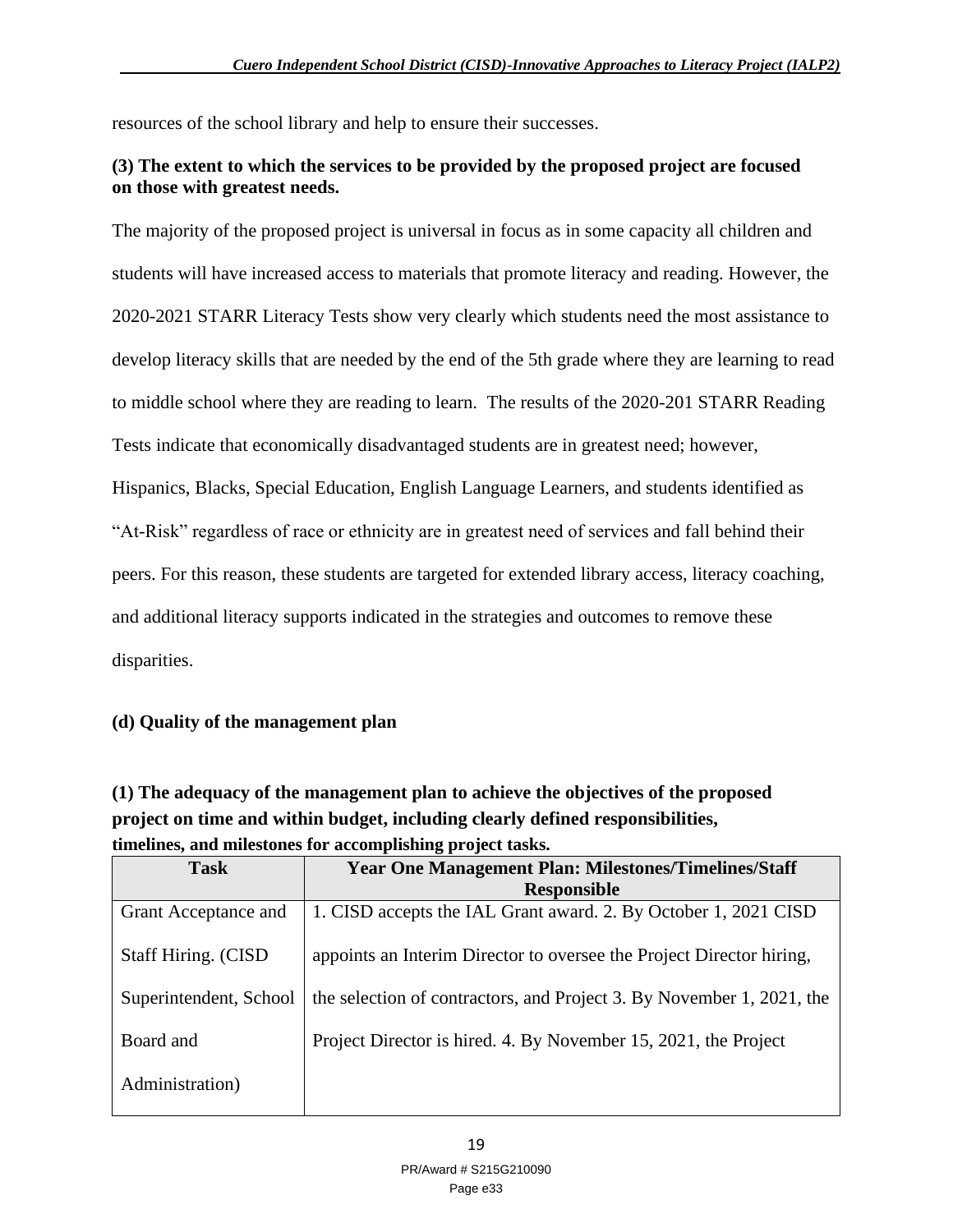resources of the school library and help to ensure their successes.

**(3) The extent to which the services to be provided by the proposed project are focused on those with greatest needs.**

The majority of the proposed project is universal in focus as in some capacity all children and students will have increased access to materials that promote literacy and reading. However, the 2020-2021 STARR Literacy Tests show very clearly which students need the most assistance to develop literacy skills that are needed by the end of the 5th grade where they are learning to read to middle school where they are reading to learn. The results of the 2020-201 STARR Reading Tests indicate that economically disadvantaged students are in greatest need; however, Hispanics, Blacks, Special Education, English Language Learners, and students identified as "At-Risk" regardless of race or ethnicity are in greatest need of services and fall behind their peers. For this reason, these students are targeted for extended library access, literacy coaching, and additional literacy supports indicated in the strategies and outcomes to remove these disparities.

**(d) Quality of the management plan**

**(1) The adequacy of the management plan to achieve the objectives of the proposed project on time and within budget, including clearly defined responsibilities, timelines, and milestones for accomplishing project tasks.**

| Task | Year One Management Plan: Milestones/Timelines/Staff Responsible |
|---|---|
| Grant Acceptance and Staff Hiring. (CISD Superintendent, School Board and Administration) | 1. CISD accepts the IAL Grant award. 2. By October 1, 2021 CISD appoints an Interim Director to oversee the Project Director hiring, the selection of contractors, and Project 3. By November 1, 2021, the Project Director is hired. 4. By November 15, 2021, the Project |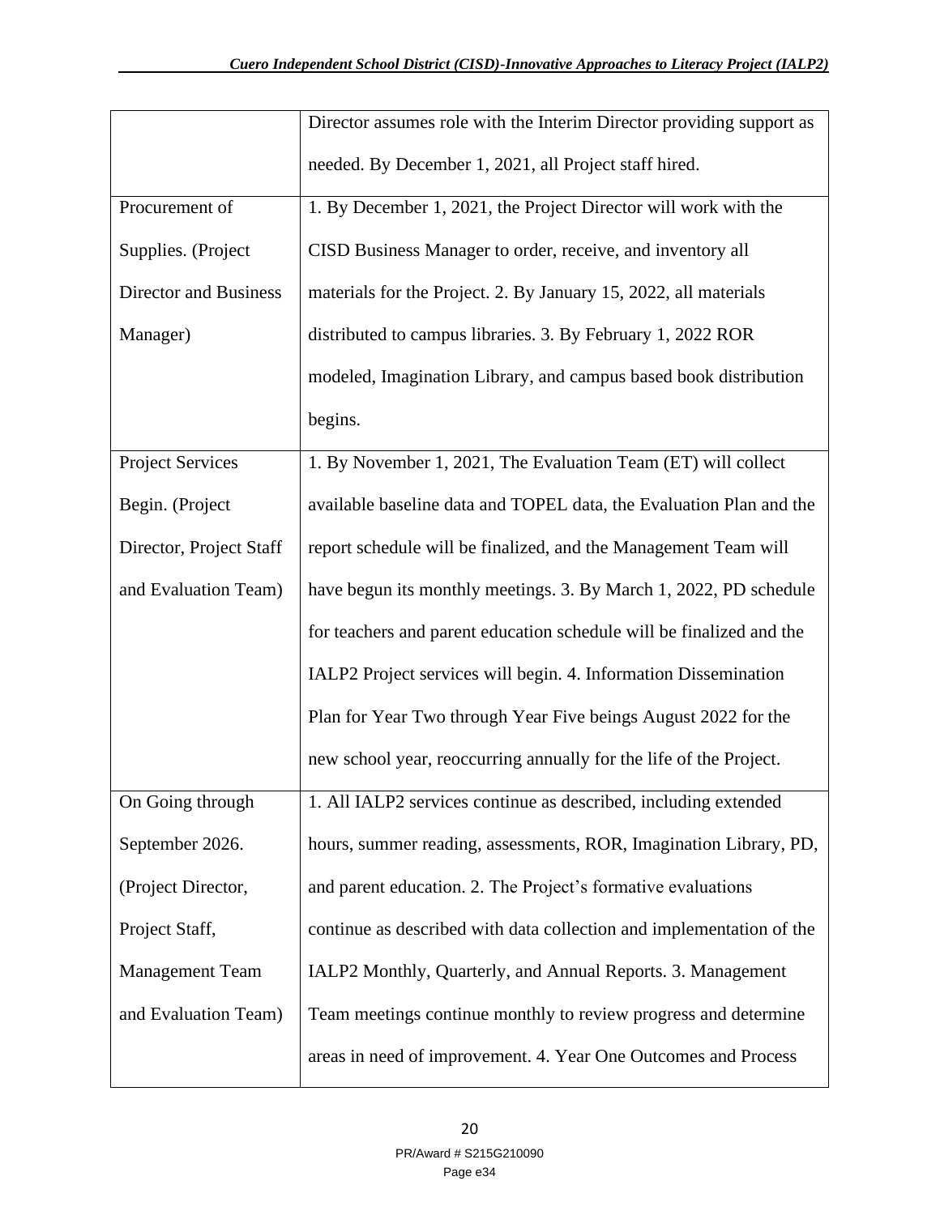| | |
|---|---|
| | Director assumes role with the Interim Director providing support as needed. By December 1, 2021, all Project staff hired. |
| Procurement of Supplies. (Project Director and Business Manager) | 1. By December 1, 2021, the Project Director will work with the CISD Business Manager to order, receive, and inventory all materials for the Project. 2. By January 15, 2022, all materials distributed to campus libraries. 3. By February 1, 2022 ROR modeled, Imagination Library, and campus based book distribution begins. |
| Project Services Begin. (Project Director, Project Staff and Evaluation Team) | 1. By November 1, 2021, The Evaluation Team (ET) will collect available baseline data and TOPEL data, the Evaluation Plan and the report schedule will be finalized, and the Management Team will have begun its monthly meetings. 3. By March 1, 2022, PD schedule for teachers and parent education schedule will be finalized and the IALP2 Project services will begin. 4. Information Dissemination Plan for Year Two through Year Five beings August 2022 for the new school year, reoccurring annually for the life of the Project. |
| On Going through September 2026. (Project Director, Project Staff, Management Team and Evaluation Team) | 1. All IALP2 services continue as described, including extended hours, summer reading, assessments, ROR, Imagination Library, PD, and parent education. 2. The Project's formative evaluations continue as described with data collection and implementation of the IALP2 Monthly, Quarterly, and Annual Reports. 3. Management Team meetings continue monthly to review progress and determine areas in need of improvement. 4. Year One Outcomes and Process |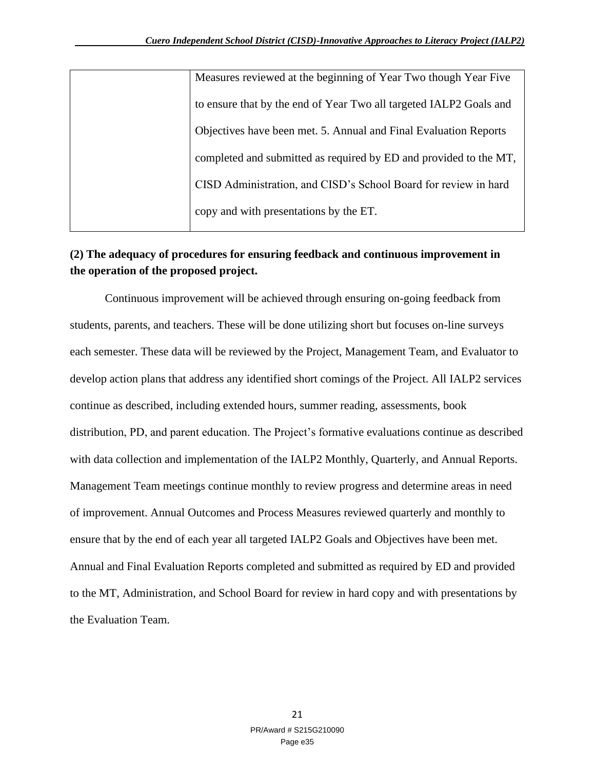|  | Measures reviewed at the beginning of Year Two though Year Five to ensure that by the end of Year Two all targeted IALP2 Goals and Objectives have been met. 5. Annual and Final Evaluation Reports completed and submitted as required by ED and provided to the MT, CISD Administration, and CISD's School Board for review in hard copy and with presentations by the ET. |
|---|---|

**(2) The adequacy of procedures for ensuring feedback and continuous improvement in the operation of the proposed project.**

Continuous improvement will be achieved through ensuring on-going feedback from students, parents, and teachers. These will be done utilizing short but focuses on-line surveys each semester. These data will be reviewed by the Project, Management Team, and Evaluator to develop action plans that address any identified short comings of the Project. All IALP2 services continue as described, including extended hours, summer reading, assessments, book distribution, PD, and parent education. The Project's formative evaluations continue as described with data collection and implementation of the IALP2 Monthly, Quarterly, and Annual Reports. Management Team meetings continue monthly to review progress and determine areas in need of improvement. Annual Outcomes and Process Measures reviewed quarterly and monthly to ensure that by the end of each year all targeted IALP2 Goals and Objectives have been met. Annual and Final Evaluation Reports completed and submitted as required by ED and provided to the MT, Administration, and School Board for review in hard copy and with presentations by the Evaluation Team.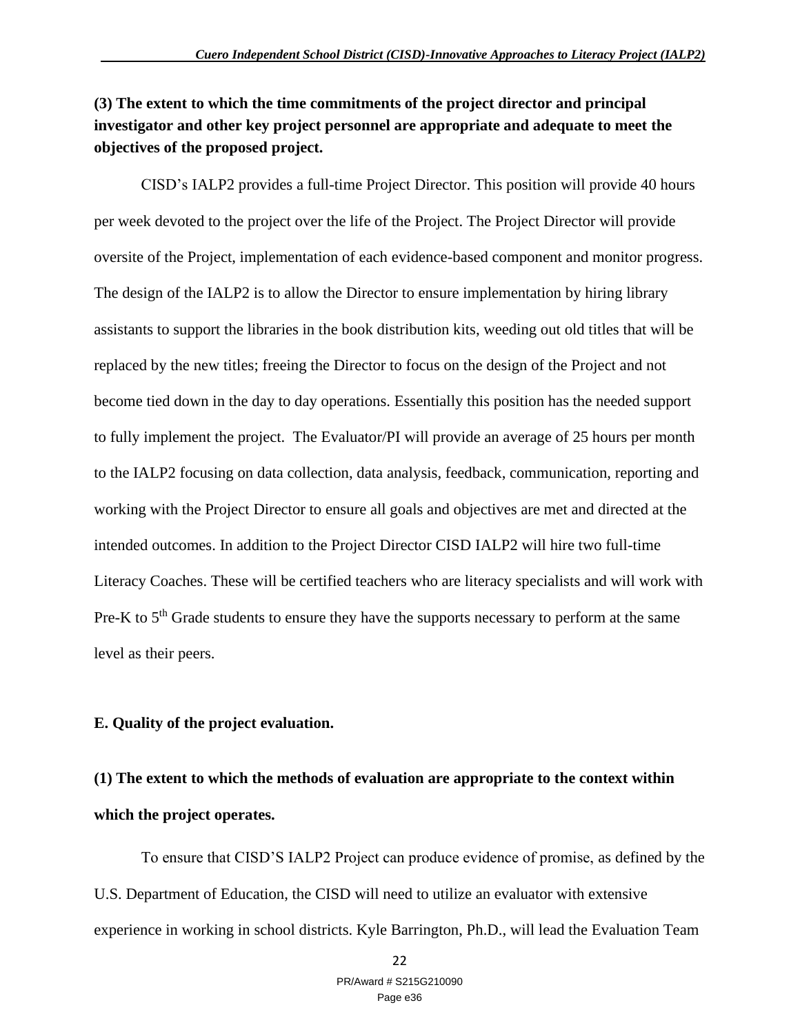**(3) The extent to which the time commitments of the project director and principal investigator and other key project personnel are appropriate and adequate to meet the objectives of the proposed project.**

CISD's IALP2 provides a full-time Project Director. This position will provide 40 hours per week devoted to the project over the life of the Project. The Project Director will provide oversite of the Project, implementation of each evidence-based component and monitor progress. The design of the IALP2 is to allow the Director to ensure implementation by hiring library assistants to support the libraries in the book distribution kits, weeding out old titles that will be replaced by the new titles; freeing the Director to focus on the design of the Project and not become tied down in the day to day operations. Essentially this position has the needed support to fully implement the project. The Evaluator/PI will provide an average of 25 hours per month to the IALP2 focusing on data collection, data analysis, feedback, communication, reporting and working with the Project Director to ensure all goals and objectives are met and directed at the intended outcomes. In addition to the Project Director CISD IALP2 will hire two full-time Literacy Coaches. These will be certified teachers who are literacy specialists and will work with Pre-K to 5th Grade students to ensure they have the supports necessary to perform at the same level as their peers.

**E. Quality of the project evaluation.**

**(1) The extent to which the methods of evaluation are appropriate to the context within which the project operates.**

To ensure that CISD'S IALP2 Project can produce evidence of promise, as defined by the U.S. Department of Education, the CISD will need to utilize an evaluator with extensive experience in working in school districts. Kyle Barrington, Ph.D., will lead the Evaluation Team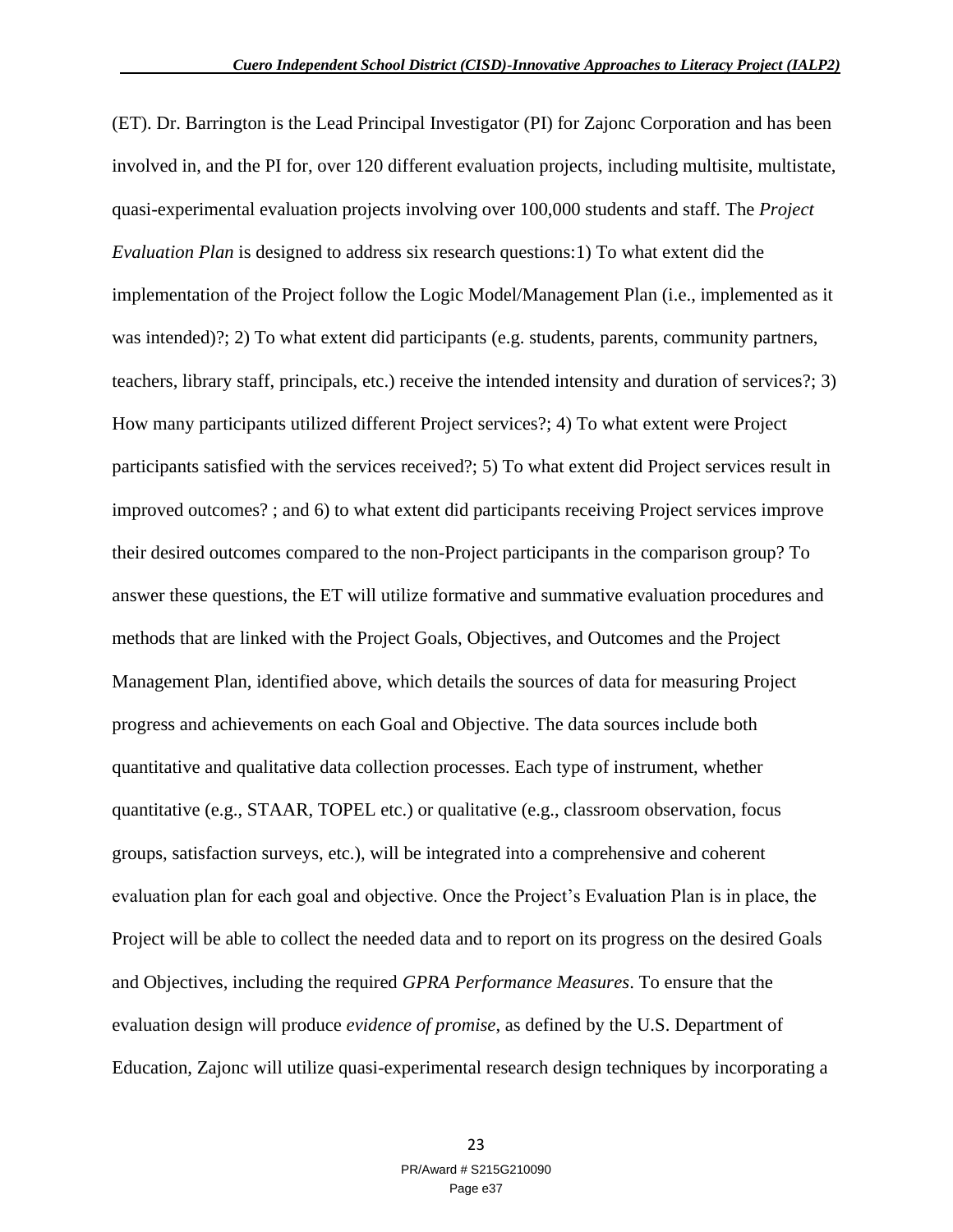(ET). Dr. Barrington is the Lead Principal Investigator (PI) for Zajonc Corporation and has been involved in, and the PI for, over 120 different evaluation projects, including multisite, multistate, quasi-experimental evaluation projects involving over 100,000 students and staff. The *Project Evaluation Plan* is designed to address six research questions:1) To what extent did the implementation of the Project follow the Logic Model/Management Plan (i.e., implemented as it was intended)?; 2) To what extent did participants (e.g. students, parents, community partners, teachers, library staff, principals, etc.) receive the intended intensity and duration of services?; 3) How many participants utilized different Project services?; 4) To what extent were Project participants satisfied with the services received?; 5) To what extent did Project services result in improved outcomes? ; and 6) to what extent did participants receiving Project services improve their desired outcomes compared to the non-Project participants in the comparison group? To answer these questions, the ET will utilize formative and summative evaluation procedures and methods that are linked with the Project Goals, Objectives, and Outcomes and the Project Management Plan, identified above, which details the sources of data for measuring Project progress and achievements on each Goal and Objective. The data sources include both quantitative and qualitative data collection processes. Each type of instrument, whether quantitative (e.g., STAAR, TOPEL etc.) or qualitative (e.g., classroom observation, focus groups, satisfaction surveys, etc.), will be integrated into a comprehensive and coherent evaluation plan for each goal and objective. Once the Project's Evaluation Plan is in place, the Project will be able to collect the needed data and to report on its progress on the desired Goals and Objectives, including the required *GPRA Performance Measures*. To ensure that the evaluation design will produce *evidence of promise*, as defined by the U.S. Department of Education, Zajonc will utilize quasi-experimental research design techniques by incorporating a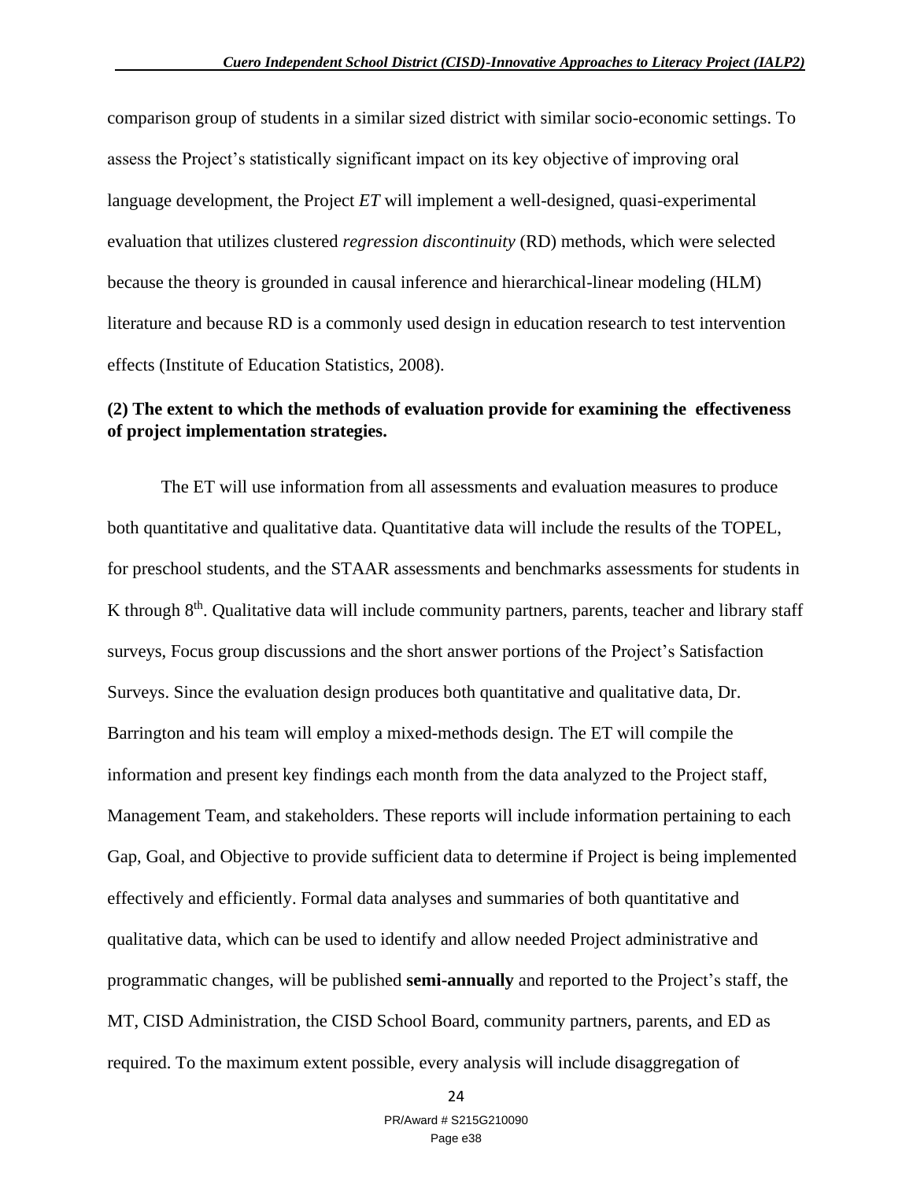comparison group of students in a similar sized district with similar socio-economic settings. To assess the Project's statistically significant impact on its key objective of improving oral language development, the Project *ET* will implement a well-designed, quasi-experimental evaluation that utilizes clustered *regression discontinuity* (RD) methods, which were selected because the theory is grounded in causal inference and hierarchical-linear modeling (HLM) literature and because RD is a commonly used design in education research to test intervention effects (Institute of Education Statistics, 2008).

**(2) The extent to which the methods of evaluation provide for examining the effectiveness of project implementation strategies.**

The ET will use information from all assessments and evaluation measures to produce both quantitative and qualitative data. Quantitative data will include the results of the TOPEL, for preschool students, and the STAAR assessments and benchmarks assessments for students in K through 8th. Qualitative data will include community partners, parents, teacher and library staff surveys, Focus group discussions and the short answer portions of the Project's Satisfaction Surveys. Since the evaluation design produces both quantitative and qualitative data, Dr. Barrington and his team will employ a mixed-methods design. The ET will compile the information and present key findings each month from the data analyzed to the Project staff, Management Team, and stakeholders. These reports will include information pertaining to each Gap, Goal, and Objective to provide sufficient data to determine if Project is being implemented effectively and efficiently. Formal data analyses and summaries of both quantitative and qualitative data, which can be used to identify and allow needed Project administrative and programmatic changes, will be published **semi-annually** and reported to the Project's staff, the MT, CISD Administration, the CISD School Board, community partners, parents, and ED as required. To the maximum extent possible, every analysis will include disaggregation of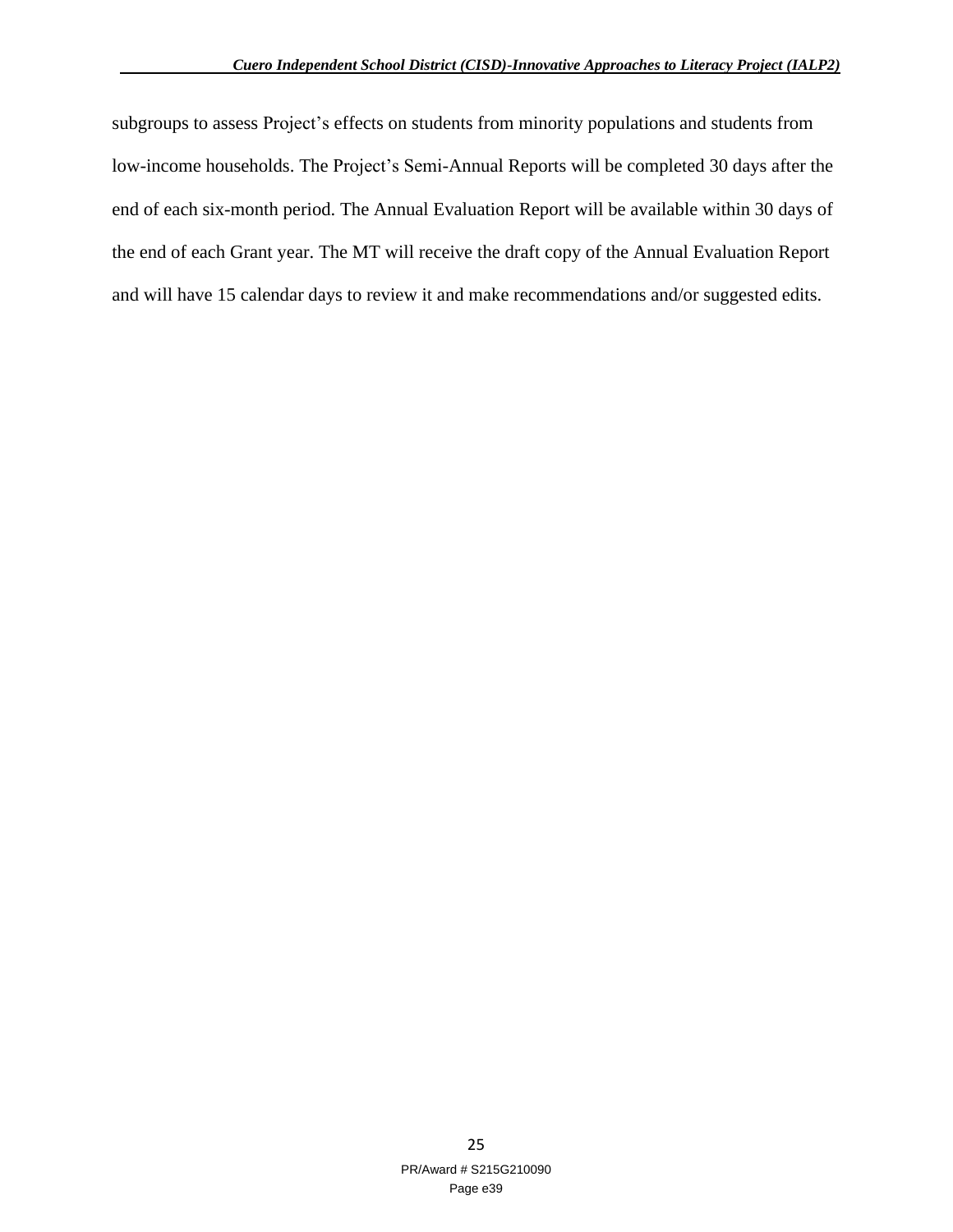subgroups to assess Project's effects on students from minority populations and students from low-income households. The Project's Semi-Annual Reports will be completed 30 days after the end of each six-month period. The Annual Evaluation Report will be available within 30 days of the end of each Grant year. The MT will receive the draft copy of the Annual Evaluation Report and will have 15 calendar days to review it and make recommendations and/or suggested edits.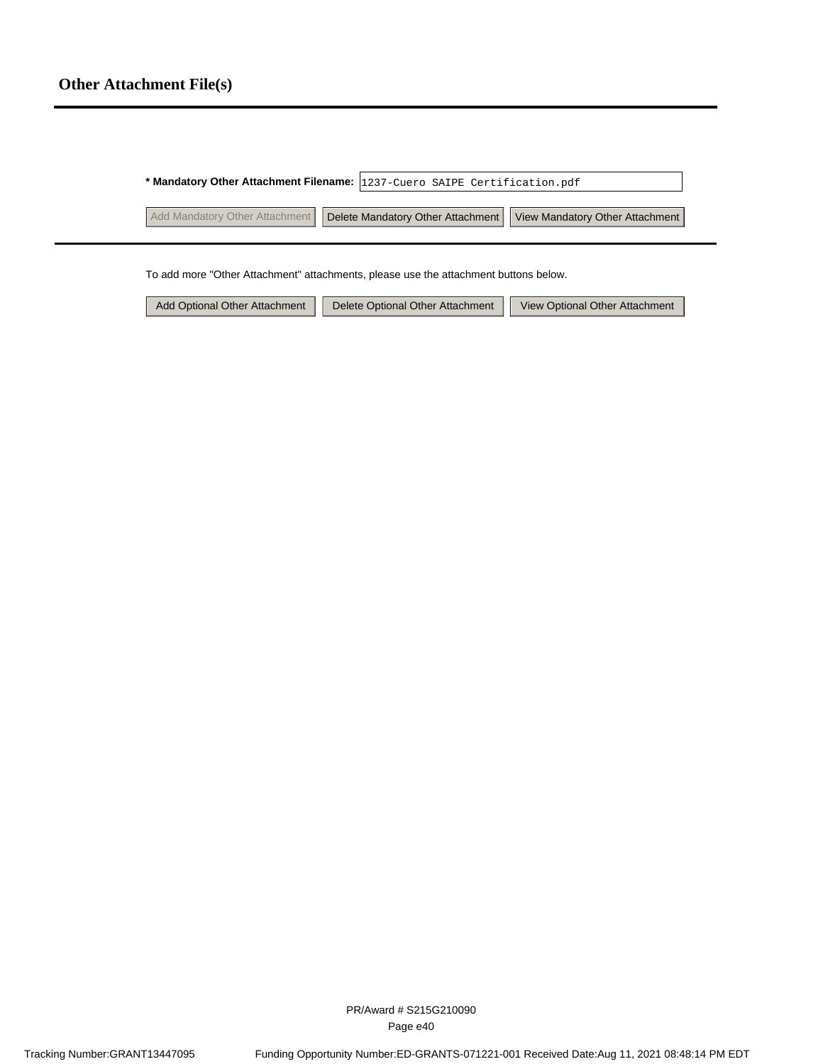# Other Attachment File(s)

**\* Mandatory Other Attachment Filename:** 1237-Cuero SAIPE Certification.pdf

Add Mandatory Other Attachment | Delete Mandatory Other Attachment | View Mandatory Other Attachment

To add more "Other Attachment" attachments, please use the attachment buttons below.

Add Optional Other Attachment | Delete Optional Other Attachment | View Optional Other Attachment

PR/Award # S215G210090

Tracking Number:GRANT13447095 Funding Opportunity Number:ED-GRANTS-071221-001 Received Date:Aug 11, 2021 08:48:14 PM EDT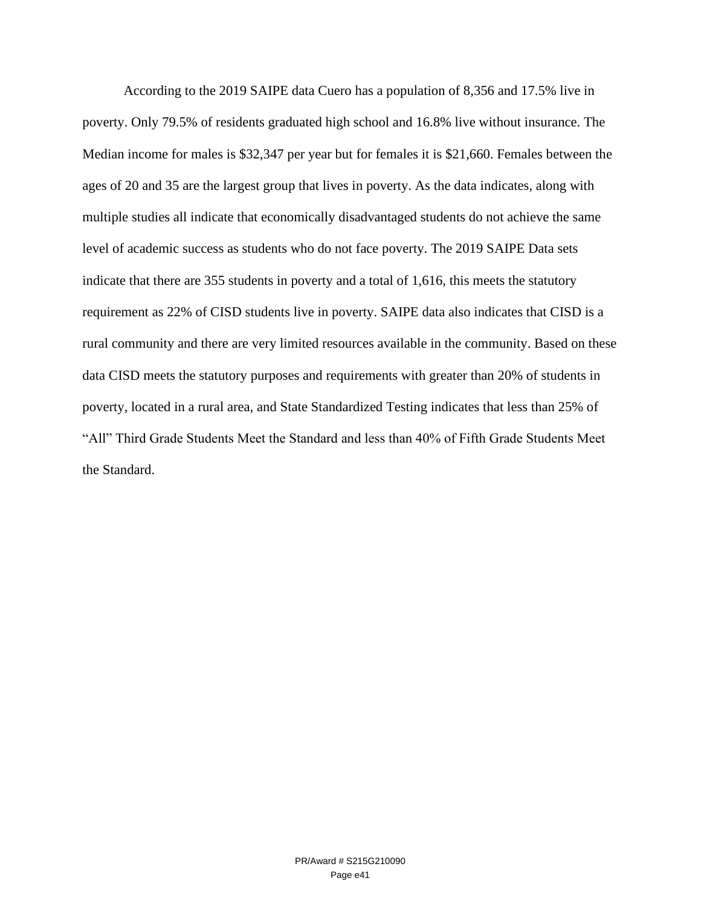According to the 2019 SAIPE data Cuero has a population of 8,356 and 17.5% live in poverty. Only 79.5% of residents graduated high school and 16.8% live without insurance. The Median income for males is $32,347 per year but for females it is $21,660. Females between the ages of 20 and 35 are the largest group that lives in poverty. As the data indicates, along with multiple studies all indicate that economically disadvantaged students do not achieve the same level of academic success as students who do not face poverty. The 2019 SAIPE Data sets indicate that there are 355 students in poverty and a total of 1,616, this meets the statutory requirement as 22% of CISD students live in poverty. SAIPE data also indicates that CISD is a rural community and there are very limited resources available in the community. Based on these data CISD meets the statutory purposes and requirements with greater than 20% of students in poverty, located in a rural area, and State Standardized Testing indicates that less than 25% of "All" Third Grade Students Meet the Standard and less than 40% of Fifth Grade Students Meet the Standard.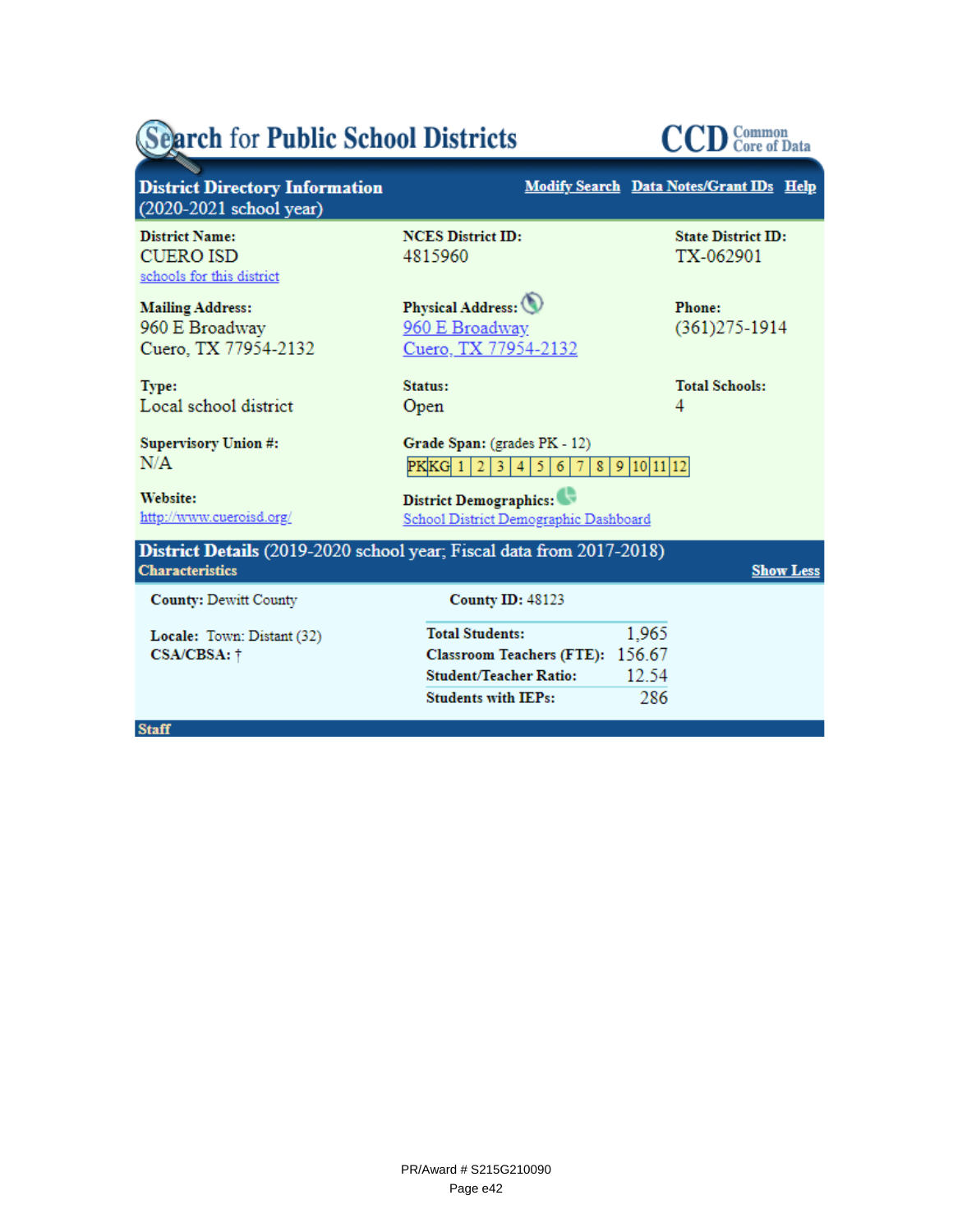# Search for Public School Districts

**CCD** Common Core of Data

## District Directory Information (2020-2021 school year)

Modify Search  Data Notes/Grant IDs  Help

**District Name:**
CUERO ISD
schools for this district

**NCES District ID:**
4815960

**State District ID:**
TX-062901

**Mailing Address:**
960 E Broadway
Cuero, TX 77954-2132

**Physical Address:**
960 E Broadway
Cuero, TX 77954-2132

**Phone:**
(361)275-1914

**Type:**
Local school district

**Status:**
Open

**Total Schools:**
4

**Supervisory Union #:**
N/A

**Grade Span:** (grades PK - 12)

| PK | KG | 1 | 2 | 3 | 4 | 5 | 6 | 7 | 8 | 9 | 10 | 11 | 12 |
|---|---|---|---|---|---|---|---|---|---|---|---|---|---|

**Website:**
http://www.cueroisd.org/

**District Demographics:**
School District Demographic Dashboard

## District Details (2019-2020 school year; Fiscal data from 2017-2018)

**Characteristics**

Show Less

**County:** Dewitt County

**County ID:** 48123

**Locale:** Town: Distant (32)

**CSA/CBSA:** †

| | |
|---|---|
| **Total Students:** | 1,965 |
| **Classroom Teachers (FTE):** | 156.67 |
| **Student/Teacher Ratio:** | 12.54 |
| **Students with IEPs:** | 286 |

**Staff**

PR/Award # S215G210090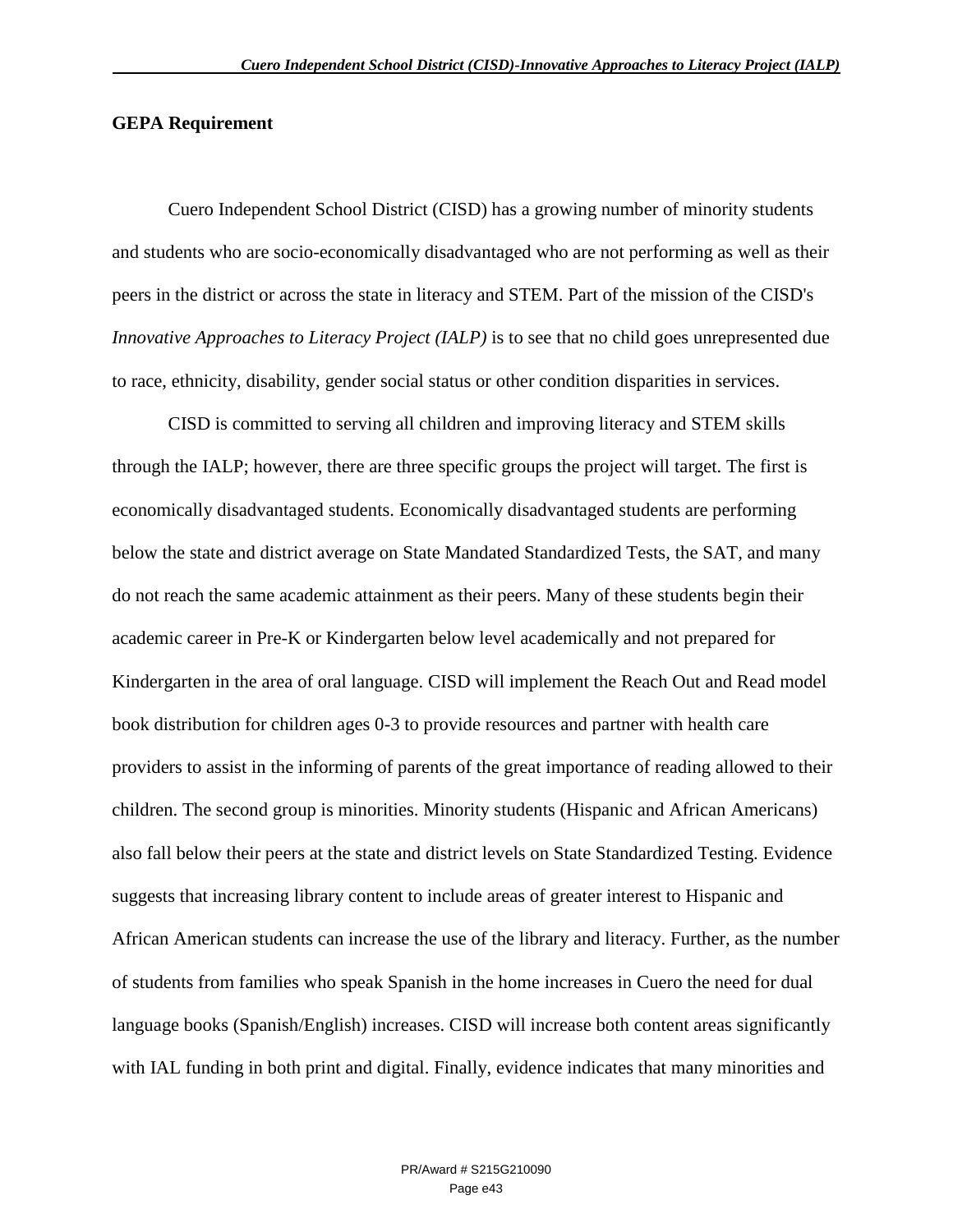## GEPA Requirement

Cuero Independent School District (CISD) has a growing number of minority students and students who are socio-economically disadvantaged who are not performing as well as their peers in the district or across the state in literacy and STEM. Part of the mission of the CISD's *Innovative Approaches to Literacy Project (IALP)* is to see that no child goes unrepresented due to race, ethnicity, disability, gender social status or other condition disparities in services.

CISD is committed to serving all children and improving literacy and STEM skills through the IALP; however, there are three specific groups the project will target. The first is economically disadvantaged students. Economically disadvantaged students are performing below the state and district average on State Mandated Standardized Tests, the SAT, and many do not reach the same academic attainment as their peers. Many of these students begin their academic career in Pre-K or Kindergarten below level academically and not prepared for Kindergarten in the area of oral language. CISD will implement the Reach Out and Read model book distribution for children ages 0-3 to provide resources and partner with health care providers to assist in the informing of parents of the great importance of reading allowed to their children. The second group is minorities. Minority students (Hispanic and African Americans) also fall below their peers at the state and district levels on State Standardized Testing. Evidence suggests that increasing library content to include areas of greater interest to Hispanic and African American students can increase the use of the library and literacy. Further, as the number of students from families who speak Spanish in the home increases in Cuero the need for dual language books (Spanish/English) increases. CISD will increase both content areas significantly with IAL funding in both print and digital. Finally, evidence indicates that many minorities and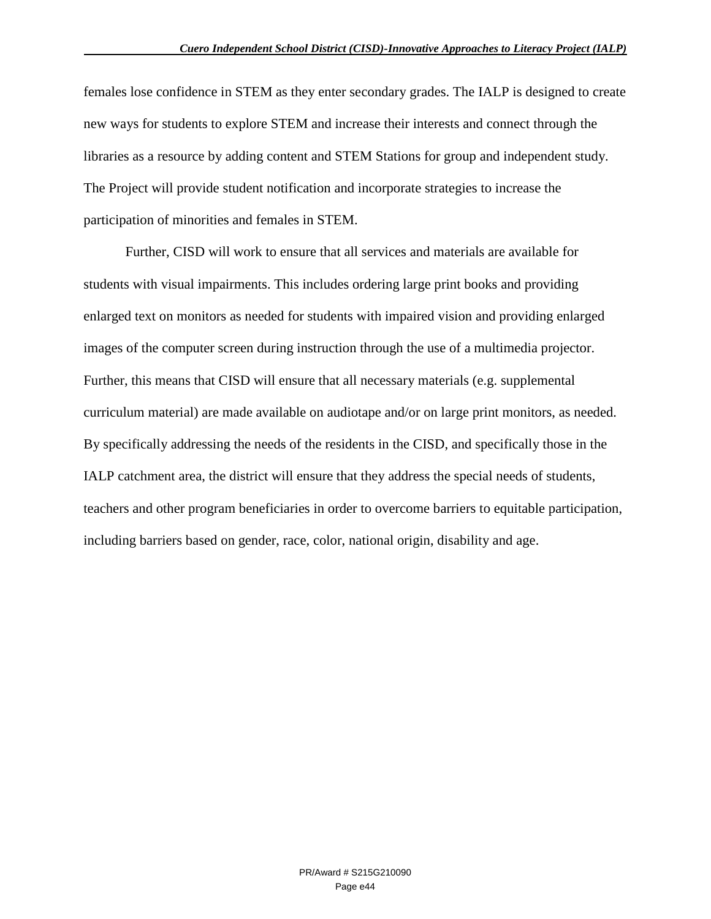females lose confidence in STEM as they enter secondary grades. The IALP is designed to create new ways for students to explore STEM and increase their interests and connect through the libraries as a resource by adding content and STEM Stations for group and independent study. The Project will provide student notification and incorporate strategies to increase the participation of minorities and females in STEM.

Further, CISD will work to ensure that all services and materials are available for students with visual impairments. This includes ordering large print books and providing enlarged text on monitors as needed for students with impaired vision and providing enlarged images of the computer screen during instruction through the use of a multimedia projector. Further, this means that CISD will ensure that all necessary materials (e.g. supplemental curriculum material) are made available on audiotape and/or on large print monitors, as needed. By specifically addressing the needs of the residents in the CISD, and specifically those in the IALP catchment area, the district will ensure that they address the special needs of students, teachers and other program beneficiaries in order to overcome barriers to equitable participation, including barriers based on gender, race, color, national origin, disability and age.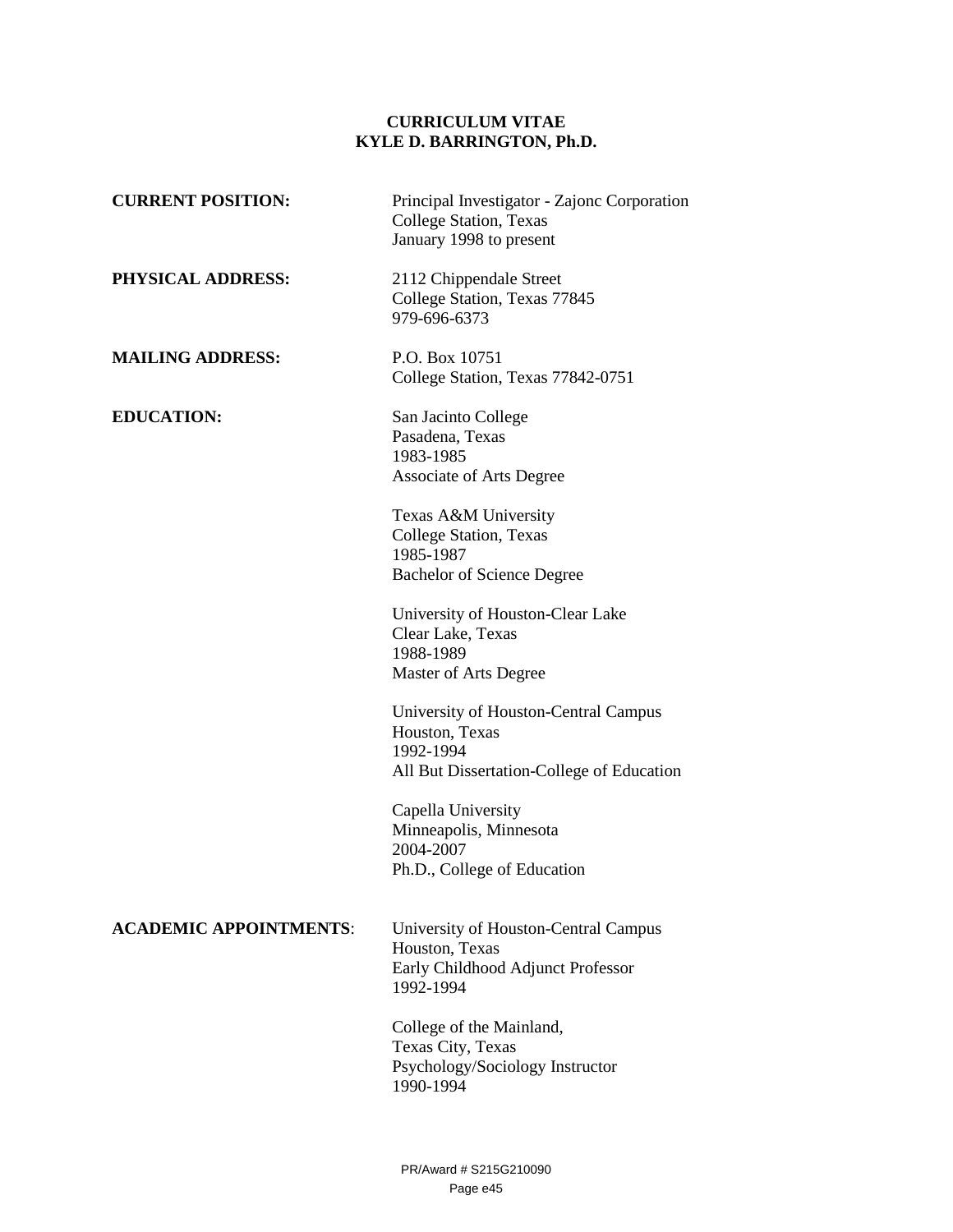# CURRICULUM VITAE
# KYLE D. BARRINGTON, Ph.D.

**CURRENT POSITION:**
Principal Investigator - Zajonc Corporation
College Station, Texas
January 1998 to present

**PHYSICAL ADDRESS:**
2112 Chippendale Street
College Station, Texas 77845
979-696-6373

**MAILING ADDRESS:**
P.O. Box 10751
College Station, Texas 77842-0751

**EDUCATION:**

San Jacinto College
Pasadena, Texas
1983-1985
Associate of Arts Degree

Texas A&M University
College Station, Texas
1985-1987
Bachelor of Science Degree

University of Houston-Clear Lake
Clear Lake, Texas
1988-1989
Master of Arts Degree

University of Houston-Central Campus
Houston, Texas
1992-1994
All But Dissertation-College of Education

Capella University
Minneapolis, Minnesota
2004-2007
Ph.D., College of Education

**ACADEMIC APPOINTMENTS**:

University of Houston-Central Campus
Houston, Texas
Early Childhood Adjunct Professor
1992-1994

College of the Mainland,
Texas City, Texas
Psychology/Sociology Instructor
1990-1994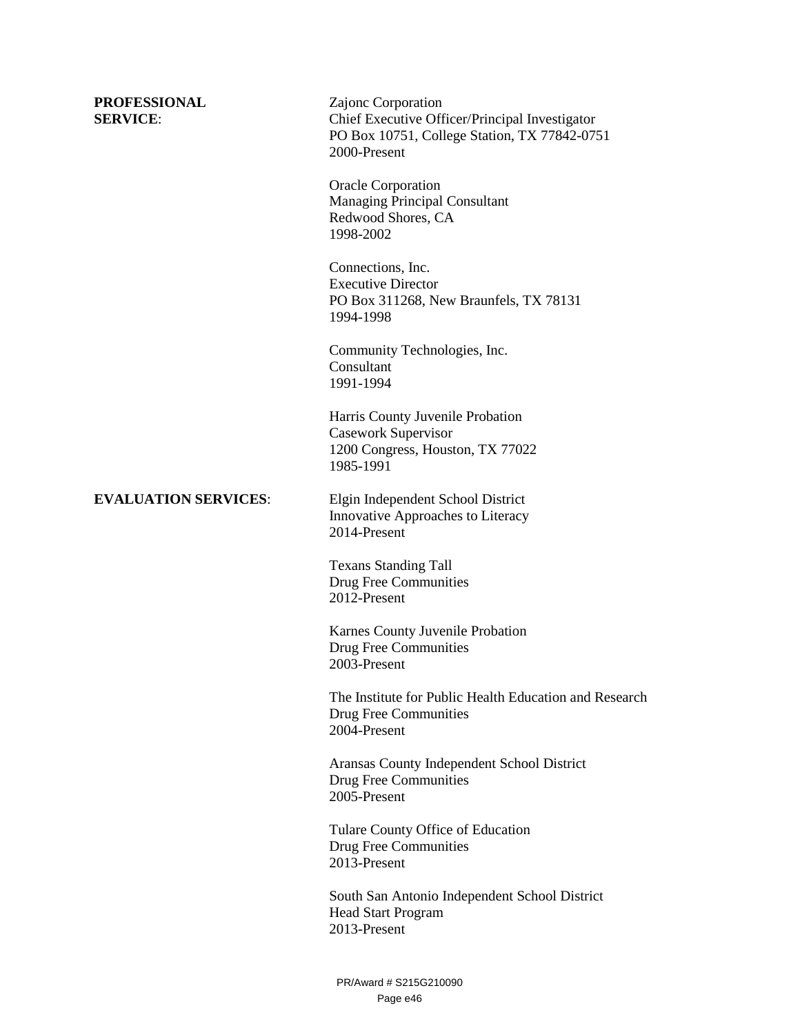**PROFESSIONAL SERVICE**:

Zajonc Corporation
Chief Executive Officer/Principal Investigator
PO Box 10751, College Station, TX 77842-0751
2000-Present

Oracle Corporation
Managing Principal Consultant
Redwood Shores, CA
1998-2002

Connections, Inc.
Executive Director
PO Box 311268, New Braunfels, TX 78131
1994-1998

Community Technologies, Inc.
Consultant
1991-1994

Harris County Juvenile Probation
Casework Supervisor
1200 Congress, Houston, TX 77022
1985-1991

**EVALUATION SERVICES**:

Elgin Independent School District
Innovative Approaches to Literacy
2014-Present

Texans Standing Tall
Drug Free Communities
2012-Present

Karnes County Juvenile Probation
Drug Free Communities
2003-Present

The Institute for Public Health Education and Research
Drug Free Communities
2004-Present

Aransas County Independent School District
Drug Free Communities
2005-Present

Tulare County Office of Education
Drug Free Communities
2013-Present

South San Antonio Independent School District
Head Start Program
2013-Present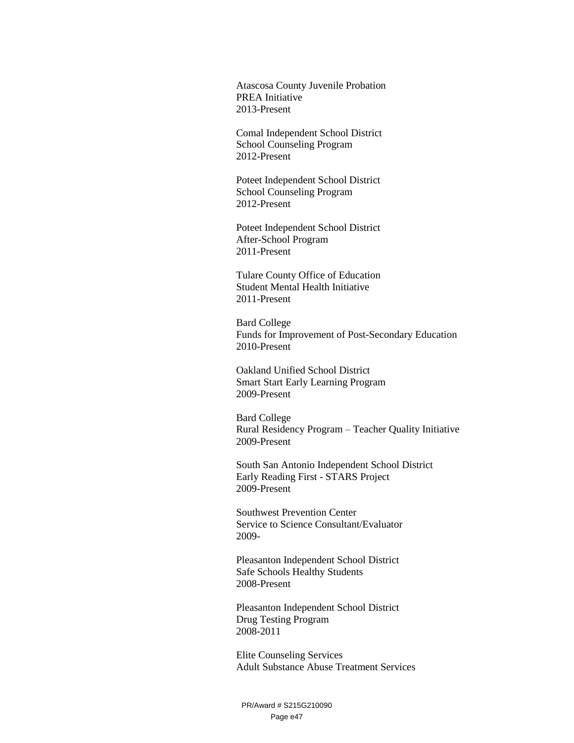Atascosa County Juvenile Probation
PREA Initiative
2013-Present

Comal Independent School District
School Counseling Program
2012-Present

Poteet Independent School District
School Counseling Program
2012-Present

Poteet Independent School District
After-School Program
2011-Present

Tulare County Office of Education
Student Mental Health Initiative
2011-Present

Bard College
Funds for Improvement of Post-Secondary Education
2010-Present

Oakland Unified School District
Smart Start Early Learning Program
2009-Present

Bard College
Rural Residency Program – Teacher Quality Initiative
2009-Present

South San Antonio Independent School District
Early Reading First - STARS Project
2009-Present

Southwest Prevention Center
Service to Science Consultant/Evaluator
2009-

Pleasanton Independent School District
Safe Schools Healthy Students
2008-Present

Pleasanton Independent School District
Drug Testing Program
2008-2011

Elite Counseling Services
Adult Substance Abuse Treatment Services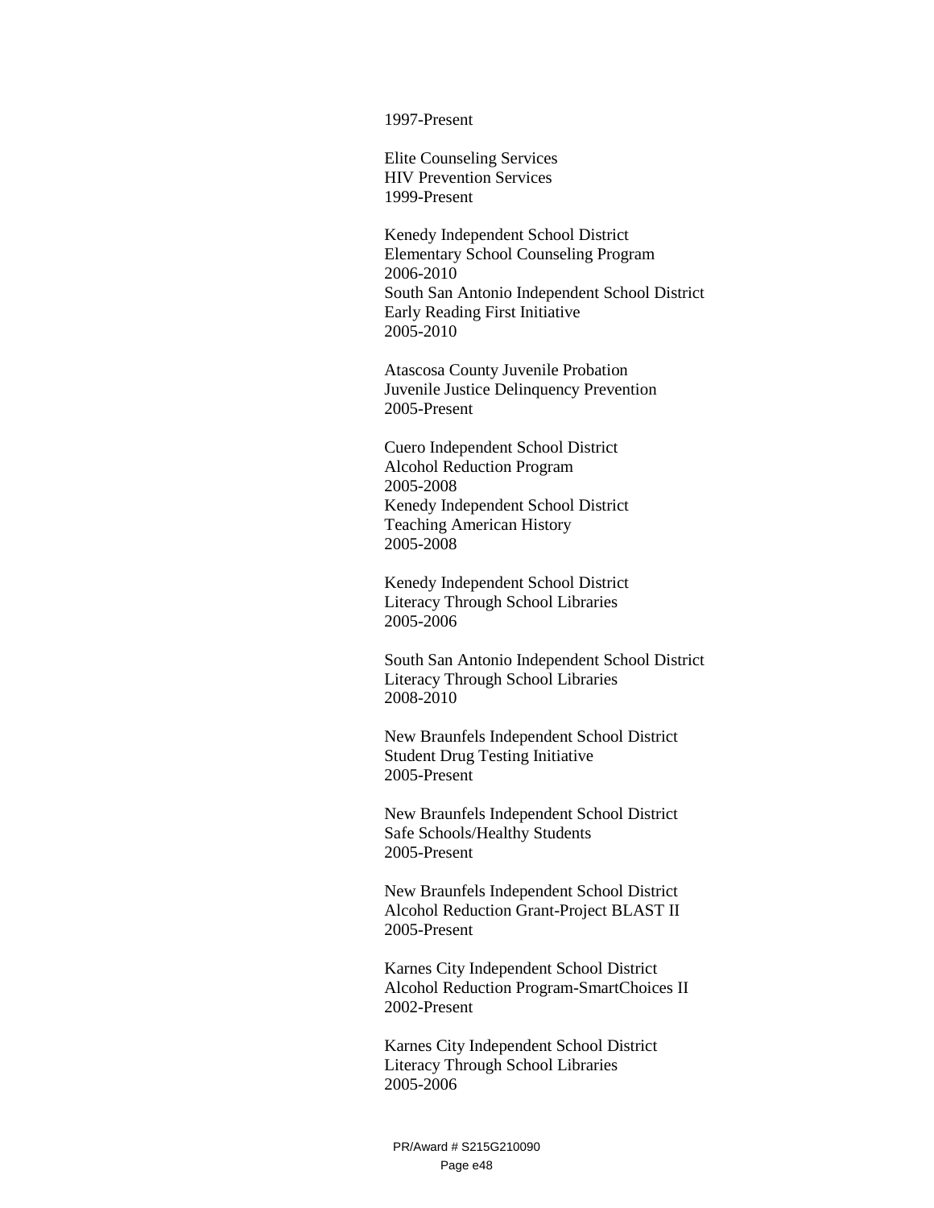1997-Present

Elite Counseling Services
HIV Prevention Services
1999-Present

Kenedy Independent School District
Elementary School Counseling Program
2006-2010
South San Antonio Independent School District
Early Reading First Initiative
2005-2010

Atascosa County Juvenile Probation
Juvenile Justice Delinquency Prevention
2005-Present

Cuero Independent School District
Alcohol Reduction Program
2005-2008
Kenedy Independent School District
Teaching American History
2005-2008

Kenedy Independent School District
Literacy Through School Libraries
2005-2006

South San Antonio Independent School District
Literacy Through School Libraries
2008-2010

New Braunfels Independent School District
Student Drug Testing Initiative
2005-Present

New Braunfels Independent School District
Safe Schools/Healthy Students
2005-Present

New Braunfels Independent School District
Alcohol Reduction Grant-Project BLAST II
2005-Present

Karnes City Independent School District
Alcohol Reduction Program-SmartChoices II
2002-Present

Karnes City Independent School District
Literacy Through School Libraries
2005-2006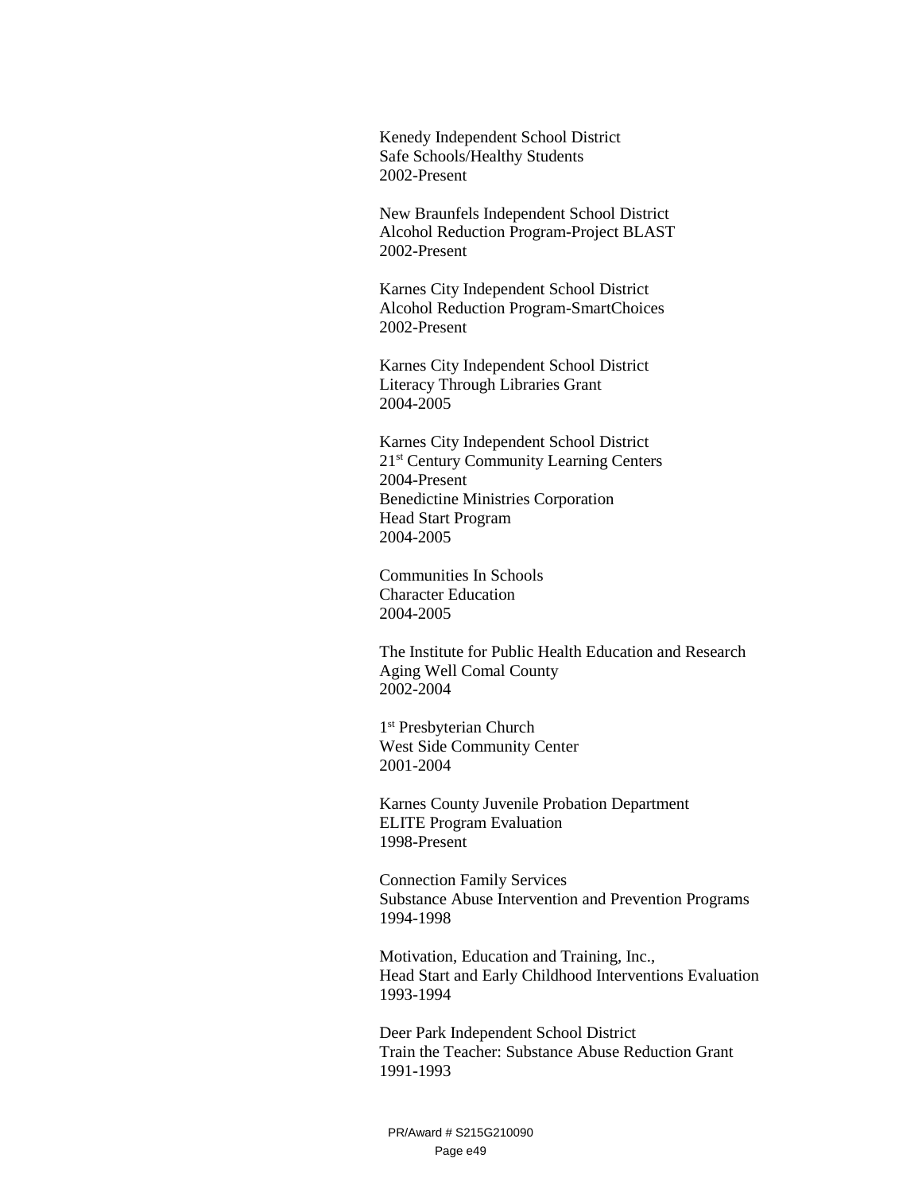Kenedy Independent School District
Safe Schools/Healthy Students
2002-Present

New Braunfels Independent School District
Alcohol Reduction Program-Project BLAST
2002-Present

Karnes City Independent School District
Alcohol Reduction Program-SmartChoices
2002-Present

Karnes City Independent School District
Literacy Through Libraries Grant
2004-2005

Karnes City Independent School District
21st Century Community Learning Centers
2004-Present
Benedictine Ministries Corporation
Head Start Program
2004-2005

Communities In Schools
Character Education
2004-2005

The Institute for Public Health Education and Research
Aging Well Comal County
2002-2004

1st Presbyterian Church
West Side Community Center
2001-2004

Karnes County Juvenile Probation Department
ELITE Program Evaluation
1998-Present

Connection Family Services
Substance Abuse Intervention and Prevention Programs
1994-1998

Motivation, Education and Training, Inc.,
Head Start and Early Childhood Interventions Evaluation
1993-1994

Deer Park Independent School District
Train the Teacher: Substance Abuse Reduction Grant
1991-1993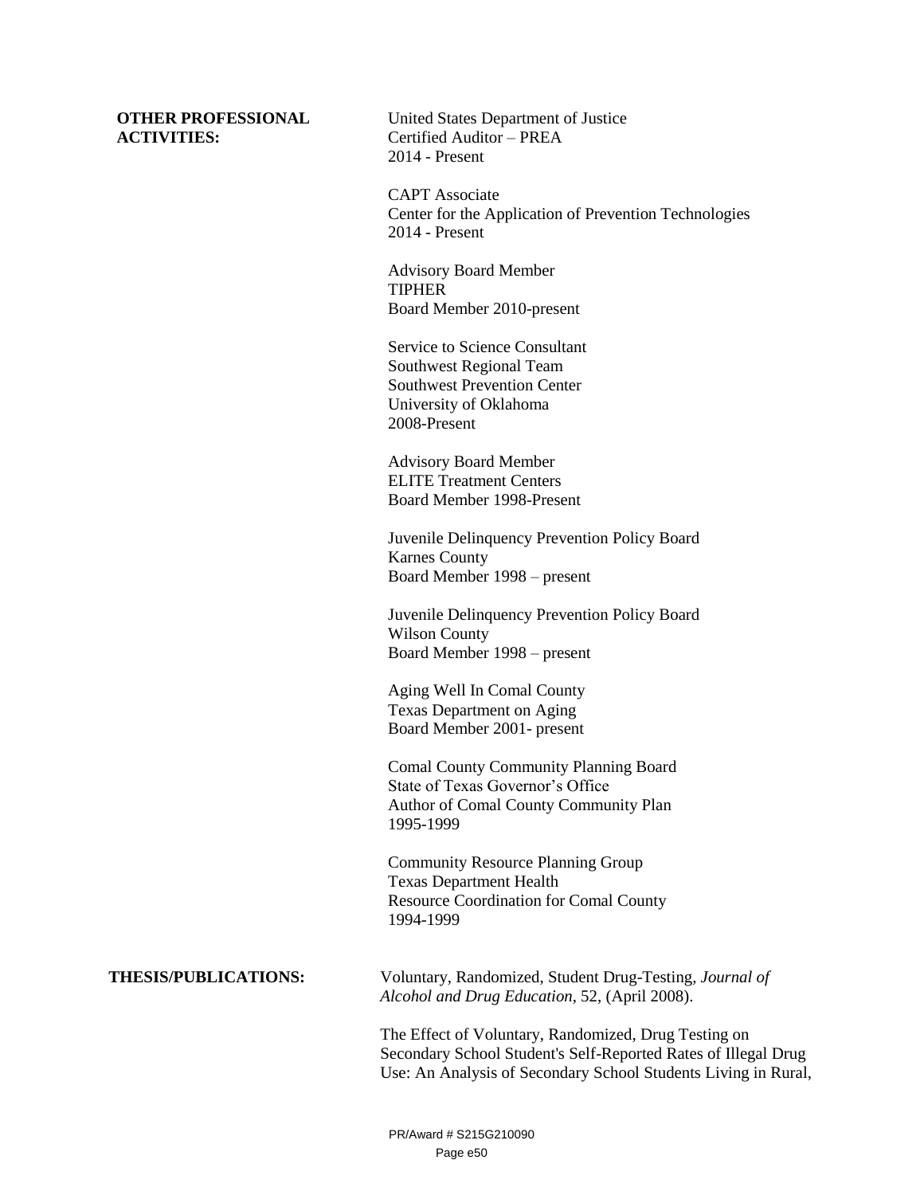**OTHER PROFESSIONAL ACTIVITIES:**

United States Department of Justice
Certified Auditor – PREA
2014 - Present

CAPT Associate
Center for the Application of Prevention Technologies
2014 - Present

Advisory Board Member
TIPHER
Board Member 2010-present

Service to Science Consultant
Southwest Regional Team
Southwest Prevention Center
University of Oklahoma
2008-Present

Advisory Board Member
ELITE Treatment Centers
Board Member 1998-Present

Juvenile Delinquency Prevention Policy Board
Karnes County
Board Member 1998 – present

Juvenile Delinquency Prevention Policy Board
Wilson County
Board Member 1998 – present

Aging Well In Comal County
Texas Department on Aging
Board Member 2001- present

Comal County Community Planning Board
State of Texas Governor's Office
Author of Comal County Community Plan
1995-1999

Community Resource Planning Group
Texas Department Health
Resource Coordination for Comal County
1994-1999

**THESIS/PUBLICATIONS:**

Voluntary, Randomized, Student Drug-Testing, *Journal of Alcohol and Drug Education*, 52, (April 2008).

The Effect of Voluntary, Randomized, Drug Testing on Secondary School Student's Self-Reported Rates of Illegal Drug Use: An Analysis of Secondary School Students Living in Rural,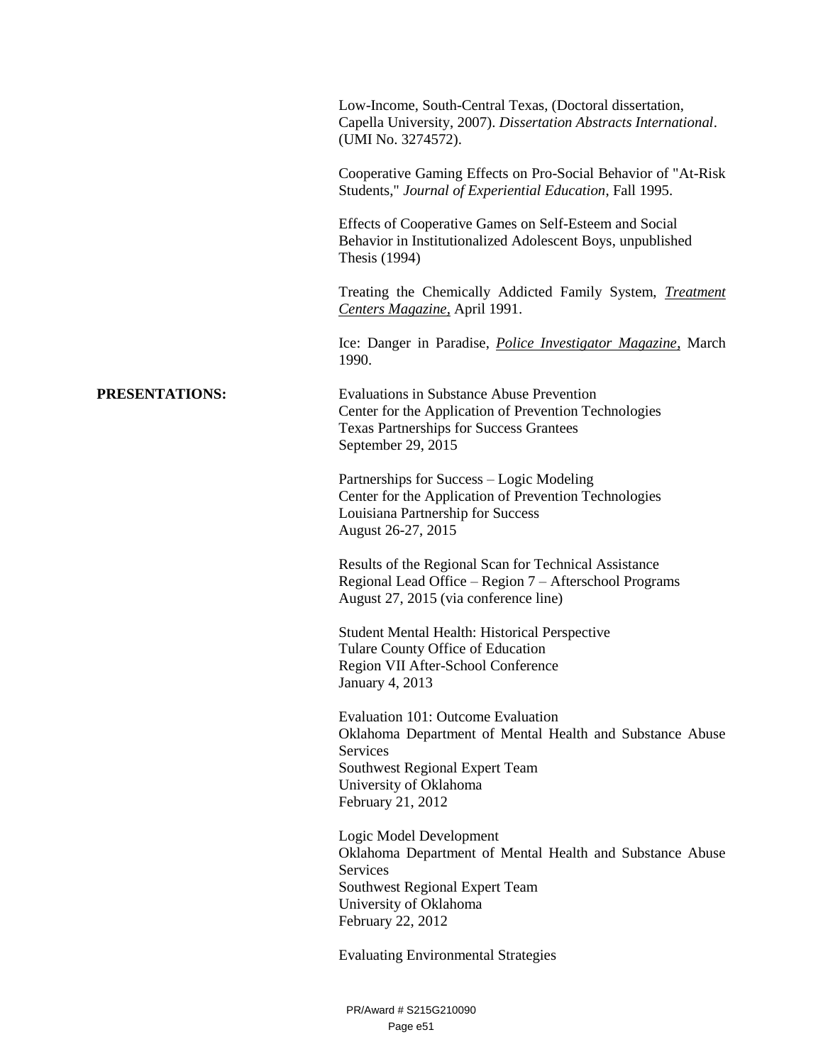Low-Income, South-Central Texas, (Doctoral dissertation, Capella University, 2007). *Dissertation Abstracts International*. (UMI No. 3274572).

Cooperative Gaming Effects on Pro-Social Behavior of "At-Risk Students," *Journal of Experiential Education*, Fall 1995.

Effects of Cooperative Games on Self-Esteem and Social Behavior in Institutionalized Adolescent Boys, unpublished Thesis (1994)

Treating the Chemically Addicted Family System, ***Treatment Centers Magazine***, April 1991.

Ice: Danger in Paradise, ***Police Investigator Magazine***, March 1990.

**PRESENTATIONS:**

Evaluations in Substance Abuse Prevention
Center for the Application of Prevention Technologies
Texas Partnerships for Success Grantees
September 29, 2015

Partnerships for Success – Logic Modeling
Center for the Application of Prevention Technologies
Louisiana Partnership for Success
August 26-27, 2015

Results of the Regional Scan for Technical Assistance
Regional Lead Office – Region 7 – Afterschool Programs
August 27, 2015 (via conference line)

Student Mental Health: Historical Perspective
Tulare County Office of Education
Region VII After-School Conference
January 4, 2013

Evaluation 101: Outcome Evaluation
Oklahoma Department of Mental Health and Substance Abuse Services
Southwest Regional Expert Team
University of Oklahoma
February 21, 2012

Logic Model Development
Oklahoma Department of Mental Health and Substance Abuse Services
Southwest Regional Expert Team
University of Oklahoma
February 22, 2012

Evaluating Environmental Strategies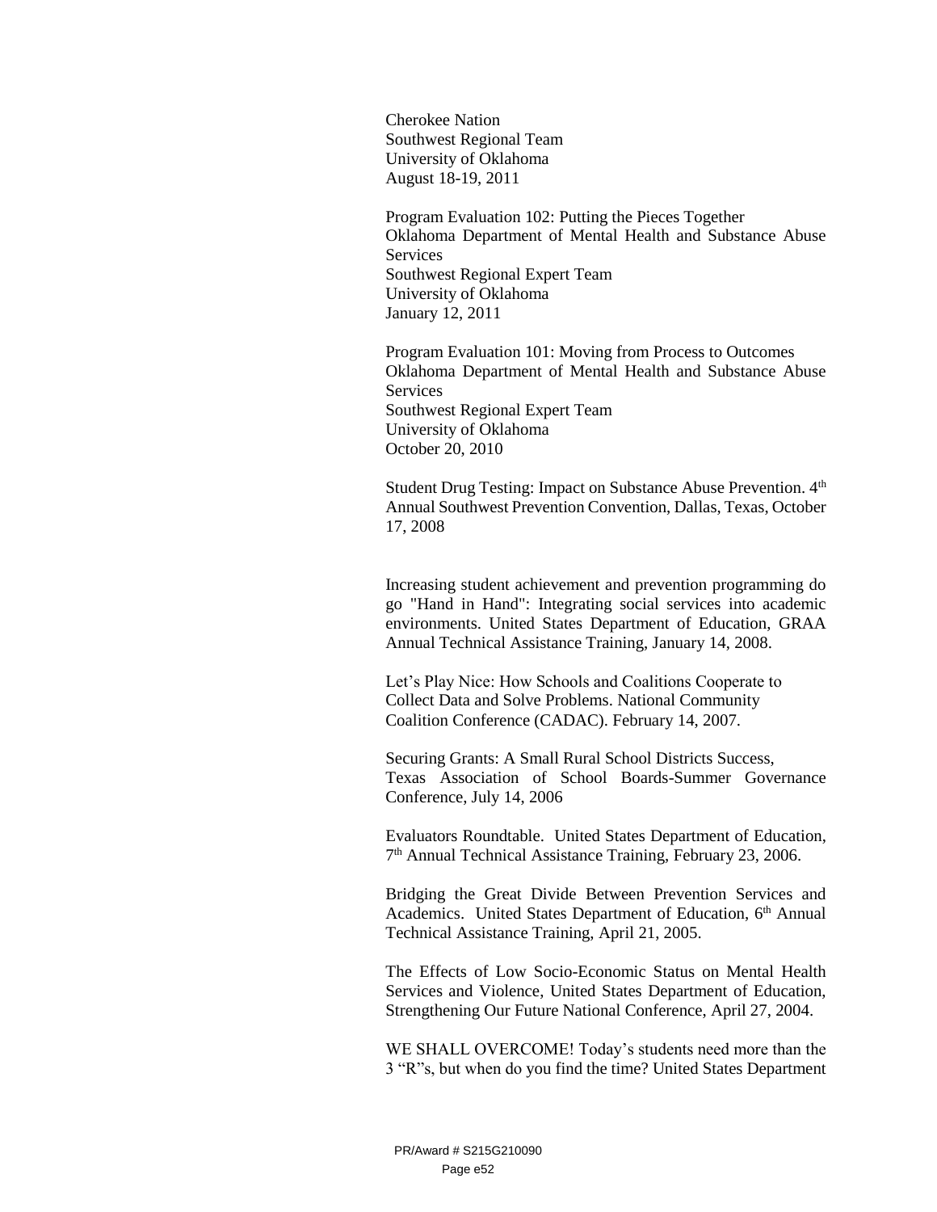Cherokee Nation
Southwest Regional Team
University of Oklahoma
August 18-19, 2011

Program Evaluation 102: Putting the Pieces Together
Oklahoma Department of Mental Health and Substance Abuse Services
Southwest Regional Expert Team
University of Oklahoma
January 12, 2011

Program Evaluation 101: Moving from Process to Outcomes
Oklahoma Department of Mental Health and Substance Abuse Services
Southwest Regional Expert Team
University of Oklahoma
October 20, 2010

Student Drug Testing: Impact on Substance Abuse Prevention. 4th Annual Southwest Prevention Convention, Dallas, Texas, October 17, 2008

Increasing student achievement and prevention programming do go "Hand in Hand": Integrating social services into academic environments. United States Department of Education, GRAA Annual Technical Assistance Training, January 14, 2008.

Let's Play Nice: How Schools and Coalitions Cooperate to Collect Data and Solve Problems. National Community Coalition Conference (CADAC). February 14, 2007.

Securing Grants: A Small Rural School Districts Success, Texas Association of School Boards-Summer Governance Conference, July 14, 2006

Evaluators Roundtable. United States Department of Education, 7th Annual Technical Assistance Training, February 23, 2006.

Bridging the Great Divide Between Prevention Services and Academics. United States Department of Education, 6th Annual Technical Assistance Training, April 21, 2005.

The Effects of Low Socio-Economic Status on Mental Health Services and Violence, United States Department of Education, Strengthening Our Future National Conference, April 27, 2004.

WE SHALL OVERCOME! Today's students need more than the 3 "R"s, but when do you find the time? United States Department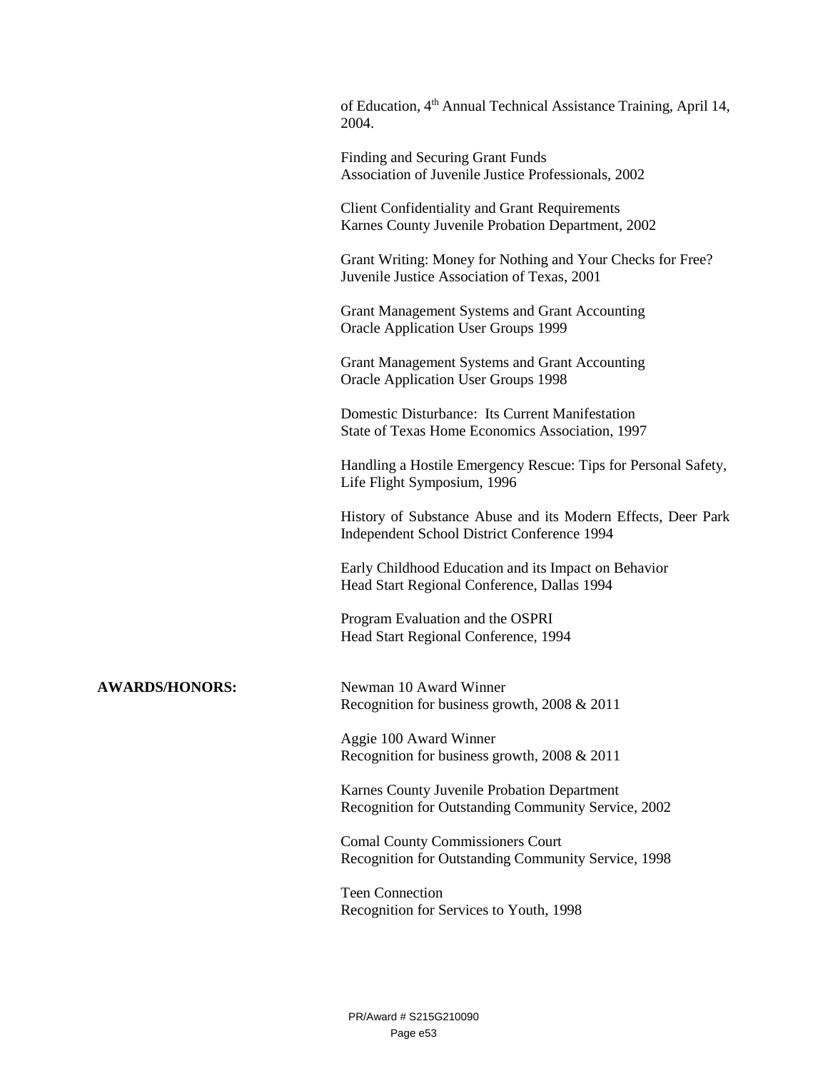of Education, 4th Annual Technical Assistance Training, April 14, 2004.

Finding and Securing Grant Funds
Association of Juvenile Justice Professionals, 2002

Client Confidentiality and Grant Requirements
Karnes County Juvenile Probation Department, 2002

Grant Writing: Money for Nothing and Your Checks for Free?
Juvenile Justice Association of Texas, 2001

Grant Management Systems and Grant Accounting
Oracle Application User Groups 1999

Grant Management Systems and Grant Accounting
Oracle Application User Groups 1998

Domestic Disturbance: Its Current Manifestation
State of Texas Home Economics Association, 1997

Handling a Hostile Emergency Rescue: Tips for Personal Safety, Life Flight Symposium, 1996

History of Substance Abuse and its Modern Effects, Deer Park Independent School District Conference 1994

Early Childhood Education and its Impact on Behavior
Head Start Regional Conference, Dallas 1994

Program Evaluation and the OSPRI
Head Start Regional Conference, 1994

**AWARDS/HONORS:**

Newman 10 Award Winner
Recognition for business growth, 2008 & 2011

Aggie 100 Award Winner
Recognition for business growth, 2008 & 2011

Karnes County Juvenile Probation Department
Recognition for Outstanding Community Service, 2002

Comal County Commissioners Court
Recognition for Outstanding Community Service, 1998

Teen Connection
Recognition for Services to Youth, 1998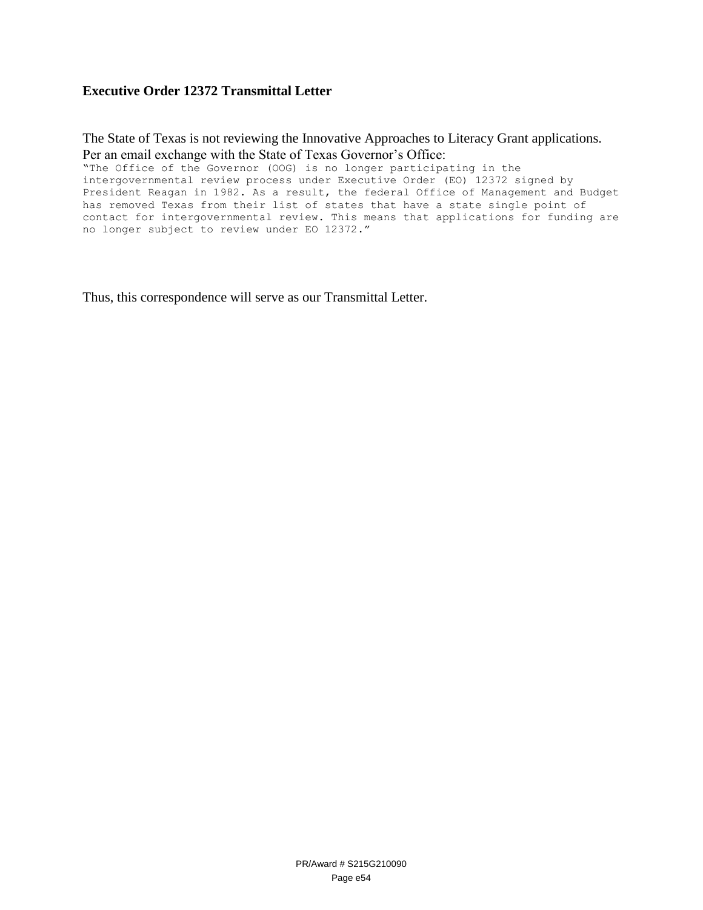**Executive Order 12372 Transmittal Letter**

The State of Texas is not reviewing the Innovative Approaches to Literacy Grant applications. Per an email exchange with the State of Texas Governor's Office:

"The Office of the Governor (OOG) is no longer participating in the intergovernmental review process under Executive Order (EO) 12372 signed by President Reagan in 1982. As a result, the federal Office of Management and Budget has removed Texas from their list of states that have a state single point of contact for intergovernmental review. This means that applications for funding are no longer subject to review under EO 12372."

Thus, this correspondence will serve as our Transmittal Letter.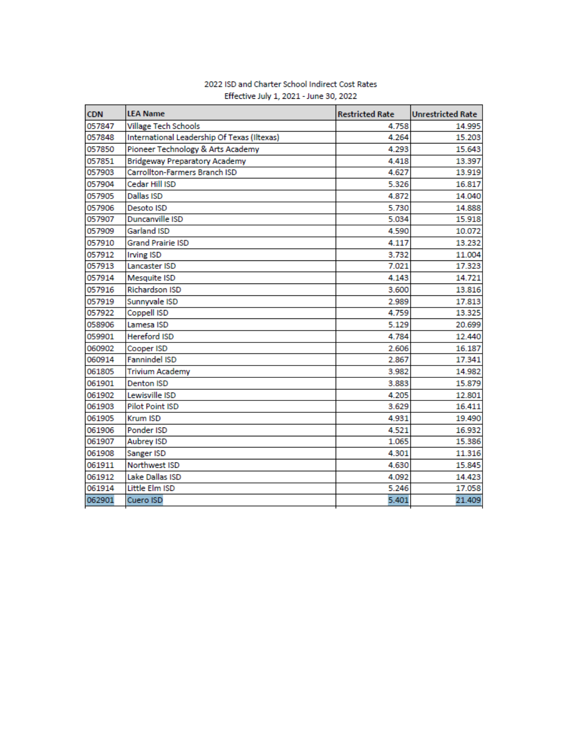2022 ISD and Charter School Indirect Cost Rates

Effective July 1, 2021 - June 30, 2022

| CDN | LEA Name | Restricted Rate | Unrestricted Rate |
|---|---|---|---|
| 057847 | Village Tech Schools | 4.758 | 14.995 |
| 057848 | International Leadership Of Texas (Iltexas) | 4.264 | 15.203 |
| 057850 | Pioneer Technology & Arts Academy | 4.293 | 15.643 |
| 057851 | Bridgeway Preparatory Academy | 4.418 | 13.397 |
| 057903 | Carrollton-Farmers Branch ISD | 4.627 | 13.919 |
| 057904 | Cedar Hill ISD | 5.326 | 16.817 |
| 057905 | Dallas ISD | 4.872 | 14.040 |
| 057906 | Desoto ISD | 5.730 | 14.888 |
| 057907 | Duncanville ISD | 5.034 | 15.918 |
| 057909 | Garland ISD | 4.590 | 10.072 |
| 057910 | Grand Prairie ISD | 4.117 | 13.232 |
| 057912 | Irving ISD | 3.732 | 11.004 |
| 057913 | Lancaster ISD | 7.021 | 17.323 |
| 057914 | Mesquite ISD | 4.143 | 14.721 |
| 057916 | Richardson ISD | 3.600 | 13.816 |
| 057919 | Sunnyvale ISD | 2.989 | 17.813 |
| 057922 | Coppell ISD | 4.759 | 13.325 |
| 058906 | Lamesa ISD | 5.129 | 20.699 |
| 059901 | Hereford ISD | 4.784 | 12.440 |
| 060902 | Cooper ISD | 2.606 | 16.187 |
| 060914 | Fannindel ISD | 2.867 | 17.341 |
| 061805 | Trivium Academy | 3.982 | 14.982 |
| 061901 | Denton ISD | 3.883 | 15.879 |
| 061902 | Lewisville ISD | 4.205 | 12.801 |
| 061903 | Pilot Point ISD | 3.629 | 16.411 |
| 061905 | Krum ISD | 4.931 | 19.490 |
| 061906 | Ponder ISD | 4.521 | 16.932 |
| 061907 | Aubrey ISD | 1.065 | 15.386 |
| 061908 | Sanger ISD | 4.301 | 11.316 |
| 061911 | Northwest ISD | 4.630 | 15.845 |
| 061912 | Lake Dallas ISD | 4.092 | 14.423 |
| 061914 | Little Elm ISD | 5.246 | 17.058 |
| 062901 | Cuero ISD | 5.401 | 21.409 |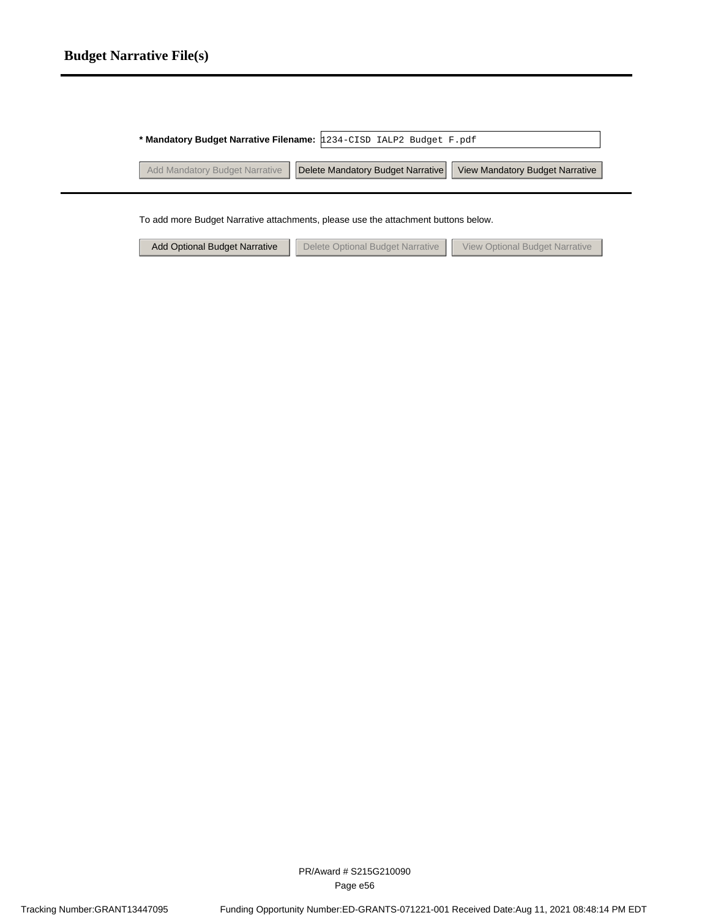# Budget Narrative File(s)

**\* Mandatory Budget Narrative Filename:** 1234-CISD IALP2 Budget F.pdf

Add Mandatory Budget Narrative | Delete Mandatory Budget Narrative | View Mandatory Budget Narrative

To add more Budget Narrative attachments, please use the attachment buttons below.

Add Optional Budget Narrative | Delete Optional Budget Narrative | View Optional Budget Narrative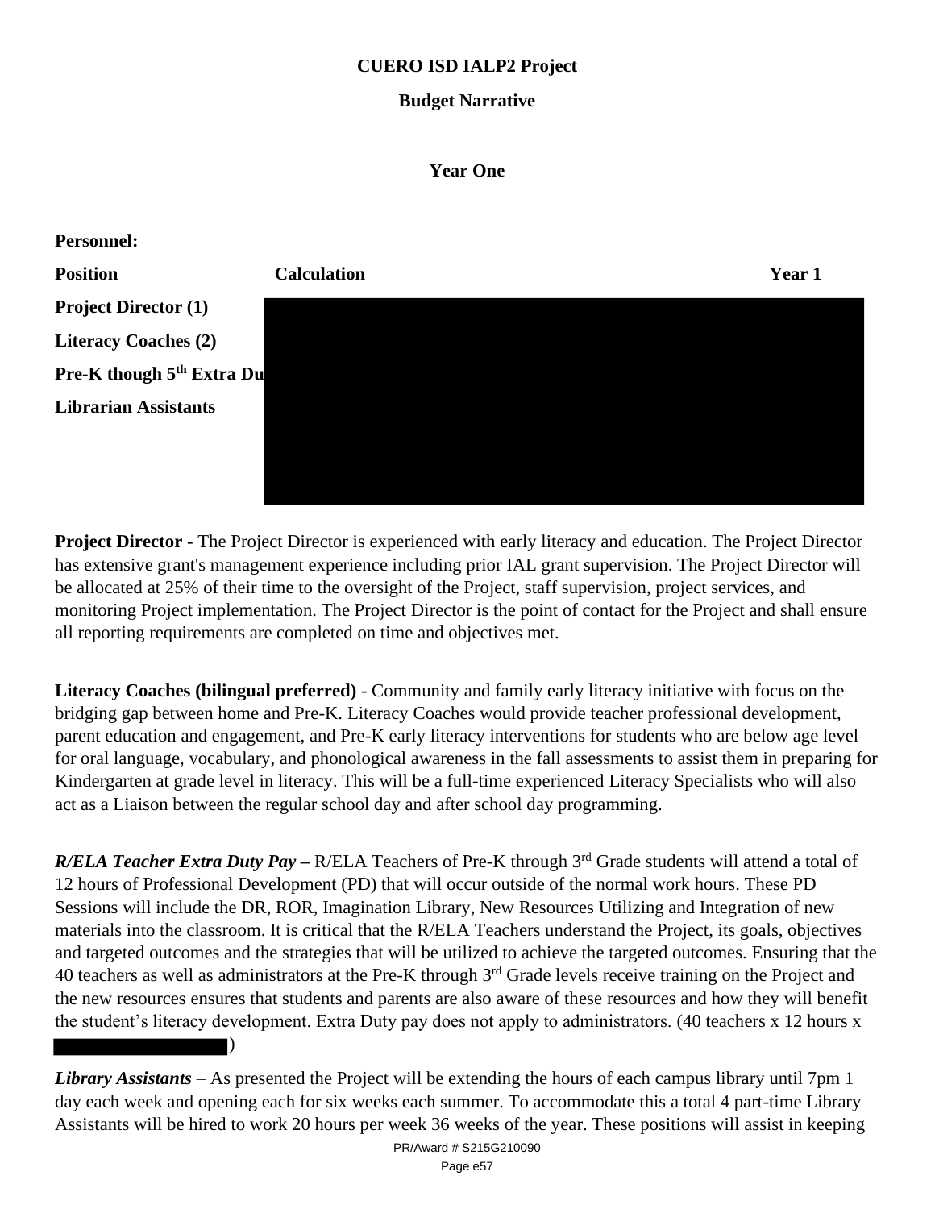**CUERO ISD IALP2 Project**

**Budget Narrative**

**Year One**

**Personnel:**

| Position | Calculation | Year 1 |
|---|---|---|
| Project Director (1) | | |
| Literacy Coaches (2) | | |
| Pre-K though 5th Extra Du | | |
| Librarian Assistants | | |

**Project Director -** The Project Director is experienced with early literacy and education. The Project Director has extensive grant's management experience including prior IAL grant supervision. The Project Director will be allocated at 25% of their time to the oversight of the Project, staff supervision, project services, and monitoring Project implementation. The Project Director is the point of contact for the Project and shall ensure all reporting requirements are completed on time and objectives met.

**Literacy Coaches (bilingual preferred)** - Community and family early literacy initiative with focus on the bridging gap between home and Pre-K. Literacy Coaches would provide teacher professional development, parent education and engagement, and Pre-K early literacy interventions for students who are below age level for oral language, vocabulary, and phonological awareness in the fall assessments to assist them in preparing for Kindergarten at grade level in literacy. This will be a full-time experienced Literacy Specialists who will also act as a Liaison between the regular school day and after school day programming.

***R/ELA Teacher Extra Duty Pay*** **–** R/ELA Teachers of Pre-K through 3rd Grade students will attend a total of 12 hours of Professional Development (PD) that will occur outside of the normal work hours. These PD Sessions will include the DR, ROR, Imagination Library, New Resources Utilizing and Integration of new materials into the classroom. It is critical that the R/ELA Teachers understand the Project, its goals, objectives and targeted outcomes and the strategies that will be utilized to achieve the targeted outcomes. Ensuring that the 40 teachers as well as administrators at the Pre-K through 3rd Grade levels receive training on the Project and the new resources ensures that students and parents are also aware of these resources and how they will benefit the student's literacy development. Extra Duty pay does not apply to administrators. (40 teachers x 12 hours x )

***Library Assistants*** – As presented the Project will be extending the hours of each campus library until 7pm 1 day each week and opening each for six weeks each summer. To accommodate this a total 4 part-time Library Assistants will be hired to work 20 hours per week 36 weeks of the year. These positions will assist in keeping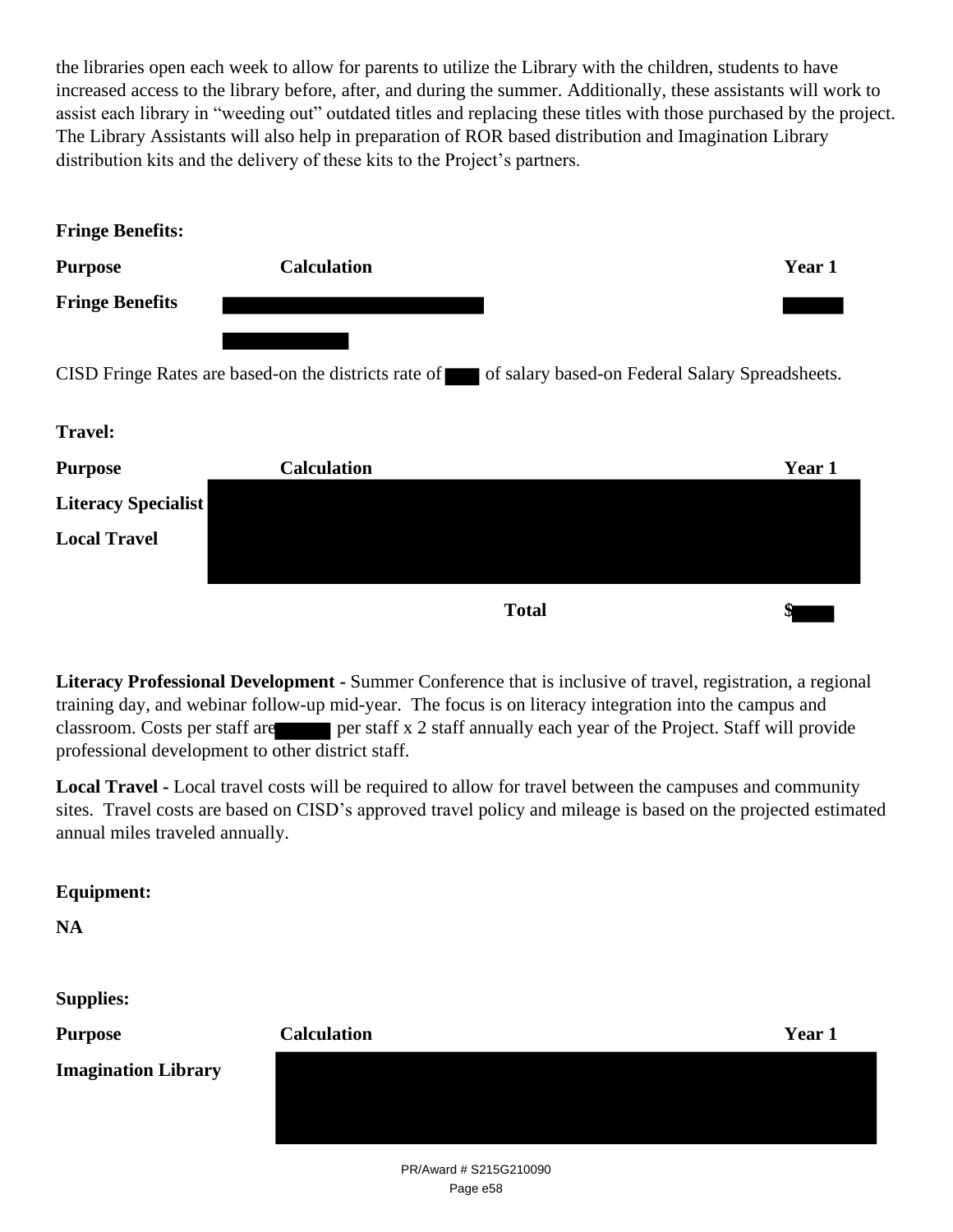the libraries open each week to allow for parents to utilize the Library with the children, students to have increased access to the library before, after, and during the summer. Additionally, these assistants will work to assist each library in "weeding out" outdated titles and replacing these titles with those purchased by the project. The Library Assistants will also help in preparation of ROR based distribution and Imagination Library distribution kits and the delivery of these kits to the Project's partners.

**Fringe Benefits:**

| Purpose | Calculation | Year 1 |
|---|---|---|
| **Fringe Benefits** | | |

CISD Fringe Rates are based-on the districts rate of of salary based-on Federal Salary Spreadsheets.

**Travel:**

| Purpose | Calculation | Year 1 |
|---|---|---|
| **Literacy Specialist** | | |
| **Local Travel** | | |
| | **Total** | $ |

**Literacy Professional Development -** Summer Conference that is inclusive of travel, registration, a regional training day, and webinar follow-up mid-year. The focus is on literacy integration into the campus and classroom. Costs per staff are per staff x 2 staff annually each year of the Project. Staff will provide professional development to other district staff.

**Local Travel -** Local travel costs will be required to allow for travel between the campuses and community sites. Travel costs are based on CISD's approved travel policy and mileage is based on the projected estimated annual miles traveled annually.

**Equipment:**

**NA**

**Supplies:**

| Purpose | Calculation | Year 1 |
|---|---|---|
| **Imagination Library** | | |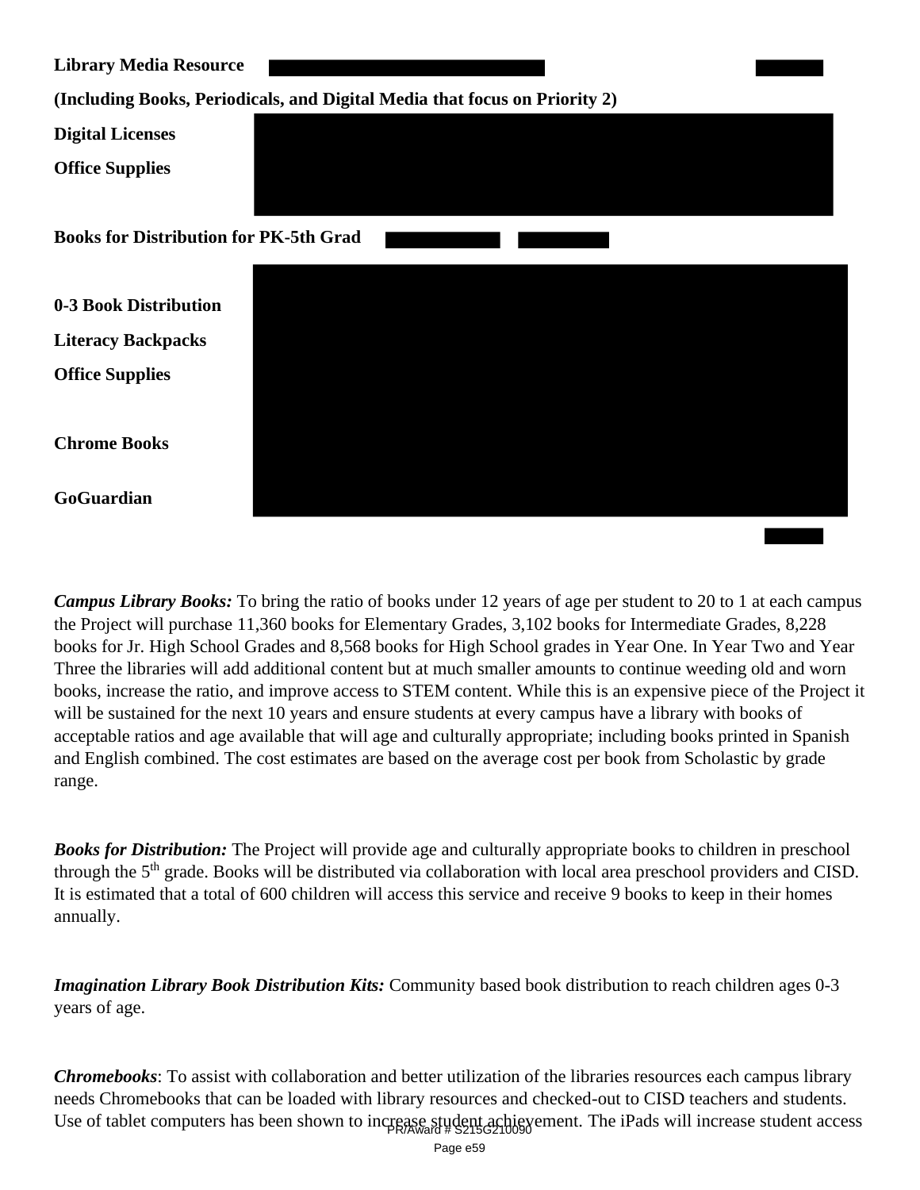**Library Media Resource**

**(Including Books, Periodicals, and Digital Media that focus on Priority 2)**

**Digital Licenses**

**Office Supplies**

**Books for Distribution for PK-5th Grad**

**0-3 Book Distribution**

**Literacy Backpacks**

**Office Supplies**

**Chrome Books**

**GoGuardian**

***Campus Library Books:*** To bring the ratio of books under 12 years of age per student to 20 to 1 at each campus the Project will purchase 11,360 books for Elementary Grades, 3,102 books for Intermediate Grades, 8,228 books for Jr. High School Grades and 8,568 books for High School grades in Year One. In Year Two and Year Three the libraries will add additional content but at much smaller amounts to continue weeding old and worn books, increase the ratio, and improve access to STEM content. While this is an expensive piece of the Project it will be sustained for the next 10 years and ensure students at every campus have a library with books of acceptable ratios and age available that will age and culturally appropriate; including books printed in Spanish and English combined. The cost estimates are based on the average cost per book from Scholastic by grade range.

***Books for Distribution:*** The Project will provide age and culturally appropriate books to children in preschool through the 5th grade. Books will be distributed via collaboration with local area preschool providers and CISD. It is estimated that a total of 600 children will access this service and receive 9 books to keep in their homes annually.

***Imagination Library Book Distribution Kits:*** Community based book distribution to reach children ages 0-3 years of age.

***Chromebooks***: To assist with collaboration and better utilization of the libraries resources each campus library needs Chromebooks that can be loaded with library resources and checked-out to CISD teachers and students. Use of tablet computers has been shown to increase student achievement. The iPads will increase student access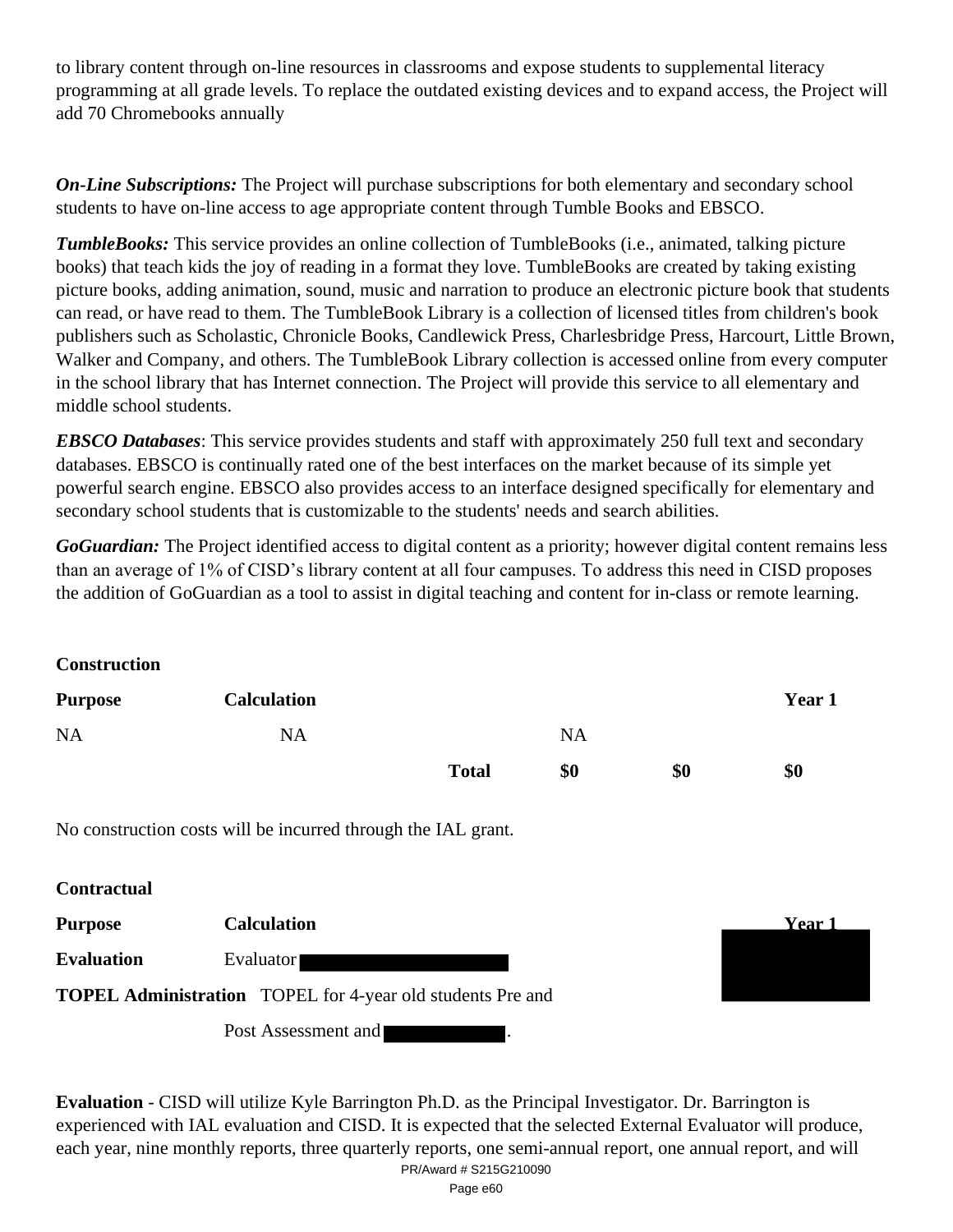to library content through on-line resources in classrooms and expose students to supplemental literacy programming at all grade levels. To replace the outdated existing devices and to expand access, the Project will add 70 Chromebooks annually

***On-Line Subscriptions:*** The Project will purchase subscriptions for both elementary and secondary school students to have on-line access to age appropriate content through Tumble Books and EBSCO.

***TumbleBooks:*** This service provides an online collection of TumbleBooks (i.e., animated, talking picture books) that teach kids the joy of reading in a format they love. TumbleBooks are created by taking existing picture books, adding animation, sound, music and narration to produce an electronic picture book that students can read, or have read to them. The TumbleBook Library is a collection of licensed titles from children's book publishers such as Scholastic, Chronicle Books, Candlewick Press, Charlesbridge Press, Harcourt, Little Brown, Walker and Company, and others. The TumbleBook Library collection is accessed online from every computer in the school library that has Internet connection. The Project will provide this service to all elementary and middle school students.

***EBSCO Databases***: This service provides students and staff with approximately 250 full text and secondary databases. EBSCO is continually rated one of the best interfaces on the market because of its simple yet powerful search engine. EBSCO also provides access to an interface designed specifically for elementary and secondary school students that is customizable to the students' needs and search abilities.

***GoGuardian:*** The Project identified access to digital content as a priority; however digital content remains less than an average of 1% of CISD's library content at all four campuses. To address this need in CISD proposes the addition of GoGuardian as a tool to assist in digital teaching and content for in-class or remote learning.

**Construction**

| **Purpose** | **Calculation** | | | | **Year 1** |
|---|---|---|---|---|---|
| NA | NA | | NA | | |
| | | **Total** | **$0** | **$0** | **$0** |

No construction costs will be incurred through the IAL grant.

**Contractual**

| **Purpose** | **Calculation** | **Year 1** |
|---|---|---|
| **Evaluation** | Evaluator [REDACTED] | [REDACTED] |
| **TOPEL Administration** | TOPEL for 4-year old students Pre and Post Assessment and [REDACTED]. | |

**Evaluation** - CISD will utilize Kyle Barrington Ph.D. as the Principal Investigator. Dr. Barrington is experienced with IAL evaluation and CISD. It is expected that the selected External Evaluator will produce, each year, nine monthly reports, three quarterly reports, one semi-annual report, one annual report, and will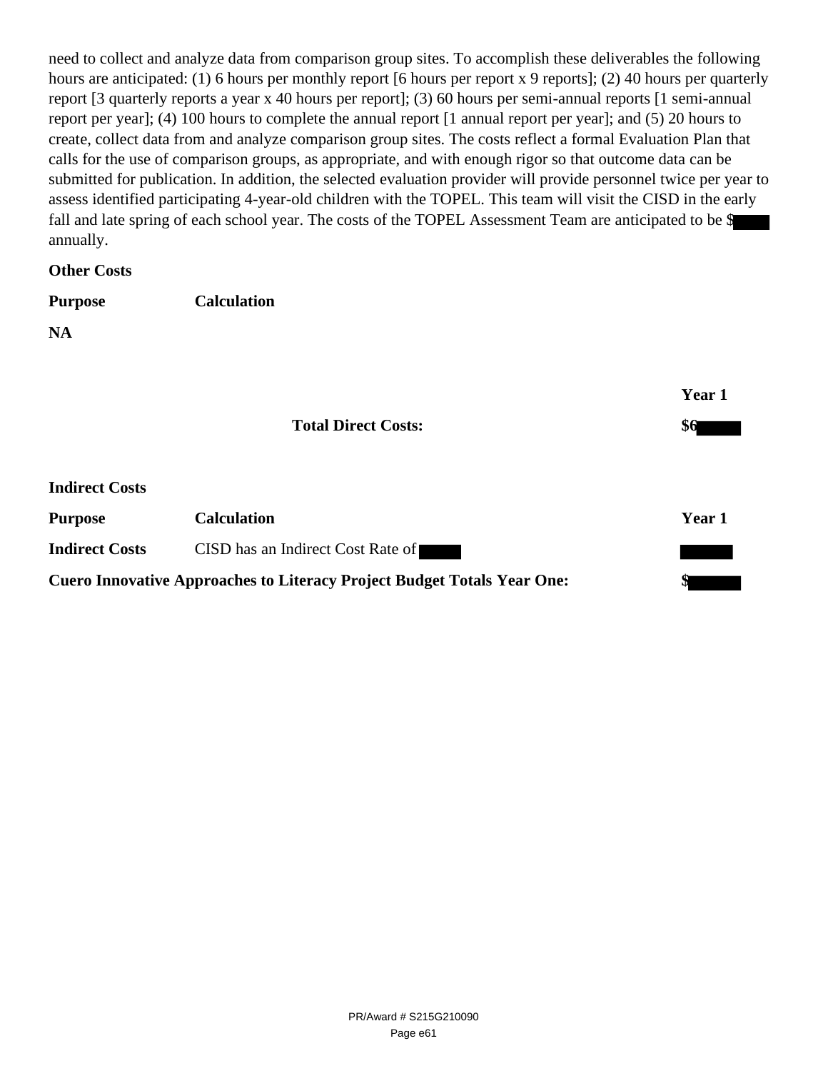need to collect and analyze data from comparison group sites. To accomplish these deliverables the following hours are anticipated: (1) 6 hours per monthly report [6 hours per report x 9 reports]; (2) 40 hours per quarterly report [3 quarterly reports a year x 40 hours per report]; (3) 60 hours per semi-annual reports [1 semi-annual report per year]; (4) 100 hours to complete the annual report [1 annual report per year]; and (5) 20 hours to create, collect data from and analyze comparison group sites. The costs reflect a formal Evaluation Plan that calls for the use of comparison groups, as appropriate, and with enough rigor so that outcome data can be submitted for publication. In addition, the selected evaluation provider will provide personnel twice per year to assess identified participating 4-year-old children with the TOPEL. This team will visit the CISD in the early fall and late spring of each school year. The costs of the TOPEL Assessment Team are anticipated to be $[REDACTED] annually.

**Other Costs**

| **Purpose** | **Calculation** |
|---|---|
| **NA** | |

| | **Year 1** |
|---|---|
| **Total Direct Costs:** | **$6[REDACTED]** |

**Indirect Costs**

| **Purpose** | **Calculation** | **Year 1** |
|---|---|---|
| **Indirect Costs** | CISD has an Indirect Cost Rate of [REDACTED] | [REDACTED] |
| **Cuero Innovative Approaches to Literacy Project Budget Totals Year One:** | | $[REDACTED] |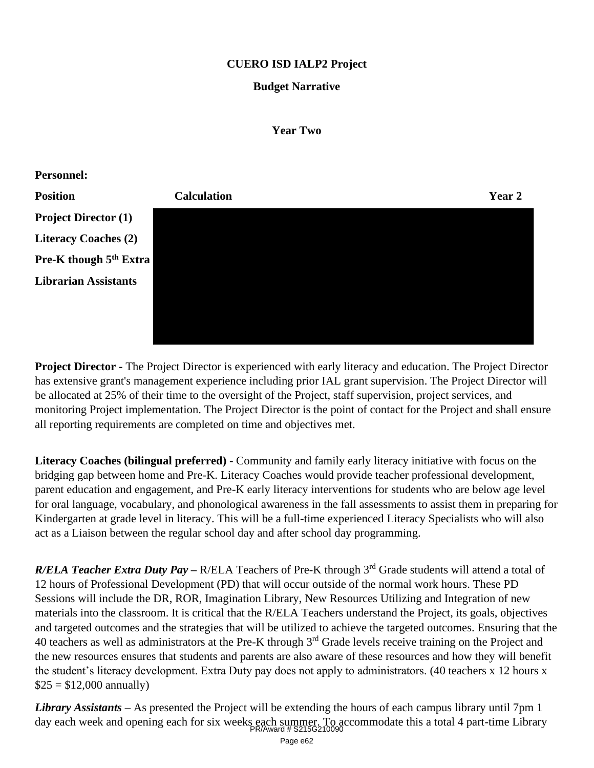**CUERO ISD IALP2 Project**

**Budget Narrative**

**Year Two**

**Personnel:**

| Position | Calculation | Year 2 |
|---|---|---|
| **Project Director (1)** | | |
| **Literacy Coaches (2)** | | |
| **Pre-K though 5th Extra** | | |
| **Librarian Assistants** | | |

**Project Director -** The Project Director is experienced with early literacy and education. The Project Director has extensive grant's management experience including prior IAL grant supervision. The Project Director will be allocated at 25% of their time to the oversight of the Project, staff supervision, project services, and monitoring Project implementation. The Project Director is the point of contact for the Project and shall ensure all reporting requirements are completed on time and objectives met.

**Literacy Coaches (bilingual preferred)** - Community and family early literacy initiative with focus on the bridging gap between home and Pre-K. Literacy Coaches would provide teacher professional development, parent education and engagement, and Pre-K early literacy interventions for students who are below age level for oral language, vocabulary, and phonological awareness in the fall assessments to assist them in preparing for Kindergarten at grade level in literacy. This will be a full-time experienced Literacy Specialists who will also act as a Liaison between the regular school day and after school day programming.

***R/ELA Teacher Extra Duty Pay*** **–** R/ELA Teachers of Pre-K through 3rd Grade students will attend a total of 12 hours of Professional Development (PD) that will occur outside of the normal work hours. These PD Sessions will include the DR, ROR, Imagination Library, New Resources Utilizing and Integration of new materials into the classroom. It is critical that the R/ELA Teachers understand the Project, its goals, objectives and targeted outcomes and the strategies that will be utilized to achieve the targeted outcomes. Ensuring that the 40 teachers as well as administrators at the Pre-K through 3rd Grade levels receive training on the Project and the new resources ensures that students and parents are also aware of these resources and how they will benefit the student's literacy development. Extra Duty pay does not apply to administrators. (40 teachers x 12 hours x $25 = $12,000 annually)

***Library Assistants*** – As presented the Project will be extending the hours of each campus library until 7pm 1 day each week and opening each for six weeks each summer. To accommodate this a total 4 part-time Library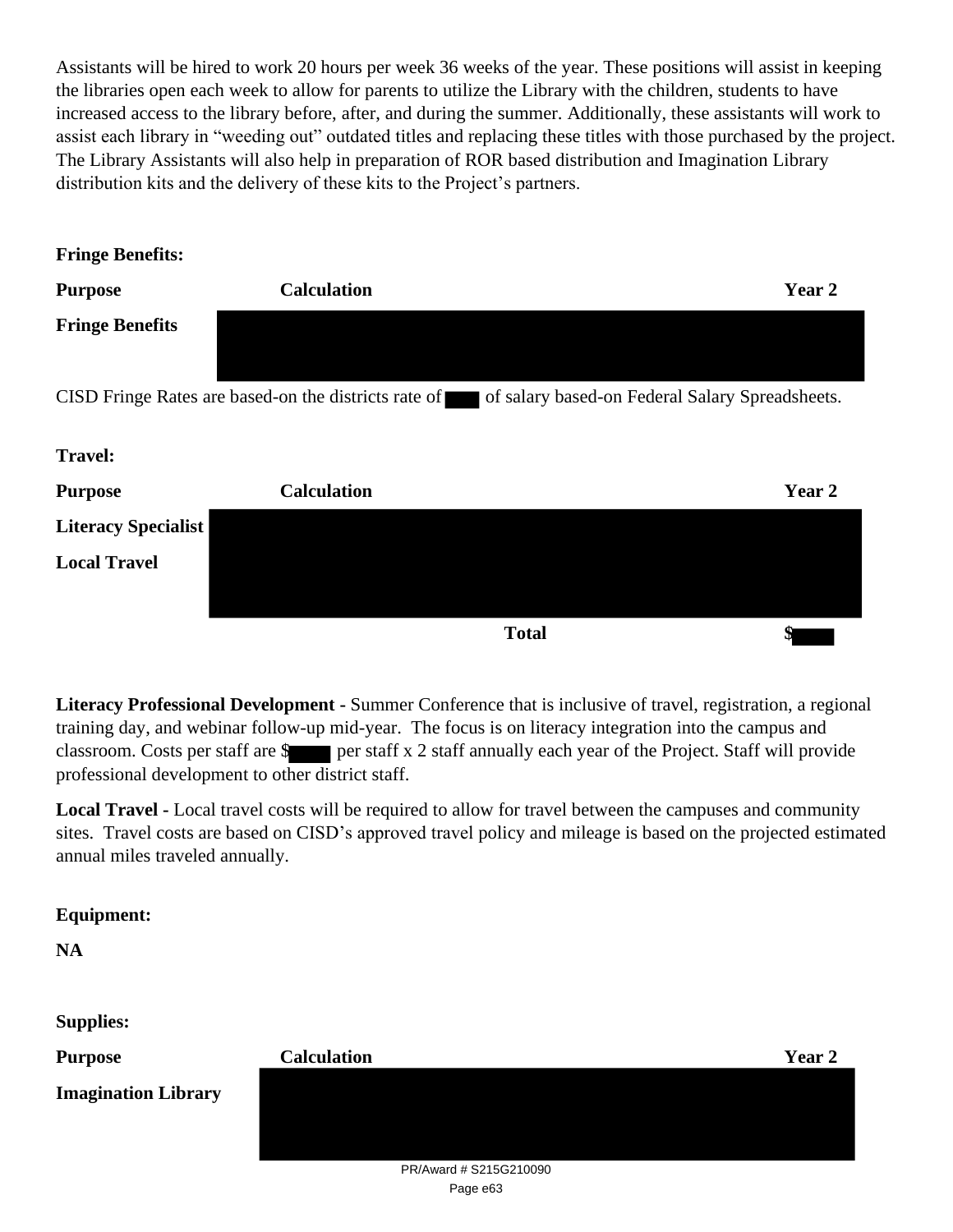Assistants will be hired to work 20 hours per week 36 weeks of the year. These positions will assist in keeping the libraries open each week to allow for parents to utilize the Library with the children, students to have increased access to the library before, after, and during the summer. Additionally, these assistants will work to assist each library in "weeding out" outdated titles and replacing these titles with those purchased by the project. The Library Assistants will also help in preparation of ROR based distribution and Imagination Library distribution kits and the delivery of these kits to the Project's partners.

**Fringe Benefits:**

| **Purpose** | **Calculation** | **Year 2** |
| --- | --- | --- |
| **Fringe Benefits** | | |

CISD Fringe Rates are based-on the districts rate of of salary based-on Federal Salary Spreadsheets.

**Travel:**

| **Purpose** | **Calculation** | **Year 2** |
| --- | --- | --- |
| **Literacy Specialist** | | |
| **Local Travel** | | |
| | **Total** | $ |

**Literacy Professional Development -** Summer Conference that is inclusive of travel, registration, a regional training day, and webinar follow-up mid-year. The focus is on literacy integration into the campus and classroom. Costs per staff are $ per staff x 2 staff annually each year of the Project. Staff will provide professional development to other district staff.

**Local Travel -** Local travel costs will be required to allow for travel between the campuses and community sites. Travel costs are based on CISD's approved travel policy and mileage is based on the projected estimated annual miles traveled annually.

**Equipment:**

**NA**

**Supplies:**

| **Purpose** | **Calculation** | **Year 2** |
| --- | --- | --- |
| **Imagination Library** | | |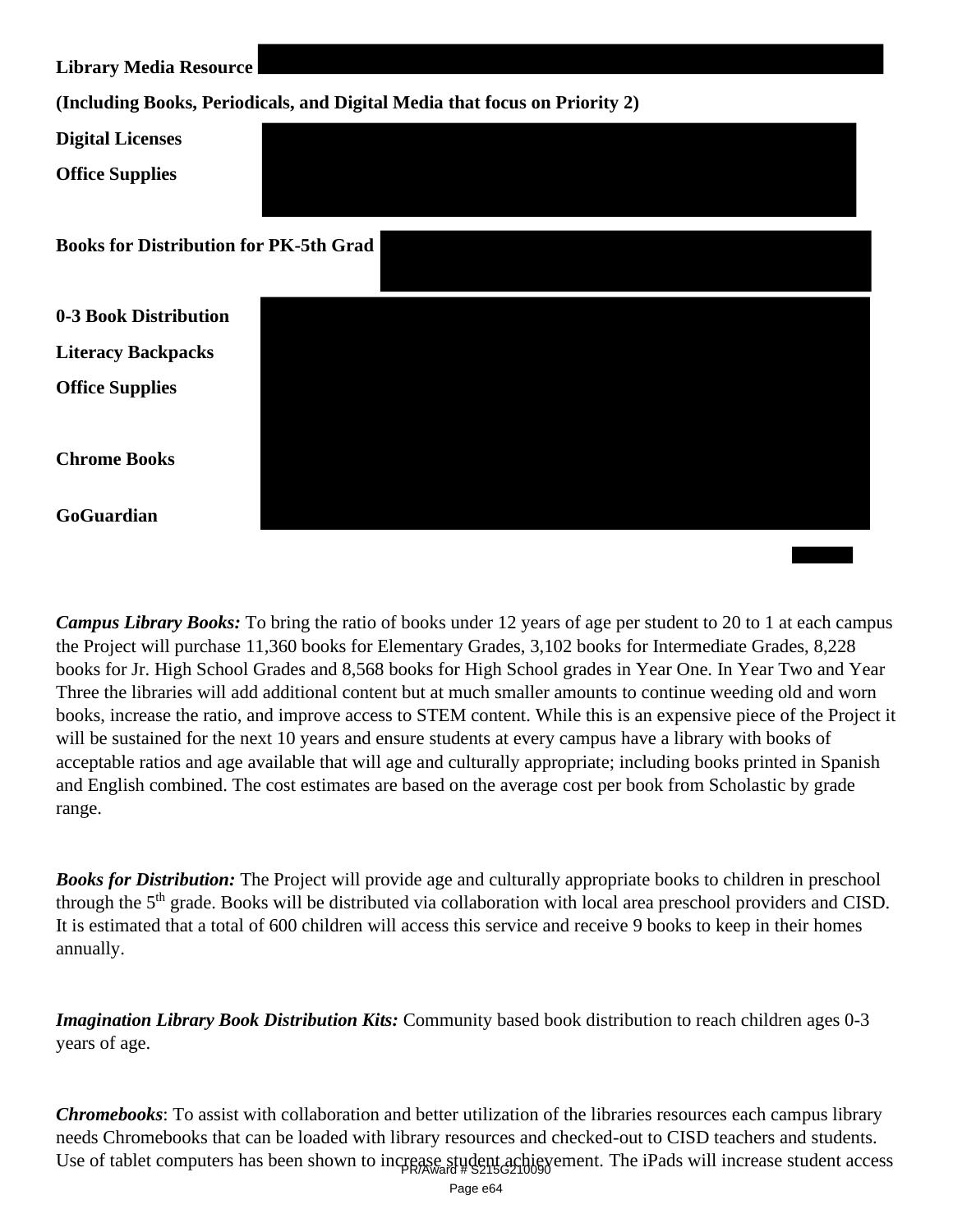**Library Media Resource**

**(Including Books, Periodicals, and Digital Media that focus on Priority 2)**

**Digital Licenses**

**Office Supplies**

**Books for Distribution for PK-5th Grad**

**0-3 Book Distribution**

**Literacy Backpacks**

**Office Supplies**

**Chrome Books**

**GoGuardian**

***Campus Library Books:*** To bring the ratio of books under 12 years of age per student to 20 to 1 at each campus the Project will purchase 11,360 books for Elementary Grades, 3,102 books for Intermediate Grades, 8,228 books for Jr. High School Grades and 8,568 books for High School grades in Year One. In Year Two and Year Three the libraries will add additional content but at much smaller amounts to continue weeding old and worn books, increase the ratio, and improve access to STEM content. While this is an expensive piece of the Project it will be sustained for the next 10 years and ensure students at every campus have a library with books of acceptable ratios and age available that will age and culturally appropriate; including books printed in Spanish and English combined. The cost estimates are based on the average cost per book from Scholastic by grade range.

***Books for Distribution:*** The Project will provide age and culturally appropriate books to children in preschool through the 5th grade. Books will be distributed via collaboration with local area preschool providers and CISD. It is estimated that a total of 600 children will access this service and receive 9 books to keep in their homes annually.

***Imagination Library Book Distribution Kits:*** Community based book distribution to reach children ages 0-3 years of age.

***Chromebooks***: To assist with collaboration and better utilization of the libraries resources each campus library needs Chromebooks that can be loaded with library resources and checked-out to CISD teachers and students. Use of tablet computers has been shown to increase student achievement. The iPads will increase student access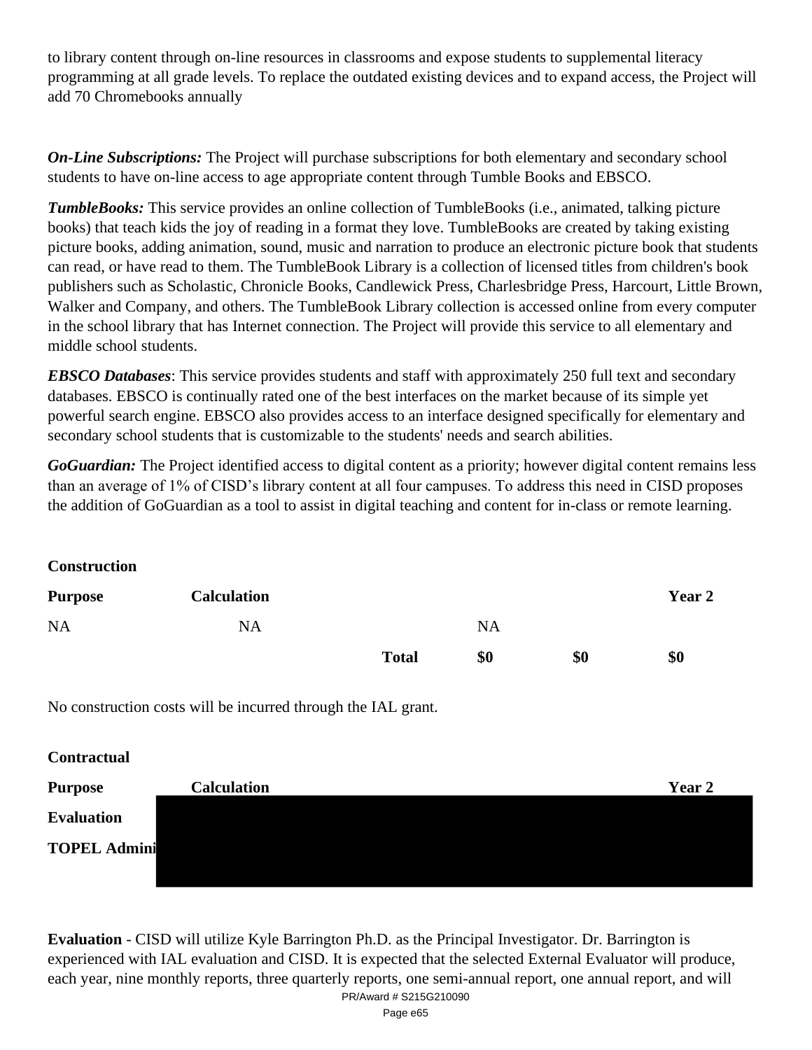to library content through on-line resources in classrooms and expose students to supplemental literacy programming at all grade levels. To replace the outdated existing devices and to expand access, the Project will add 70 Chromebooks annually

***On-Line Subscriptions:*** The Project will purchase subscriptions for both elementary and secondary school students to have on-line access to age appropriate content through Tumble Books and EBSCO.

***TumbleBooks:*** This service provides an online collection of TumbleBooks (i.e., animated, talking picture books) that teach kids the joy of reading in a format they love. TumbleBooks are created by taking existing picture books, adding animation, sound, music and narration to produce an electronic picture book that students can read, or have read to them. The TumbleBook Library is a collection of licensed titles from children's book publishers such as Scholastic, Chronicle Books, Candlewick Press, Charlesbridge Press, Harcourt, Little Brown, Walker and Company, and others. The TumbleBook Library collection is accessed online from every computer in the school library that has Internet connection. The Project will provide this service to all elementary and middle school students.

***EBSCO Databases***: This service provides students and staff with approximately 250 full text and secondary databases. EBSCO is continually rated one of the best interfaces on the market because of its simple yet powerful search engine. EBSCO also provides access to an interface designed specifically for elementary and secondary school students that is customizable to the students' needs and search abilities.

***GoGuardian:*** The Project identified access to digital content as a priority; however digital content remains less than an average of 1% of CISD's library content at all four campuses. To address this need in CISD proposes the addition of GoGuardian as a tool to assist in digital teaching and content for in-class or remote learning.

**Construction**

| **Purpose** | **Calculation** | | | | **Year 2** |
|---|---|---|---|---|---|
| NA | NA | | NA | | |
| | | **Total** | **$0** | **$0** | **$0** |

No construction costs will be incurred through the IAL grant.

**Contractual**

| **Purpose** | **Calculation** | **Year 2** |
|---|---|---|
| **Evaluation** | | |
| **TOPEL Admini** | | |

**Evaluation** - CISD will utilize Kyle Barrington Ph.D. as the Principal Investigator. Dr. Barrington is experienced with IAL evaluation and CISD. It is expected that the selected External Evaluator will produce, each year, nine monthly reports, three quarterly reports, one semi-annual report, one annual report, and will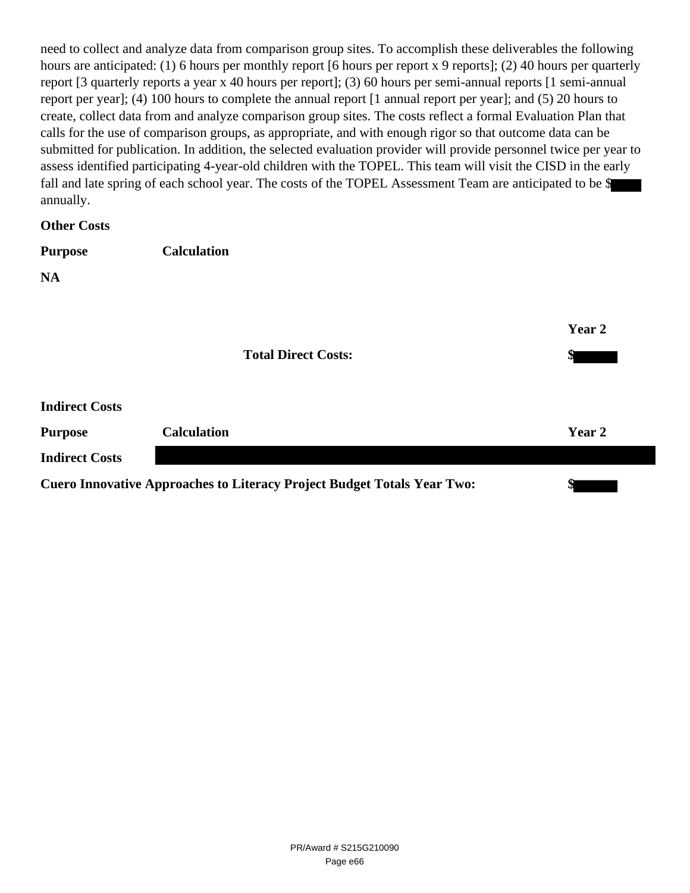need to collect and analyze data from comparison group sites. To accomplish these deliverables the following hours are anticipated: (1) 6 hours per monthly report [6 hours per report x 9 reports]; (2) 40 hours per quarterly report [3 quarterly reports a year x 40 hours per report]; (3) 60 hours per semi-annual reports [1 semi-annual report per year]; (4) 100 hours to complete the annual report [1 annual report per year]; and (5) 20 hours to create, collect data from and analyze comparison group sites. The costs reflect a formal Evaluation Plan that calls for the use of comparison groups, as appropriate, and with enough rigor so that outcome data can be submitted for publication. In addition, the selected evaluation provider will provide personnel twice per year to assess identified participating 4-year-old children with the TOPEL. This team will visit the CISD in the early fall and late spring of each school year. The costs of the TOPEL Assessment Team are anticipated to be $ annually.

**Other Costs**

| **Purpose** | **Calculation** |
|---|---|
| **NA** | |

| | | **Year 2** |
|---|---|---|
| | **Total Direct Costs:** | **$** |

**Indirect Costs**

| **Purpose** | **Calculation** | **Year 2** |
|---|---|---|
| **Indirect Costs** | | |

| **Cuero Innovative Approaches to Literacy Project Budget Totals Year Two:** | **$** |
|---|---|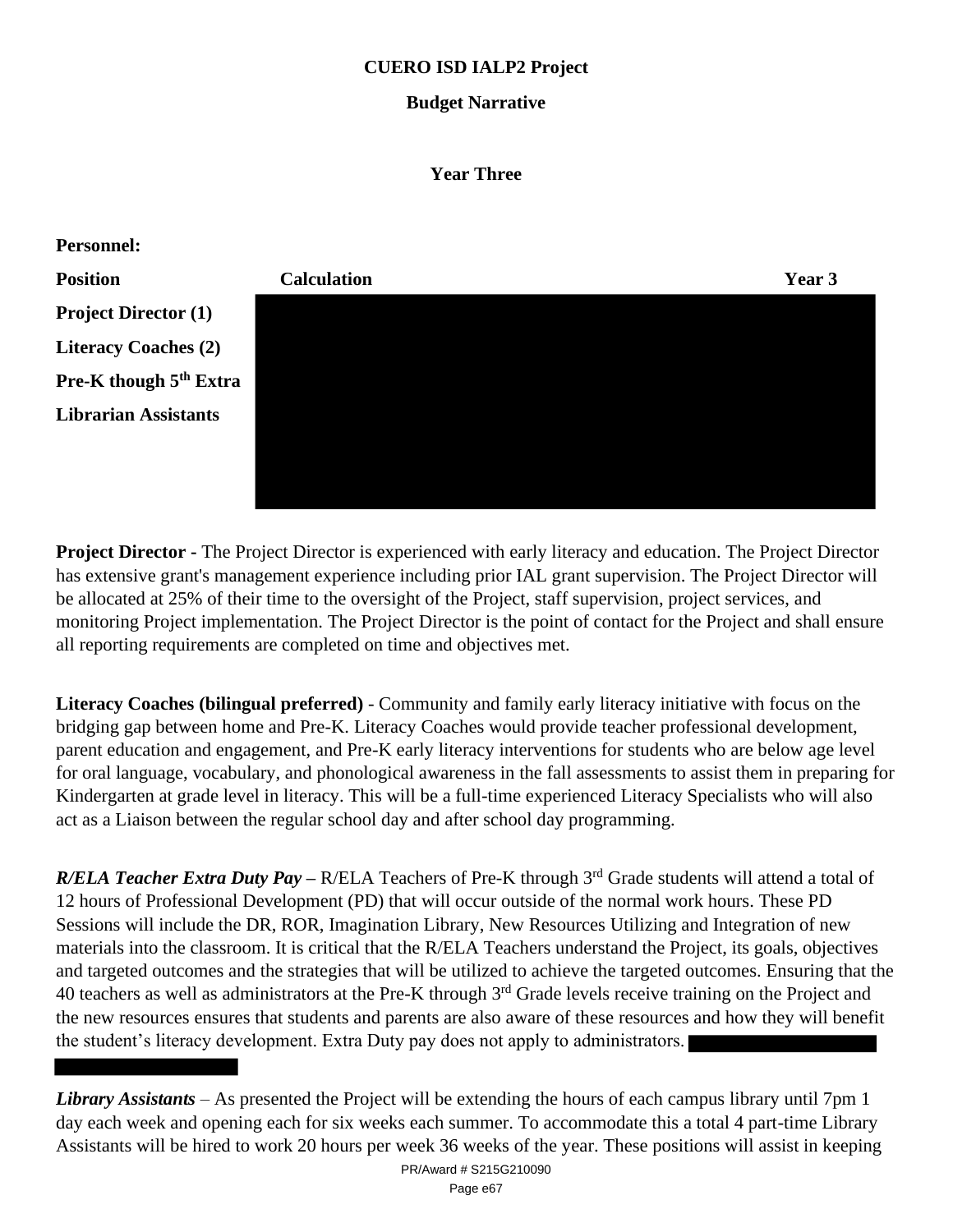**CUERO ISD IALP2 Project**

**Budget Narrative**

**Year Three**

**Personnel:**

| Position | Calculation | Year 3 |
|---|---|---|
| **Project Director (1)** | | |
| **Literacy Coaches (2)** | | |
| **Pre-K though 5th Extra** | | |
| **Librarian Assistants** | | |

**Project Director -** The Project Director is experienced with early literacy and education. The Project Director has extensive grant's management experience including prior IAL grant supervision. The Project Director will be allocated at 25% of their time to the oversight of the Project, staff supervision, project services, and monitoring Project implementation. The Project Director is the point of contact for the Project and shall ensure all reporting requirements are completed on time and objectives met.

**Literacy Coaches (bilingual preferred)** - Community and family early literacy initiative with focus on the bridging gap between home and Pre-K. Literacy Coaches would provide teacher professional development, parent education and engagement, and Pre-K early literacy interventions for students who are below age level for oral language, vocabulary, and phonological awareness in the fall assessments to assist them in preparing for Kindergarten at grade level in literacy. This will be a full-time experienced Literacy Specialists who will also act as a Liaison between the regular school day and after school day programming.

***R/ELA Teacher Extra Duty Pay*** **–** R/ELA Teachers of Pre-K through 3rd Grade students will attend a total of 12 hours of Professional Development (PD) that will occur outside of the normal work hours. These PD Sessions will include the DR, ROR, Imagination Library, New Resources Utilizing and Integration of new materials into the classroom. It is critical that the R/ELA Teachers understand the Project, its goals, objectives and targeted outcomes and the strategies that will be utilized to achieve the targeted outcomes. Ensuring that the 40 teachers as well as administrators at the Pre-K through 3rd Grade levels receive training on the Project and the new resources ensures that students and parents are also aware of these resources and how they will benefit the student's literacy development. Extra Duty pay does not apply to administrators.

***Library Assistants*** – As presented the Project will be extending the hours of each campus library until 7pm 1 day each week and opening each for six weeks each summer. To accommodate this a total 4 part-time Library Assistants will be hired to work 20 hours per week 36 weeks of the year. These positions will assist in keeping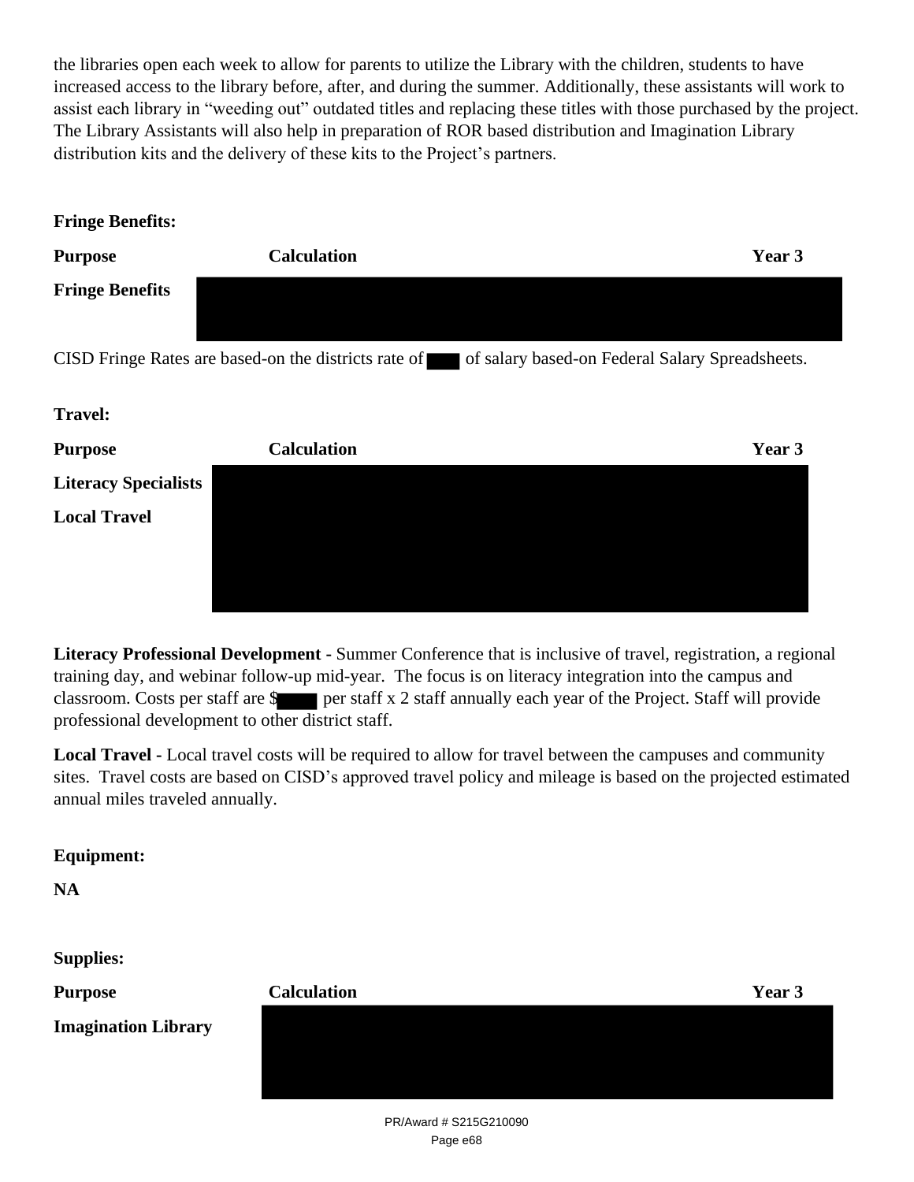the libraries open each week to allow for parents to utilize the Library with the children, students to have increased access to the library before, after, and during the summer. Additionally, these assistants will work to assist each library in "weeding out" outdated titles and replacing these titles with those purchased by the project. The Library Assistants will also help in preparation of ROR based distribution and Imagination Library distribution kits and the delivery of these kits to the Project's partners.

**Fringe Benefits:**

| **Purpose** | **Calculation** | **Year 3** |
|---|---|---|
| **Fringe Benefits** | | |

CISD Fringe Rates are based-on the districts rate of ▇▇ of salary based-on Federal Salary Spreadsheets.

**Travel:**

| **Purpose** | **Calculation** | **Year 3** |
|---|---|---|
| **Literacy Specialists** | | |
| **Local Travel** | | |

**Literacy Professional Development -** Summer Conference that is inclusive of travel, registration, a regional training day, and webinar follow-up mid-year. The focus is on literacy integration into the campus and classroom. Costs per staff are $▇▇▇ per staff x 2 staff annually each year of the Project. Staff will provide professional development to other district staff.

**Local Travel -** Local travel costs will be required to allow for travel between the campuses and community sites. Travel costs are based on CISD's approved travel policy and mileage is based on the projected estimated annual miles traveled annually.

**Equipment:**

**NA**

**Supplies:**

| **Purpose** | **Calculation** | **Year 3** |
|---|---|---|
| **Imagination Library** | | |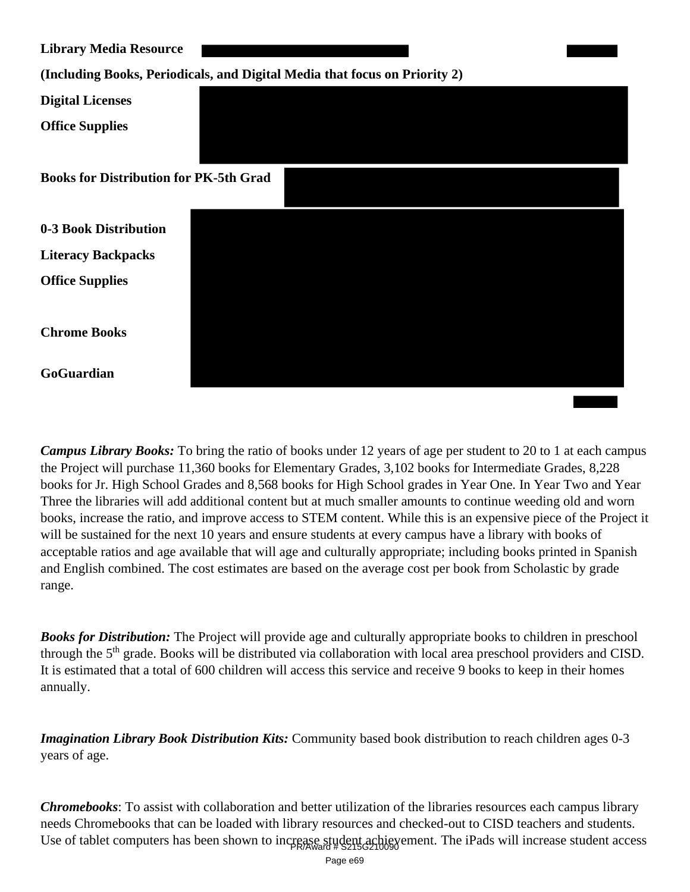**Library Media Resource**

**(Including Books, Periodicals, and Digital Media that focus on Priority 2)**

**Digital Licenses**

**Office Supplies**

**Books for Distribution for PK-5th Grad**

**0-3 Book Distribution**

**Literacy Backpacks**

**Office Supplies**

**Chrome Books**

**GoGuardian**

***Campus Library Books:*** To bring the ratio of books under 12 years of age per student to 20 to 1 at each campus the Project will purchase 11,360 books for Elementary Grades, 3,102 books for Intermediate Grades, 8,228 books for Jr. High School Grades and 8,568 books for High School grades in Year One. In Year Two and Year Three the libraries will add additional content but at much smaller amounts to continue weeding old and worn books, increase the ratio, and improve access to STEM content. While this is an expensive piece of the Project it will be sustained for the next 10 years and ensure students at every campus have a library with books of acceptable ratios and age available that will age and culturally appropriate; including books printed in Spanish and English combined. The cost estimates are based on the average cost per book from Scholastic by grade range.

***Books for Distribution:*** The Project will provide age and culturally appropriate books to children in preschool through the 5th grade. Books will be distributed via collaboration with local area preschool providers and CISD. It is estimated that a total of 600 children will access this service and receive 9 books to keep in their homes annually.

***Imagination Library Book Distribution Kits:*** Community based book distribution to reach children ages 0-3 years of age.

***Chromebooks***: To assist with collaboration and better utilization of the libraries resources each campus library needs Chromebooks that can be loaded with library resources and checked-out to CISD teachers and students. Use of tablet computers has been shown to increase student achievement. The iPads will increase student access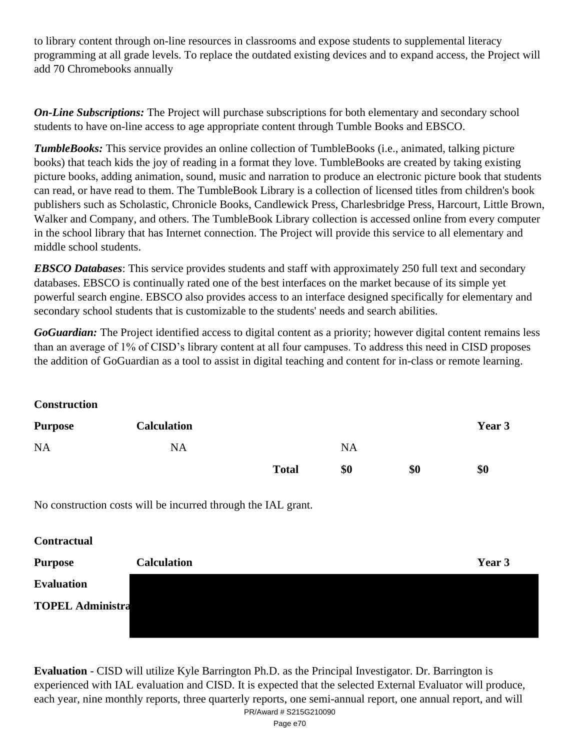to library content through on-line resources in classrooms and expose students to supplemental literacy programming at all grade levels. To replace the outdated existing devices and to expand access, the Project will add 70 Chromebooks annually

***On-Line Subscriptions:*** The Project will purchase subscriptions for both elementary and secondary school students to have on-line access to age appropriate content through Tumble Books and EBSCO.

***TumbleBooks:*** This service provides an online collection of TumbleBooks (i.e., animated, talking picture books) that teach kids the joy of reading in a format they love. TumbleBooks are created by taking existing picture books, adding animation, sound, music and narration to produce an electronic picture book that students can read, or have read to them. The TumbleBook Library is a collection of licensed titles from children's book publishers such as Scholastic, Chronicle Books, Candlewick Press, Charlesbridge Press, Harcourt, Little Brown, Walker and Company, and others. The TumbleBook Library collection is accessed online from every computer in the school library that has Internet connection. The Project will provide this service to all elementary and middle school students.

***EBSCO Databases***: This service provides students and staff with approximately 250 full text and secondary databases. EBSCO is continually rated one of the best interfaces on the market because of its simple yet powerful search engine. EBSCO also provides access to an interface designed specifically for elementary and secondary school students that is customizable to the students' needs and search abilities.

***GoGuardian:*** The Project identified access to digital content as a priority; however digital content remains less than an average of 1% of CISD's library content at all four campuses. To address this need in CISD proposes the addition of GoGuardian as a tool to assist in digital teaching and content for in-class or remote learning.

**Construction**

| **Purpose** | **Calculation** | | | | **Year 3** |
|---|---|---|---|---|---|
| NA | NA | | NA | | |
| | | **Total** | **$0** | **$0** | **$0** |

No construction costs will be incurred through the IAL grant.

**Contractual**

| **Purpose** | **Calculation** | **Year 3** |
|---|---|---|
| **Evaluation** | | |
| **TOPEL Administra** | | |

**Evaluation** - CISD will utilize Kyle Barrington Ph.D. as the Principal Investigator. Dr. Barrington is experienced with IAL evaluation and CISD. It is expected that the selected External Evaluator will produce, each year, nine monthly reports, three quarterly reports, one semi-annual report, one annual report, and will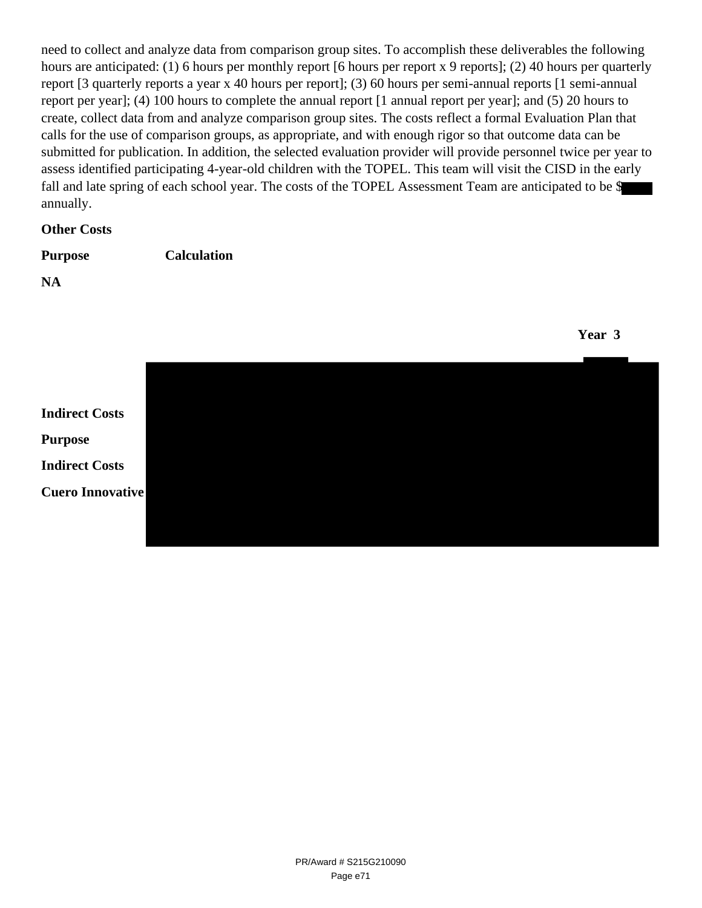need to collect and analyze data from comparison group sites. To accomplish these deliverables the following hours are anticipated: (1) 6 hours per monthly report [6 hours per report x 9 reports]; (2) 40 hours per quarterly report [3 quarterly reports a year x 40 hours per report]; (3) 60 hours per semi-annual reports [1 semi-annual report per year]; (4) 100 hours to complete the annual report [1 annual report per year]; and (5) 20 hours to create, collect data from and analyze comparison group sites. The costs reflect a formal Evaluation Plan that calls for the use of comparison groups, as appropriate, and with enough rigor so that outcome data can be submitted for publication. In addition, the selected evaluation provider will provide personnel twice per year to assess identified participating 4-year-old children with the TOPEL. This team will visit the CISD in the early fall and late spring of each school year. The costs of the TOPEL Assessment Team are anticipated to be $ annually.

**Other Costs**

**Purpose** **Calculation**

**NA**

**Year 3**

**Indirect Costs**

**Purpose**

**Indirect Costs**

**Cuero Innovative**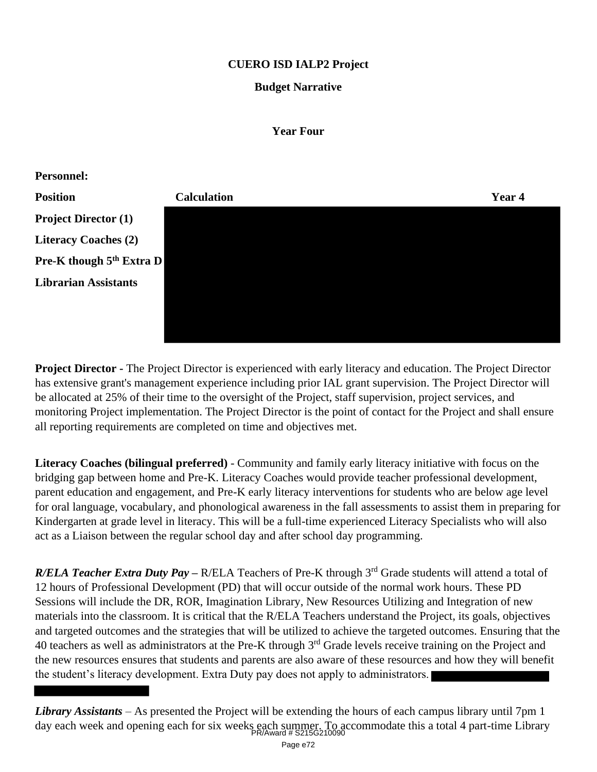**CUERO ISD IALP2 Project**

**Budget Narrative**

**Year Four**

**Personnel:**

| Position | Calculation | Year 4 |
|---|---|---|
| Project Director (1) | | |
| Literacy Coaches (2) | | |
| Pre-K though 5th Extra D | | |
| Librarian Assistants | | |

**Project Director -** The Project Director is experienced with early literacy and education. The Project Director has extensive grant's management experience including prior IAL grant supervision. The Project Director will be allocated at 25% of their time to the oversight of the Project, staff supervision, project services, and monitoring Project implementation. The Project Director is the point of contact for the Project and shall ensure all reporting requirements are completed on time and objectives met.

**Literacy Coaches (bilingual preferred)** - Community and family early literacy initiative with focus on the bridging gap between home and Pre-K. Literacy Coaches would provide teacher professional development, parent education and engagement, and Pre-K early literacy interventions for students who are below age level for oral language, vocabulary, and phonological awareness in the fall assessments to assist them in preparing for Kindergarten at grade level in literacy. This will be a full-time experienced Literacy Specialists who will also act as a Liaison between the regular school day and after school day programming.

***R/ELA Teacher Extra Duty Pay*** **–** R/ELA Teachers of Pre-K through 3rd Grade students will attend a total of 12 hours of Professional Development (PD) that will occur outside of the normal work hours. These PD Sessions will include the DR, ROR, Imagination Library, New Resources Utilizing and Integration of new materials into the classroom. It is critical that the R/ELA Teachers understand the Project, its goals, objectives and targeted outcomes and the strategies that will be utilized to achieve the targeted outcomes. Ensuring that the 40 teachers as well as administrators at the Pre-K through 3rd Grade levels receive training on the Project and the new resources ensures that students and parents are also aware of these resources and how they will benefit the student's literacy development. Extra Duty pay does not apply to administrators.

***Library Assistants*** – As presented the Project will be extending the hours of each campus library until 7pm 1 day each week and opening each for six weeks each summer. To accommodate this a total 4 part-time Library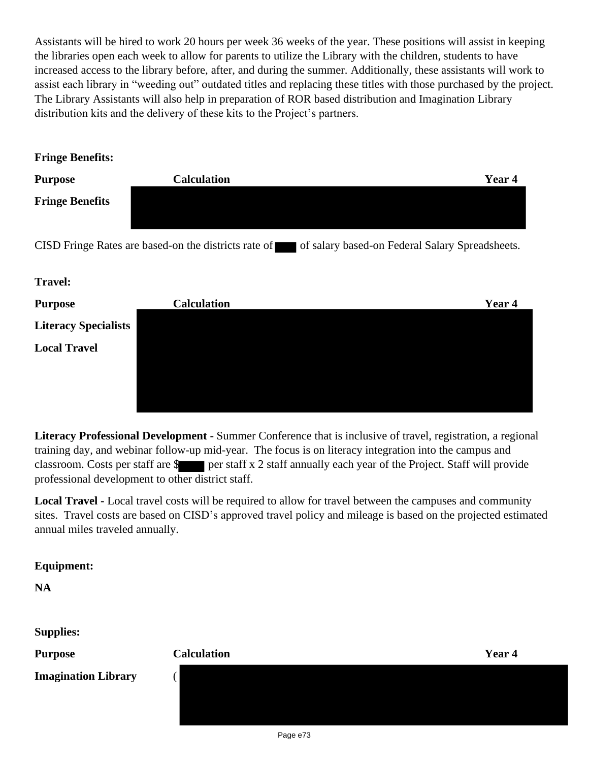Assistants will be hired to work 20 hours per week 36 weeks of the year. These positions will assist in keeping the libraries open each week to allow for parents to utilize the Library with the children, students to have increased access to the library before, after, and during the summer. Additionally, these assistants will work to assist each library in "weeding out" outdated titles and replacing these titles with those purchased by the project. The Library Assistants will also help in preparation of ROR based distribution and Imagination Library distribution kits and the delivery of these kits to the Project's partners.

**Fringe Benefits:**

| Purpose | Calculation | Year 4 |
|---|---|---|
| **Fringe Benefits** | | |

CISD Fringe Rates are based-on the districts rate of of salary based-on Federal Salary Spreadsheets.

**Travel:**

| Purpose | Calculation | Year 4 |
|---|---|---|
| **Literacy Specialists** | | |
| **Local Travel** | | |

**Literacy Professional Development -** Summer Conference that is inclusive of travel, registration, a regional training day, and webinar follow-up mid-year. The focus is on literacy integration into the campus and classroom. Costs per staff are $ per staff x 2 staff annually each year of the Project. Staff will provide professional development to other district staff.

**Local Travel -** Local travel costs will be required to allow for travel between the campuses and community sites. Travel costs are based on CISD's approved travel policy and mileage is based on the projected estimated annual miles traveled annually.

**Equipment:**

**NA**

**Supplies:**

| Purpose | Calculation | Year 4 |
|---|---|---|
| **Imagination Library** | ( | |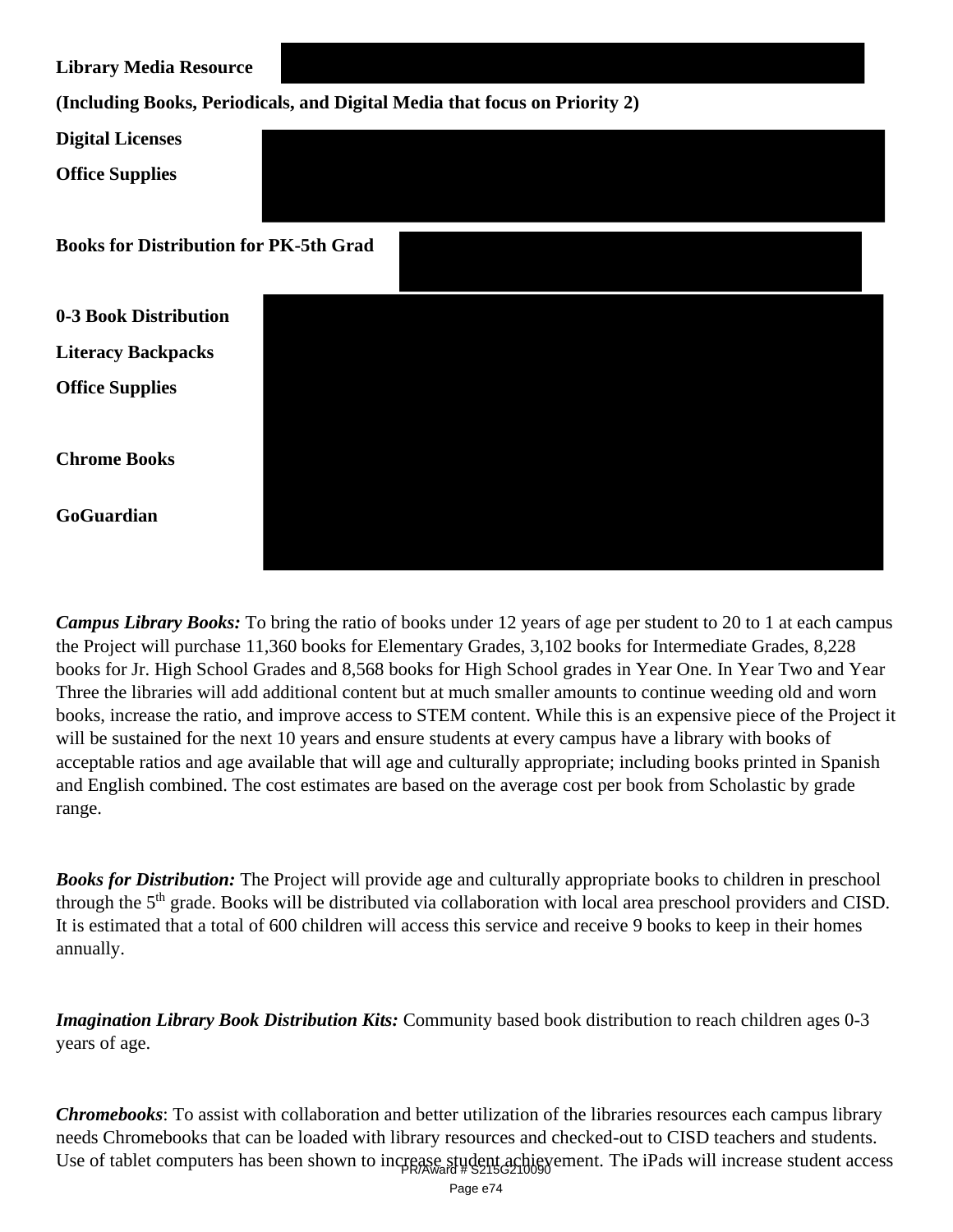**Library Media Resource**

**(Including Books, Periodicals, and Digital Media that focus on Priority 2)**

**Digital Licenses**

**Office Supplies**

**Books for Distribution for PK-5th Grad**

**0-3 Book Distribution**

**Literacy Backpacks**

**Office Supplies**

**Chrome Books**

**GoGuardian**

***Campus Library Books:*** To bring the ratio of books under 12 years of age per student to 20 to 1 at each campus the Project will purchase 11,360 books for Elementary Grades, 3,102 books for Intermediate Grades, 8,228 books for Jr. High School Grades and 8,568 books for High School grades in Year One. In Year Two and Year Three the libraries will add additional content but at much smaller amounts to continue weeding old and worn books, increase the ratio, and improve access to STEM content. While this is an expensive piece of the Project it will be sustained for the next 10 years and ensure students at every campus have a library with books of acceptable ratios and age available that will age and culturally appropriate; including books printed in Spanish and English combined. The cost estimates are based on the average cost per book from Scholastic by grade range.

***Books for Distribution:*** The Project will provide age and culturally appropriate books to children in preschool through the 5th grade. Books will be distributed via collaboration with local area preschool providers and CISD. It is estimated that a total of 600 children will access this service and receive 9 books to keep in their homes annually.

***Imagination Library Book Distribution Kits:*** Community based book distribution to reach children ages 0-3 years of age.

***Chromebooks***: To assist with collaboration and better utilization of the libraries resources each campus library needs Chromebooks that can be loaded with library resources and checked-out to CISD teachers and students. Use of tablet computers has been shown to increase student achievement. The iPads will increase student access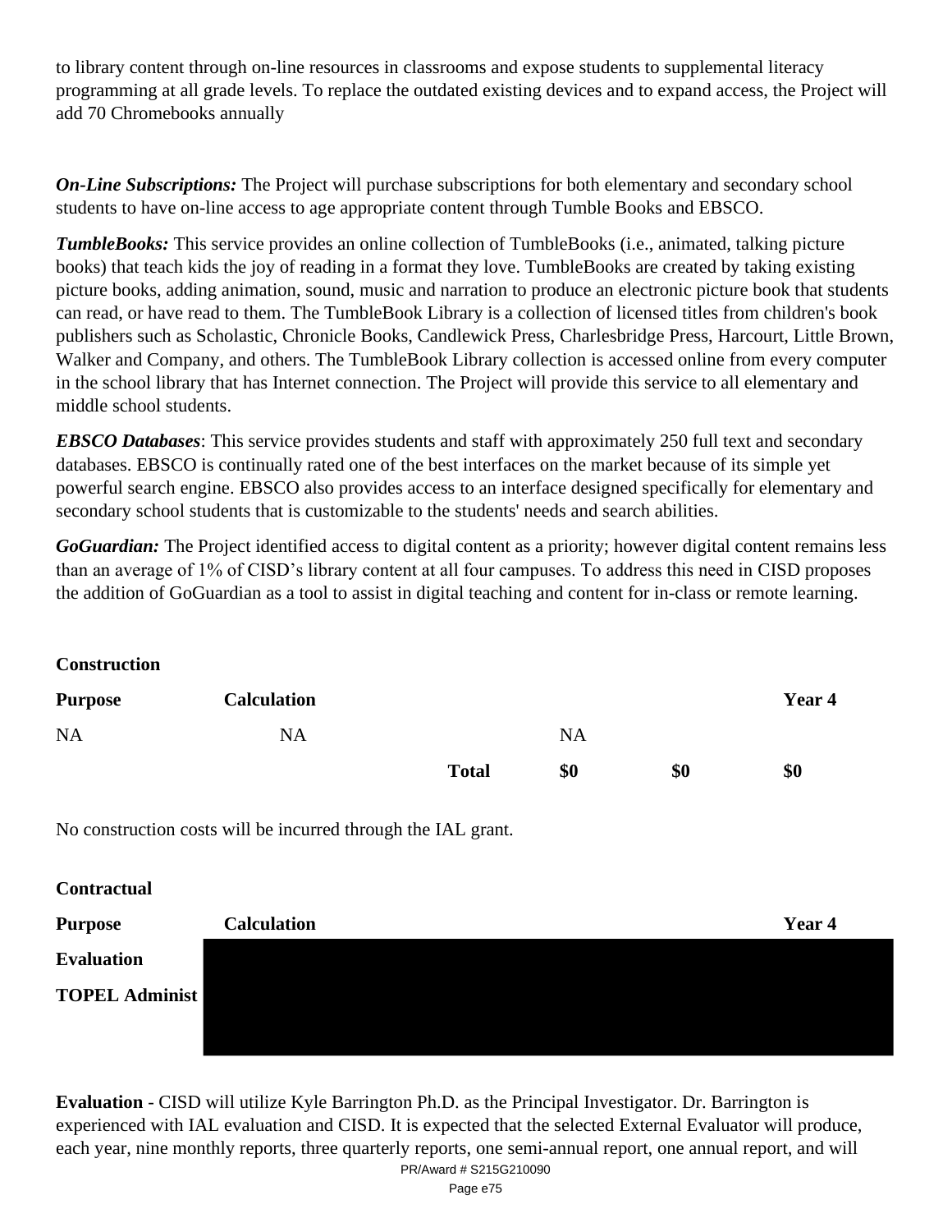to library content through on-line resources in classrooms and expose students to supplemental literacy programming at all grade levels. To replace the outdated existing devices and to expand access, the Project will add 70 Chromebooks annually

***On-Line Subscriptions:*** The Project will purchase subscriptions for both elementary and secondary school students to have on-line access to age appropriate content through Tumble Books and EBSCO.

***TumbleBooks:*** This service provides an online collection of TumbleBooks (i.e., animated, talking picture books) that teach kids the joy of reading in a format they love. TumbleBooks are created by taking existing picture books, adding animation, sound, music and narration to produce an electronic picture book that students can read, or have read to them. The TumbleBook Library is a collection of licensed titles from children's book publishers such as Scholastic, Chronicle Books, Candlewick Press, Charlesbridge Press, Harcourt, Little Brown, Walker and Company, and others. The TumbleBook Library collection is accessed online from every computer in the school library that has Internet connection. The Project will provide this service to all elementary and middle school students.

***EBSCO Databases***: This service provides students and staff with approximately 250 full text and secondary databases. EBSCO is continually rated one of the best interfaces on the market because of its simple yet powerful search engine. EBSCO also provides access to an interface designed specifically for elementary and secondary school students that is customizable to the students' needs and search abilities.

***GoGuardian:*** The Project identified access to digital content as a priority; however digital content remains less than an average of 1% of CISD's library content at all four campuses. To address this need in CISD proposes the addition of GoGuardian as a tool to assist in digital teaching and content for in-class or remote learning.

**Construction**

| **Purpose** | **Calculation** | | | | **Year 4** |
|---|---|---|---|---|---|
| NA | NA | | NA | | |
| | | **Total** | **$0** | **$0** | **$0** |

No construction costs will be incurred through the IAL grant.

**Contractual**

| **Purpose** | **Calculation** | **Year 4** |
|---|---|---|
| **Evaluation** | | |
| **TOPEL Administ** | | |

**Evaluation** - CISD will utilize Kyle Barrington Ph.D. as the Principal Investigator. Dr. Barrington is experienced with IAL evaluation and CISD. It is expected that the selected External Evaluator will produce, each year, nine monthly reports, three quarterly reports, one semi-annual report, one annual report, and will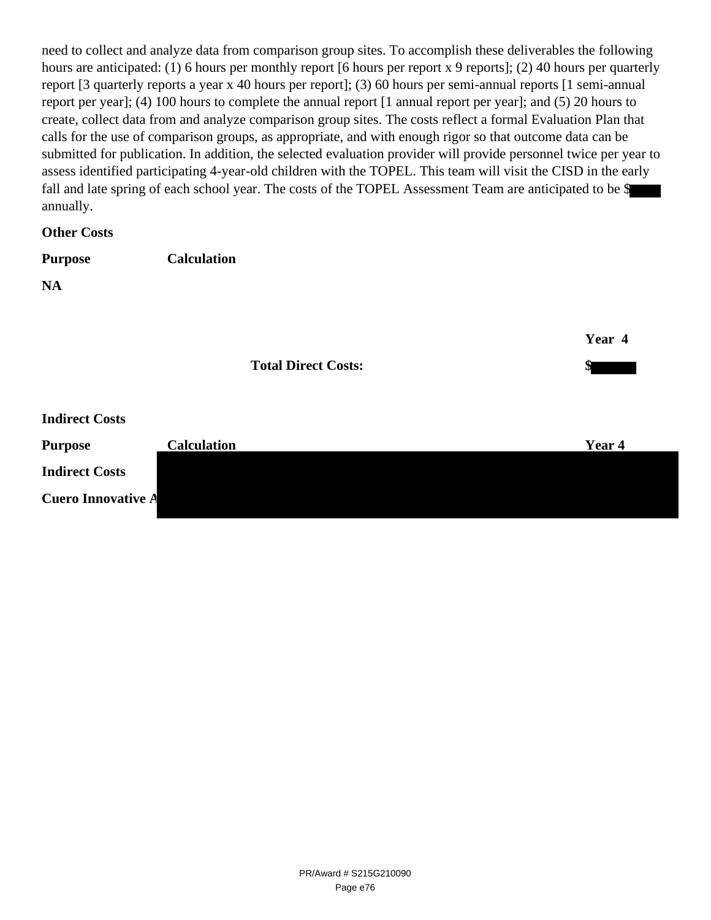need to collect and analyze data from comparison group sites. To accomplish these deliverables the following hours are anticipated: (1) 6 hours per monthly report [6 hours per report x 9 reports]; (2) 40 hours per quarterly report [3 quarterly reports a year x 40 hours per report]; (3) 60 hours per semi-annual reports [1 semi-annual report per year]; (4) 100 hours to complete the annual report [1 annual report per year]; and (5) 20 hours to create, collect data from and analyze comparison group sites. The costs reflect a formal Evaluation Plan that calls for the use of comparison groups, as appropriate, and with enough rigor so that outcome data can be submitted for publication. In addition, the selected evaluation provider will provide personnel twice per year to assess identified participating 4-year-old children with the TOPEL. This team will visit the CISD in the early fall and late spring of each school year. The costs of the TOPEL Assessment Team are anticipated to be $ annually.

**Other Costs**

| **Purpose** | **Calculation** |
|---|---|
| **NA** | |

| | **Year 4** |
|---|---|
| **Total Direct Costs:** | $ |

**Indirect Costs**

| **Purpose** | **Calculation** | **Year 4** |
|---|---|---|
| **Indirect Costs** | | |
| **Cuero Innovative A** | | |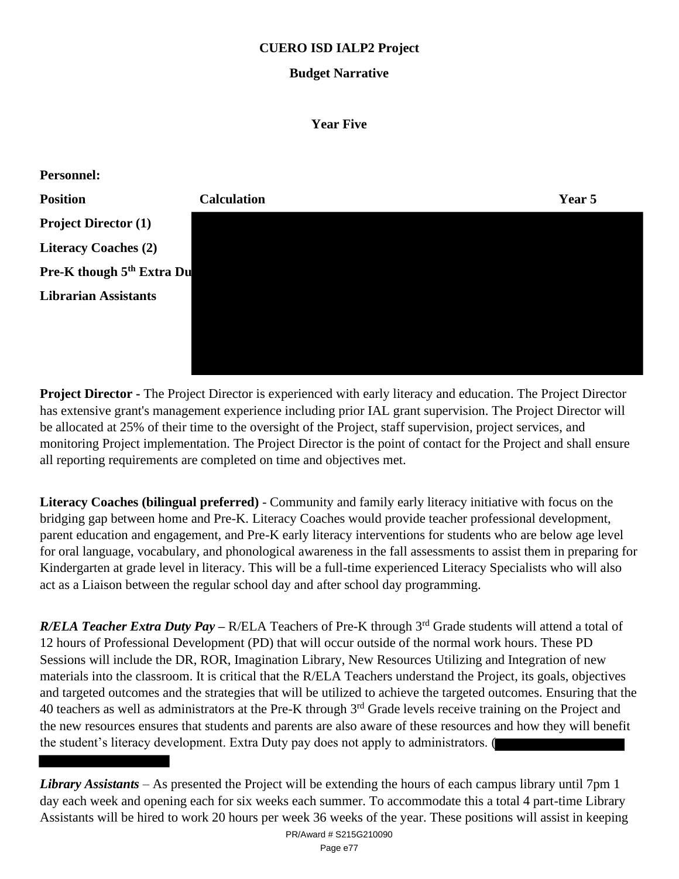**CUERO ISD IALP2 Project**

**Budget Narrative**

**Year Five**

**Personnel:**

| Position | Calculation | Year 5 |
| --- | --- | --- |
| Project Director (1) | | |
| Literacy Coaches (2) | | |
| Pre-K though 5th Extra Du | | |
| Librarian Assistants | | |

**Project Director -** The Project Director is experienced with early literacy and education. The Project Director has extensive grant's management experience including prior IAL grant supervision. The Project Director will be allocated at 25% of their time to the oversight of the Project, staff supervision, project services, and monitoring Project implementation. The Project Director is the point of contact for the Project and shall ensure all reporting requirements are completed on time and objectives met.

**Literacy Coaches (bilingual preferred)** - Community and family early literacy initiative with focus on the bridging gap between home and Pre-K. Literacy Coaches would provide teacher professional development, parent education and engagement, and Pre-K early literacy interventions for students who are below age level for oral language, vocabulary, and phonological awareness in the fall assessments to assist them in preparing for Kindergarten at grade level in literacy. This will be a full-time experienced Literacy Specialists who will also act as a Liaison between the regular school day and after school day programming.

***R/ELA Teacher Extra Duty Pay –*** R/ELA Teachers of Pre-K through 3rd Grade students will attend a total of 12 hours of Professional Development (PD) that will occur outside of the normal work hours. These PD Sessions will include the DR, ROR, Imagination Library, New Resources Utilizing and Integration of new materials into the classroom. It is critical that the R/ELA Teachers understand the Project, its goals, objectives and targeted outcomes and the strategies that will be utilized to achieve the targeted outcomes. Ensuring that the 40 teachers as well as administrators at the Pre-K through 3rd Grade levels receive training on the Project and the new resources ensures that students and parents are also aware of these resources and how they will benefit the student's literacy development. Extra Duty pay does not apply to administrators. (

***Library Assistants*** – As presented the Project will be extending the hours of each campus library until 7pm 1 day each week and opening each for six weeks each summer. To accommodate this a total 4 part-time Library Assistants will be hired to work 20 hours per week 36 weeks of the year. These positions will assist in keeping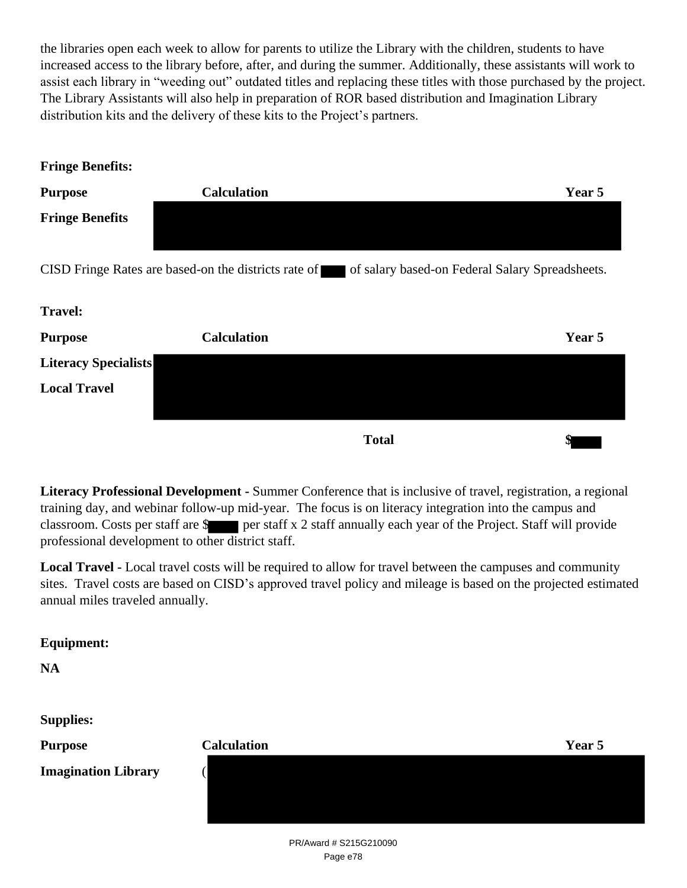the libraries open each week to allow for parents to utilize the Library with the children, students to have increased access to the library before, after, and during the summer. Additionally, these assistants will work to assist each library in "weeding out" outdated titles and replacing these titles with those purchased by the project. The Library Assistants will also help in preparation of ROR based distribution and Imagination Library distribution kits and the delivery of these kits to the Project's partners.

**Fringe Benefits:**

| **Purpose** | **Calculation** | **Year 5** |
|---|---|---|
| **Fringe Benefits** | | |

CISD Fringe Rates are based-on the districts rate of  of salary based-on Federal Salary Spreadsheets.

**Travel:**

| **Purpose** | **Calculation** | **Year 5** |
|---|---|---|
| **Literacy Specialists** | | |
| **Local Travel** | | |
| | **Total** | $ |

**Literacy Professional Development -** Summer Conference that is inclusive of travel, registration, a regional training day, and webinar follow-up mid-year. The focus is on literacy integration into the campus and classroom. Costs per staff are $ per staff x 2 staff annually each year of the Project. Staff will provide professional development to other district staff.

**Local Travel -** Local travel costs will be required to allow for travel between the campuses and community sites. Travel costs are based on CISD's approved travel policy and mileage is based on the projected estimated annual miles traveled annually.

**Equipment:**

**NA**

**Supplies:**

| **Purpose** | **Calculation** | **Year 5** |
|---|---|---|
| **Imagination Library** | ( | |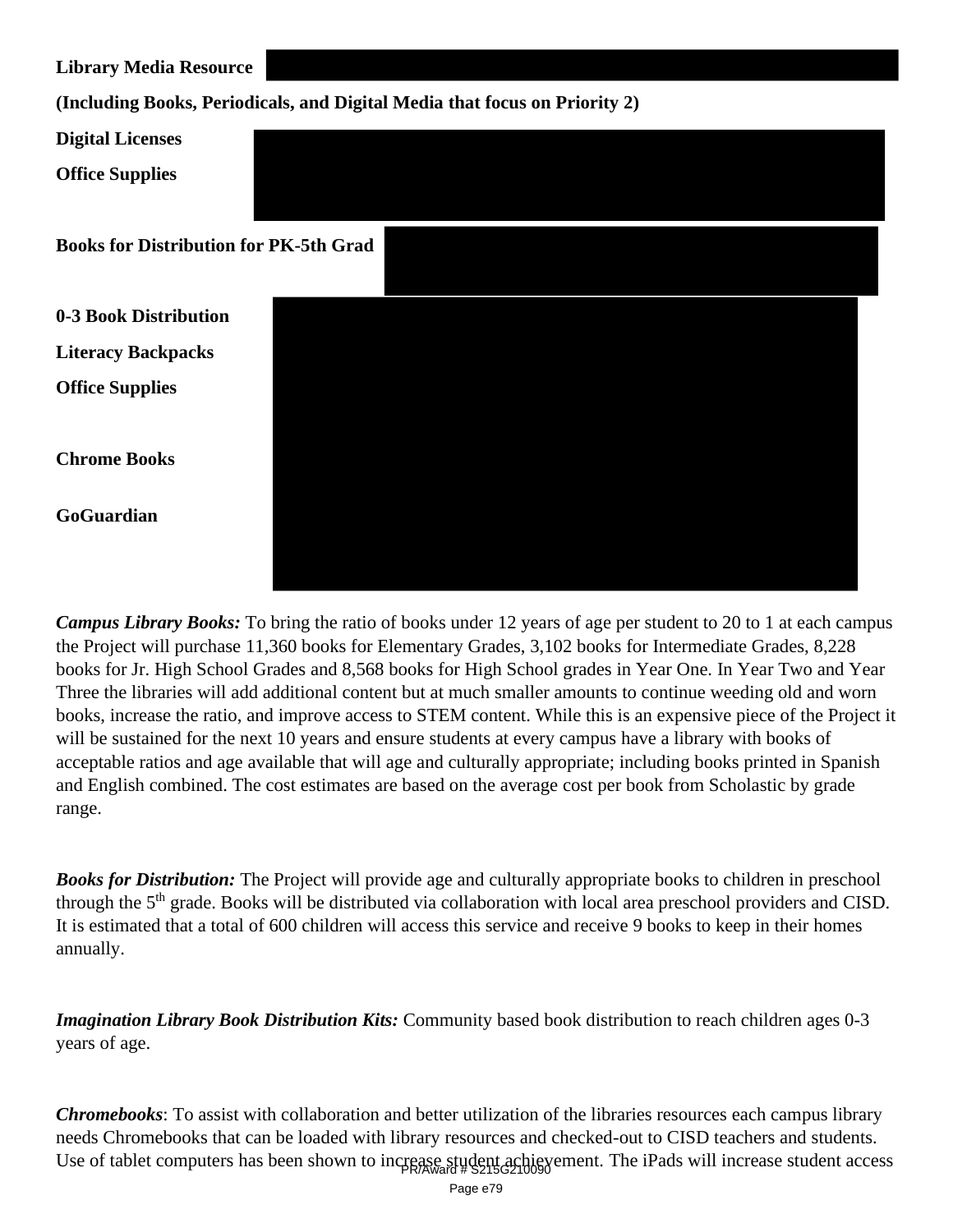**Library Media Resource**

**(Including Books, Periodicals, and Digital Media that focus on Priority 2)**

**Digital Licenses**

**Office Supplies**

**Books for Distribution for PK-5th Grad**

**0-3 Book Distribution**

**Literacy Backpacks**

**Office Supplies**

**Chrome Books**

**GoGuardian**

***Campus Library Books:*** To bring the ratio of books under 12 years of age per student to 20 to 1 at each campus the Project will purchase 11,360 books for Elementary Grades, 3,102 books for Intermediate Grades, 8,228 books for Jr. High School Grades and 8,568 books for High School grades in Year One. In Year Two and Year Three the libraries will add additional content but at much smaller amounts to continue weeding old and worn books, increase the ratio, and improve access to STEM content. While this is an expensive piece of the Project it will be sustained for the next 10 years and ensure students at every campus have a library with books of acceptable ratios and age available that will age and culturally appropriate; including books printed in Spanish and English combined. The cost estimates are based on the average cost per book from Scholastic by grade range.

***Books for Distribution:*** The Project will provide age and culturally appropriate books to children in preschool through the 5th grade. Books will be distributed via collaboration with local area preschool providers and CISD. It is estimated that a total of 600 children will access this service and receive 9 books to keep in their homes annually.

***Imagination Library Book Distribution Kits:*** Community based book distribution to reach children ages 0-3 years of age.

***Chromebooks***: To assist with collaboration and better utilization of the libraries resources each campus library needs Chromebooks that can be loaded with library resources and checked-out to CISD teachers and students. Use of tablet computers has been shown to increase student achievement. The iPads will increase student access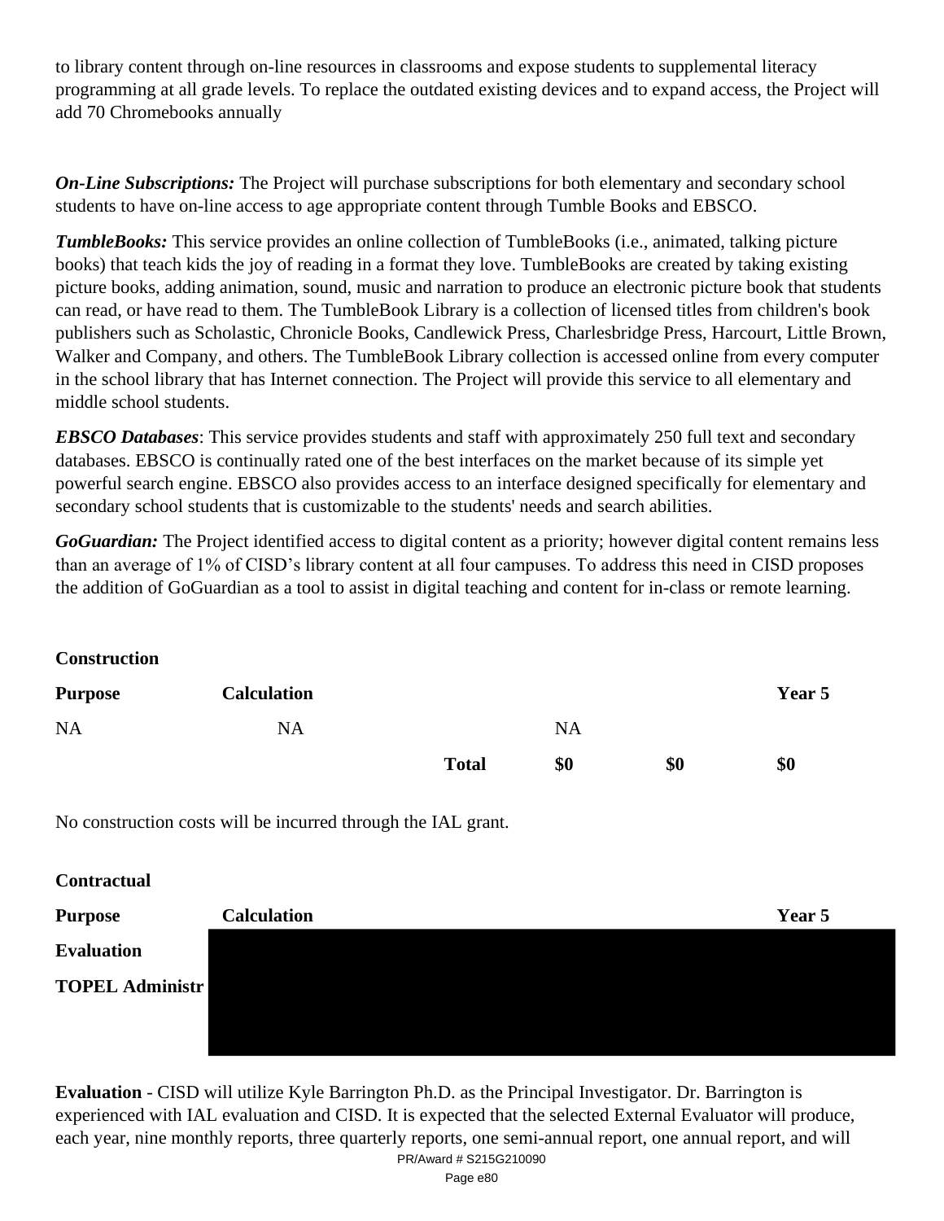to library content through on-line resources in classrooms and expose students to supplemental literacy programming at all grade levels. To replace the outdated existing devices and to expand access, the Project will add 70 Chromebooks annually

***On-Line Subscriptions:*** The Project will purchase subscriptions for both elementary and secondary school students to have on-line access to age appropriate content through Tumble Books and EBSCO.

***TumbleBooks:*** This service provides an online collection of TumbleBooks (i.e., animated, talking picture books) that teach kids the joy of reading in a format they love. TumbleBooks are created by taking existing picture books, adding animation, sound, music and narration to produce an electronic picture book that students can read, or have read to them. The TumbleBook Library is a collection of licensed titles from children's book publishers such as Scholastic, Chronicle Books, Candlewick Press, Charlesbridge Press, Harcourt, Little Brown, Walker and Company, and others. The TumbleBook Library collection is accessed online from every computer in the school library that has Internet connection. The Project will provide this service to all elementary and middle school students.

***EBSCO Databases***: This service provides students and staff with approximately 250 full text and secondary databases. EBSCO is continually rated one of the best interfaces on the market because of its simple yet powerful search engine. EBSCO also provides access to an interface designed specifically for elementary and secondary school students that is customizable to the students' needs and search abilities.

***GoGuardian:*** The Project identified access to digital content as a priority; however digital content remains less than an average of 1% of CISD's library content at all four campuses. To address this need in CISD proposes the addition of GoGuardian as a tool to assist in digital teaching and content for in-class or remote learning.

**Construction**

| **Purpose** | **Calculation** | | | | **Year 5** |
|---|---|---|---|---|---|
| NA | NA | | NA | | |
| | | **Total** | **$0** | **$0** | **$0** |

No construction costs will be incurred through the IAL grant.

**Contractual**

| **Purpose** | **Calculation** | **Year 5** |
|---|---|---|
| **Evaluation** | | |
| **TOPEL Administr** | | |

**Evaluation** - CISD will utilize Kyle Barrington Ph.D. as the Principal Investigator. Dr. Barrington is experienced with IAL evaluation and CISD. It is expected that the selected External Evaluator will produce, each year, nine monthly reports, three quarterly reports, one semi-annual report, one annual report, and will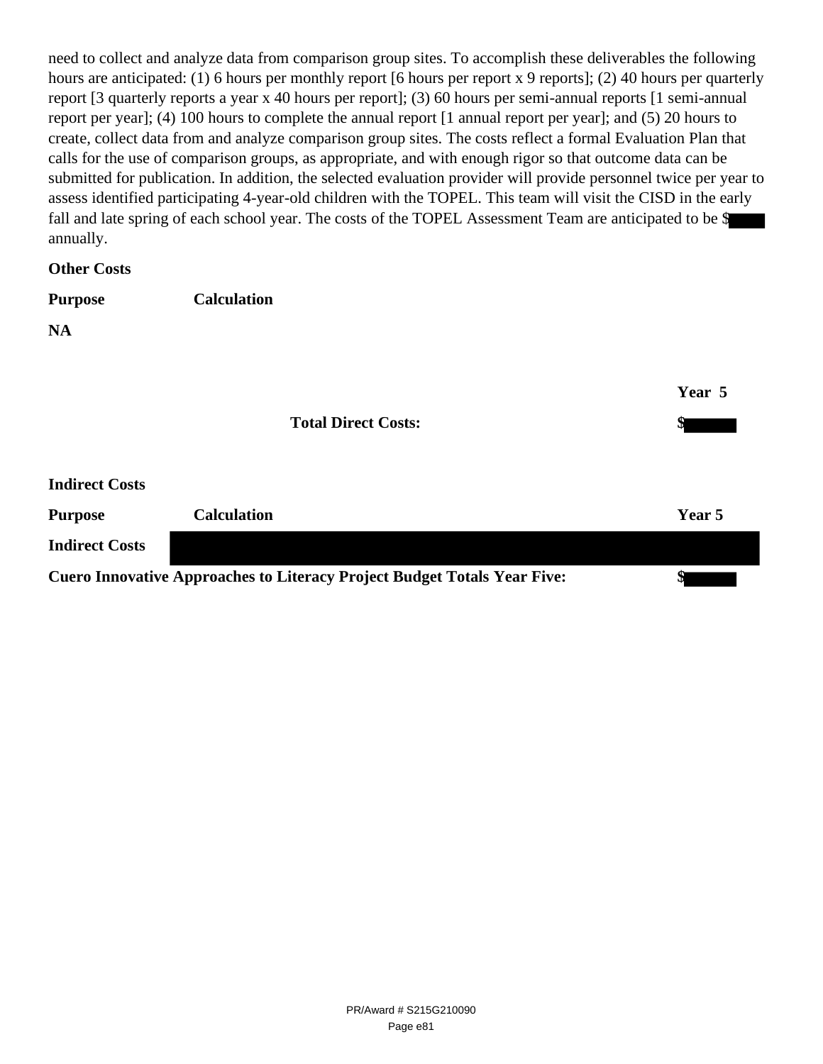need to collect and analyze data from comparison group sites. To accomplish these deliverables the following hours are anticipated: (1) 6 hours per monthly report [6 hours per report x 9 reports]; (2) 40 hours per quarterly report [3 quarterly reports a year x 40 hours per report]; (3) 60 hours per semi-annual reports [1 semi-annual report per year]; (4) 100 hours to complete the annual report [1 annual report per year]; and (5) 20 hours to create, collect data from and analyze comparison group sites. The costs reflect a formal Evaluation Plan that calls for the use of comparison groups, as appropriate, and with enough rigor so that outcome data can be submitted for publication. In addition, the selected evaluation provider will provide personnel twice per year to assess identified participating 4-year-old children with the TOPEL. This team will visit the CISD in the early fall and late spring of each school year. The costs of the TOPEL Assessment Team are anticipated to be $ annually.

**Other Costs**

| **Purpose** | **Calculation** |
|---|---|
| **NA** | |

| | **Year 5** |
|---|---|
| **Total Direct Costs:** | $ |

**Indirect Costs**

| **Purpose** | **Calculation** | **Year 5** |
|---|---|---|
| **Indirect Costs** | | |

| **Cuero Innovative Approaches to Literacy Project Budget Totals Year Five:** | $ |
|---|---|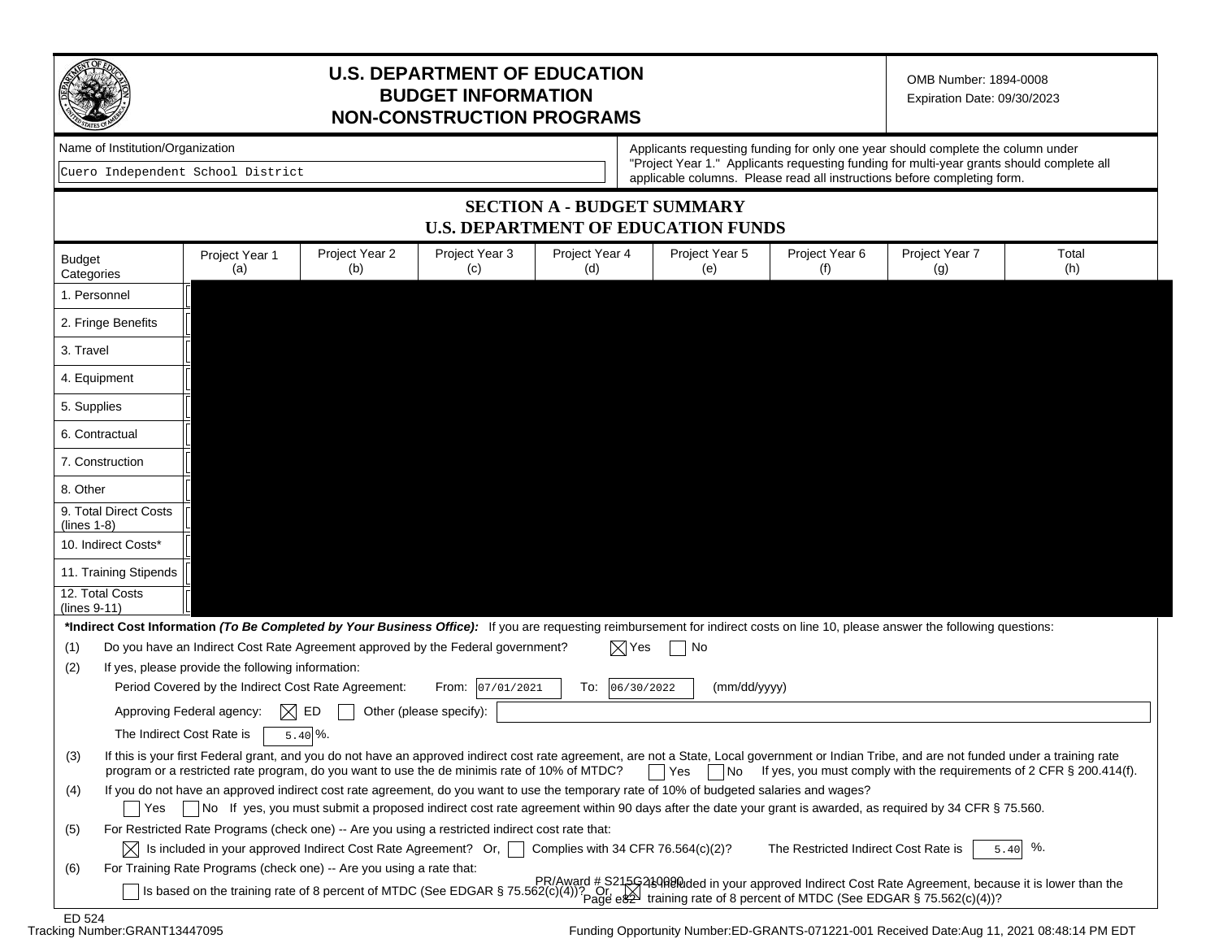# U.S. DEPARTMENT OF EDUCATION
## BUDGET INFORMATION
## NON-CONSTRUCTION PROGRAMS

OMB Number: 1894-0008
Expiration Date: 09/30/2023

Name of Institution/Organization

Cuero Independent School District

Applicants requesting funding for only one year should complete the column under "Project Year 1." Applicants requesting funding for multi-year grants should complete all applicable columns. Please read all instructions before completing form.

## SECTION A - BUDGET SUMMARY
## U.S. DEPARTMENT OF EDUCATION FUNDS

| Budget Categories | Project Year 1 (a) | Project Year 2 (b) | Project Year 3 (c) | Project Year 4 (d) | Project Year 5 (e) | Project Year 6 (f) | Project Year 7 (g) | Total (h) |
|---|---|---|---|---|---|---|---|---|
| 1. Personnel | | | | | | | | |
| 2. Fringe Benefits | | | | | | | | |
| 3. Travel | | | | | | | | |
| 4. Equipment | | | | | | | | |
| 5. Supplies | | | | | | | | |
| 6. Contractual | | | | | | | | |
| 7. Construction | | | | | | | | |
| 8. Other | | | | | | | | |
| 9. Total Direct Costs (lines 1-8) | | | | | | | | |
| 10. Indirect Costs* | | | | | | | | |
| 11. Training Stipends | | | | | | | | |
| 12. Total Costs (lines 9-11) | | | | | | | | |

***Indirect Cost Information** ***(To Be Completed by Your Business Office):*** If you are requesting reimbursement for indirect costs on line 10, please answer the following questions:

(1) Do you have an Indirect Cost Rate Agreement approved by the Federal government? ☒ Yes ☐ No

(2) If yes, please provide the following information:

Period Covered by the Indirect Cost Rate Agreement: From: 07/01/2021 To: 06/30/2022 (mm/dd/yyyy)

Approving Federal agency: ☒ ED ☐ Other (please specify):

The Indirect Cost Rate is 5.40 %.

(3) If this is your first Federal grant, and you do not have an approved indirect cost rate agreement, are not a State, Local government or Indian Tribe, and are not funded under a training rate program or a restricted rate program, do you want to use the de minimis rate of 10% of MTDC? ☐ Yes ☐ No If yes, you must comply with the requirements of 2 CFR § 200.414(f).

(4) If you do not have an approved indirect cost rate agreement, do you want to use the temporary rate of 10% of budgeted salaries and wages?

☐ Yes ☐ No If yes, you must submit a proposed indirect cost rate agreement within 90 days after the date your grant is awarded, as required by 34 CFR § 75.560.

(5) For Restricted Rate Programs (check one) -- Are you using a restricted indirect cost rate that:

☒ Is included in your approved Indirect Cost Rate Agreement? Or, ☐ Complies with 34 CFR 76.564(c)(2)? The Restricted Indirect Cost Rate is 5.40 %.

(6) For Training Rate Programs (check one) -- Are you using a rate that:

☐ Is based on the training rate of 8 percent of MTDC (See EDGAR § 75.562(c)(4))? Or, ☒ Is included in your approved Indirect Cost Rate Agreement, because it is lower than the training rate of 8 percent of MTDC (See EDGAR § 75.562(c)(4))?

PR/Award # S215G210090

ED 524
Tracking Number:GRANT13447095

Funding Opportunity Number:ED-GRANTS-071221-001 Received Date:Aug 11, 2021 08:48:14 PM EDT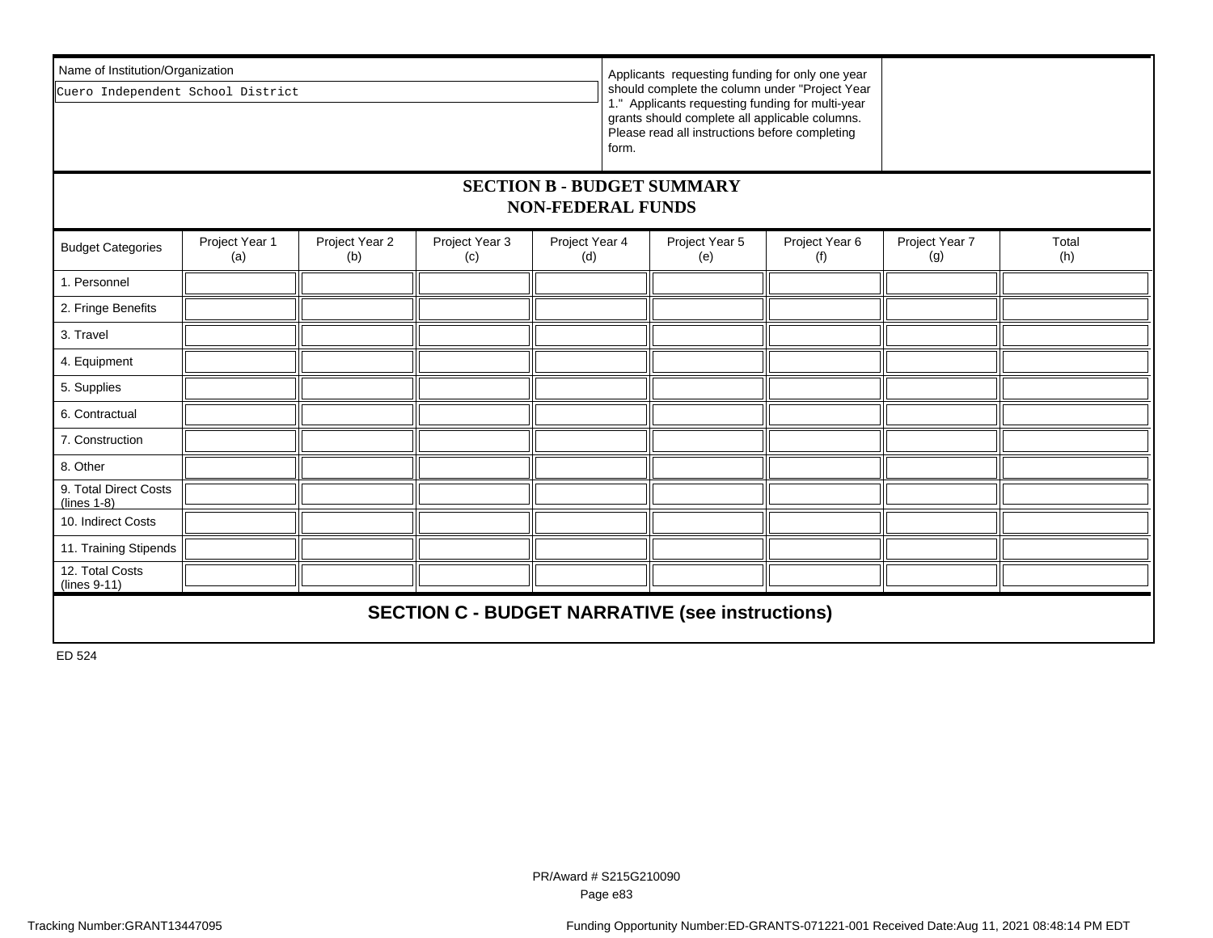Name of Institution/Organization

Cuero Independent School District

Applicants requesting funding for only one year should complete the column under "Project Year 1." Applicants requesting funding for multi-year grants should complete all applicable columns. Please read all instructions before completing form.

## SECTION B - BUDGET SUMMARY
## NON-FEDERAL FUNDS

| Budget Categories | Project Year 1 (a) | Project Year 2 (b) | Project Year 3 (c) | Project Year 4 (d) | Project Year 5 (e) | Project Year 6 (f) | Project Year 7 (g) | Total (h) |
|---|---|---|---|---|---|---|---|---|
| 1. Personnel | | | | | | | | |
| 2. Fringe Benefits | | | | | | | | |
| 3. Travel | | | | | | | | |
| 4. Equipment | | | | | | | | |
| 5. Supplies | | | | | | | | |
| 6. Contractual | | | | | | | | |
| 7. Construction | | | | | | | | |
| 8. Other | | | | | | | | |
| 9. Total Direct Costs (lines 1-8) | | | | | | | | |
| 10. Indirect Costs | | | | | | | | |
| 11. Training Stipends | | | | | | | | |
| 12. Total Costs (lines 9-11) | | | | | | | | |

## SECTION C - BUDGET NARRATIVE (see instructions)

ED 524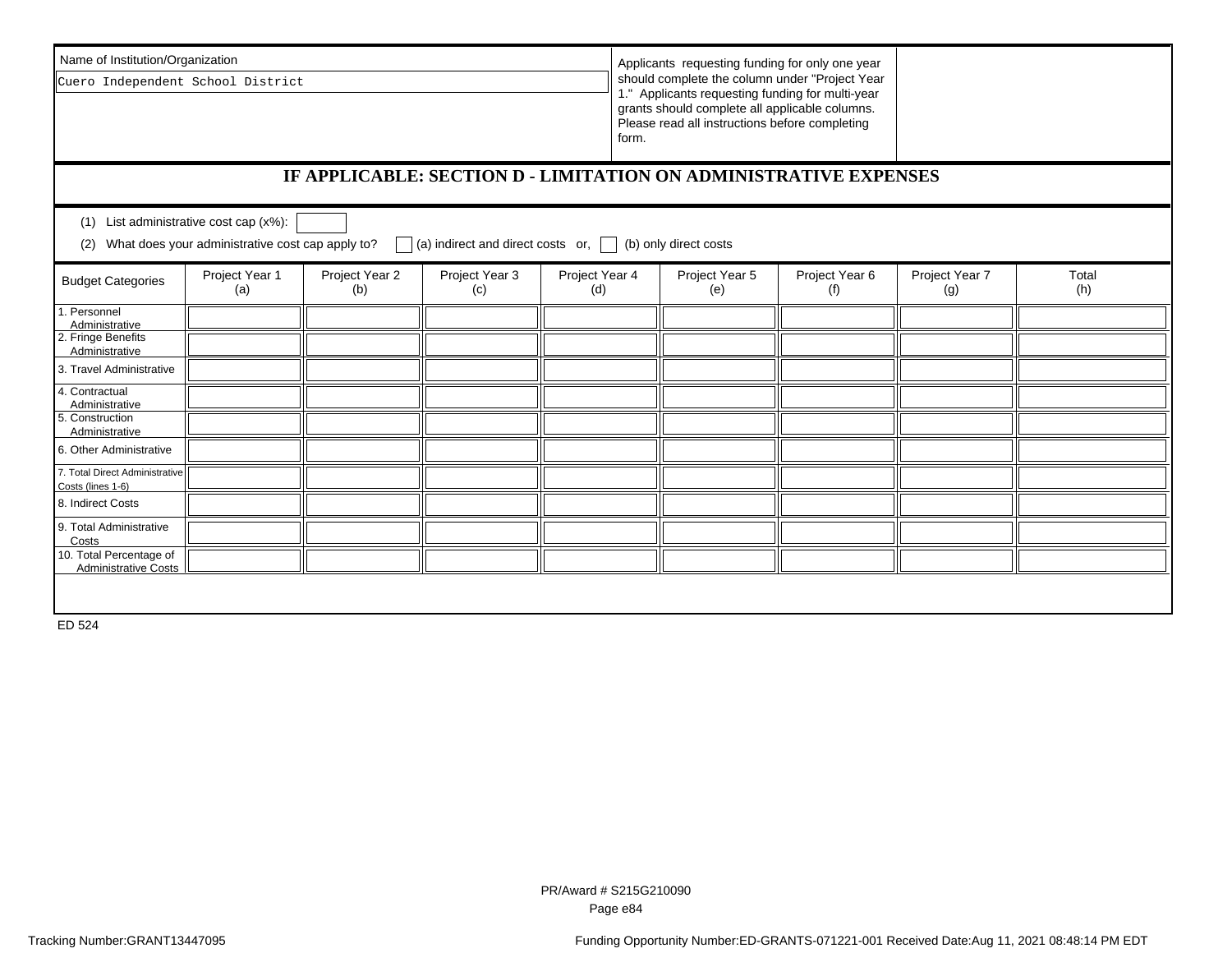Name of Institution/Organization

Cuero Independent School District

Applicants requesting funding for only one year should complete the column under "Project Year 1." Applicants requesting funding for multi-year grants should complete all applicable columns. Please read all instructions before completing form.

## IF APPLICABLE: SECTION D - LIMITATION ON ADMINISTRATIVE EXPENSES

(1) List administrative cost cap (x%): ☐

(2) What does your administrative cost cap apply to? ☐ (a) indirect and direct costs or, ☐ (b) only direct costs

| Budget Categories | Project Year 1 (a) | Project Year 2 (b) | Project Year 3 (c) | Project Year 4 (d) | Project Year 5 (e) | Project Year 6 (f) | Project Year 7 (g) | Total (h) |
|---|---|---|---|---|---|---|---|---|
| 1. Personnel Administrative | | | | | | | | |
| 2. Fringe Benefits Administrative | | | | | | | | |
| 3. Travel Administrative | | | | | | | | |
| 4. Contractual Administrative | | | | | | | | |
| 5. Construction Administrative | | | | | | | | |
| 6. Other Administrative | | | | | | | | |
| 7. Total Direct Administrative Costs (lines 1-6) | | | | | | | | |
| 8. Indirect Costs | | | | | | | | |
| 9. Total Administrative Costs | | | | | | | | |
| 10. Total Percentage of Administrative Costs | | | | | | | | |

ED 524

PR/Award # S215G210090

Tracking Number:GRANT13447095

Funding Opportunity Number:ED-GRANTS-071221-001 Received Date:Aug 11, 2021 08:48:14 PM EDT